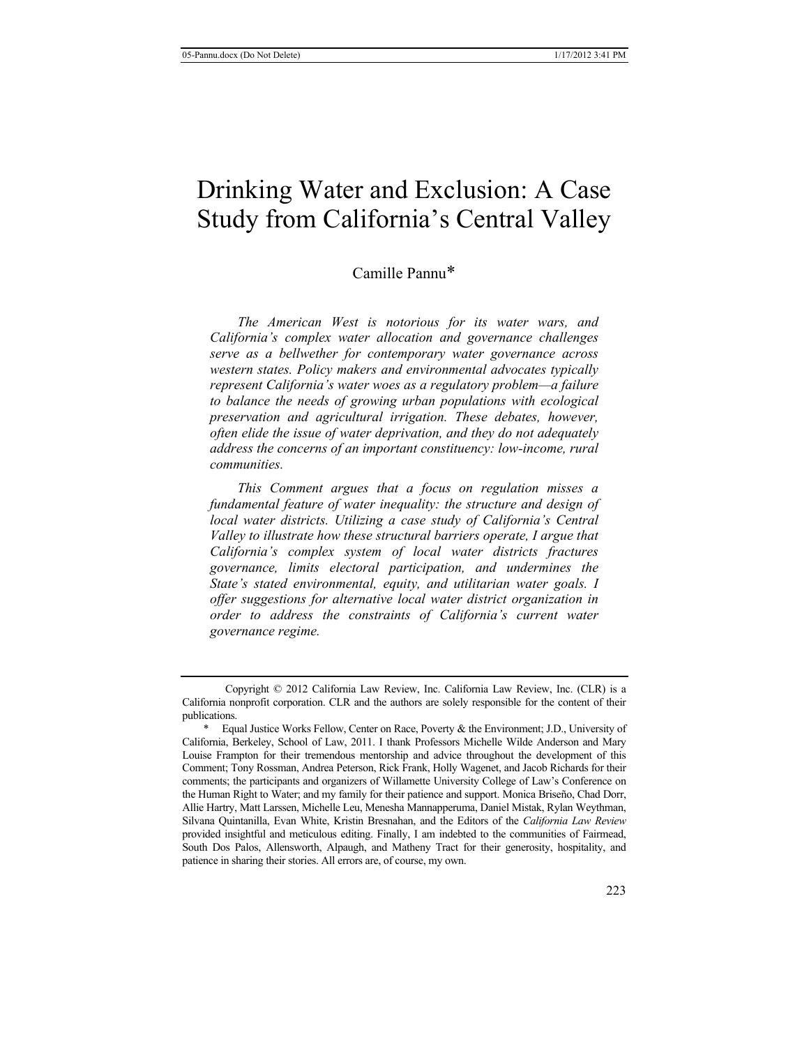# Drinking Water and Exclusion: A Case Study from California's Central Valley

Camille Pannu*

*The American West is notorious for its water wars, and California's complex water allocation and governance challenges serve as a bellwether for contemporary water governance across western states. Policy makers and environmental advocates typically represent California's water woes as a regulatory problem—a failure to balance the needs of growing urban populations with ecological preservation and agricultural irrigation. These debates, however, often elide the issue of water deprivation, and they do not adequately address the concerns of an important constituency: low-income, rural communities.*

*This Comment argues that a focus on regulation misses a fundamental feature of water inequality: the structure and design of local water districts. Utilizing a case study of California's Central Valley to illustrate how these structural barriers operate, I argue that California's complex system of local water districts fractures governance, limits electoral participation, and undermines the State's stated environmental, equity, and utilitarian water goals. I offer suggestions for alternative local water district organization in order to address the constraints of California's current water governance regime.*

---

Copyright © 2012 California Law Review, Inc. California Law Review, Inc. (CLR) is a California nonprofit corporation. CLR and the authors are solely responsible for the content of their publications.

\* Equal Justice Works Fellow, Center on Race, Poverty & the Environment; J.D., University of California, Berkeley, School of Law, 2011. I thank Professors Michelle Wilde Anderson and Mary Louise Frampton for their tremendous mentorship and advice throughout the development of this Comment; Tony Rossman, Andrea Peterson, Rick Frank, Holly Wagenet, and Jacob Richards for their comments; the participants and organizers of Willamette University College of Law's Conference on the Human Right to Water; and my family for their patience and support. Monica Briseño, Chad Dorr, Allie Hartry, Matt Larssen, Michelle Leu, Menesha Mannapperuma, Daniel Mistak, Rylan Weythman, Silvana Quintanilla, Evan White, Kristin Bresnahan, and the Editors of the *California Law Review* provided insightful and meticulous editing. Finally, I am indebted to the communities of Fairmead, South Dos Palos, Allensworth, Alpaugh, and Matheny Tract for their generosity, hospitality, and patience in sharing their stories. All errors are, of course, my own.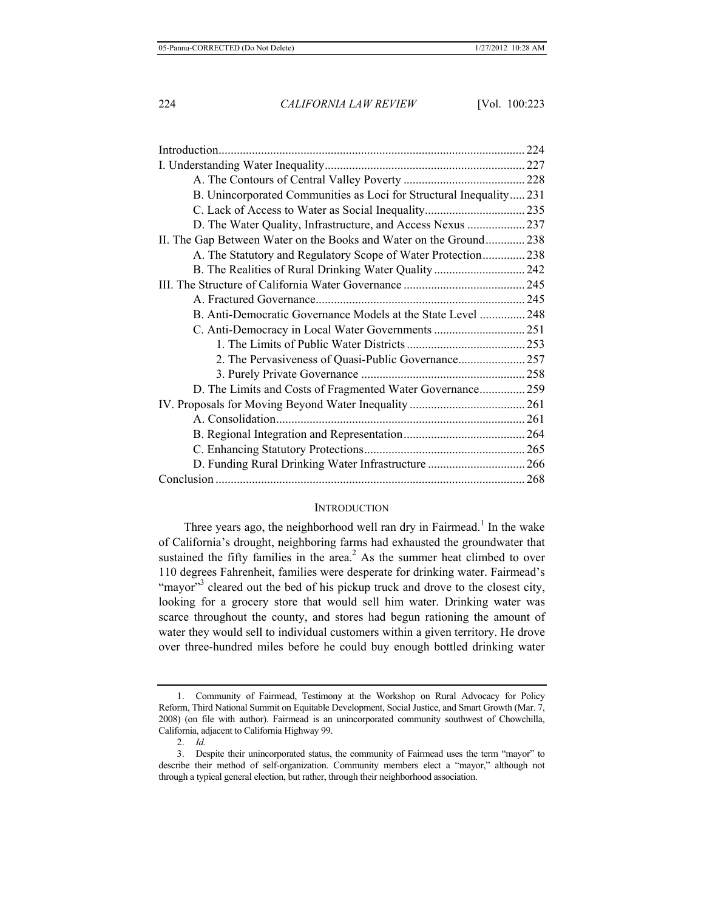| | |
|---|---|
| Introduction | 224 |
| I. Understanding Water Inequality | 227 |
| A. The Contours of Central Valley Poverty | 228 |
| B. Unincorporated Communities as Loci for Structural Inequality | 231 |
| C. Lack of Access to Water as Social Inequality | 235 |
| D. The Water Quality, Infrastructure, and Access Nexus | 237 |
| II. The Gap Between Water on the Books and Water on the Ground | 238 |
| A. The Statutory and Regulatory Scope of Water Protection | 238 |
| B. The Realities of Rural Drinking Water Quality | 242 |
| III. The Structure of California Water Governance | 245 |
| A. Fractured Governance | 245 |
| B. Anti-Democratic Governance Models at the State Level | 248 |
| C. Anti-Democracy in Local Water Governments | 251 |
| 1. The Limits of Public Water Districts | 253 |
| 2. The Pervasiveness of Quasi-Public Governance | 257 |
| 3. Purely Private Governance | 258 |
| D. The Limits and Costs of Fragmented Water Governance | 259 |
| IV. Proposals for Moving Beyond Water Inequality | 261 |
| A. Consolidation | 261 |
| B. Regional Integration and Representation | 264 |
| C. Enhancing Statutory Protections | 265 |
| D. Funding Rural Drinking Water Infrastructure | 266 |
| Conclusion | 268 |

## INTRODUCTION

Three years ago, the neighborhood well ran dry in Fairmead.[1] In the wake of California's drought, neighboring farms had exhausted the groundwater that sustained the fifty families in the area.[2] As the summer heat climbed to over 110 degrees Fahrenheit, families were desperate for drinking water. Fairmead's "mayor"[3] cleared out the bed of his pickup truck and drove to the closest city, looking for a grocery store that would sell him water. Drinking water was scarce throughout the county, and stores had begun rationing the amount of water they would sell to individual customers within a given territory. He drove over three-hundred miles before he could buy enough bottled drinking water

---

1. Community of Fairmead, Testimony at the Workshop on Rural Advocacy for Policy Reform, Third National Summit on Equitable Development, Social Justice, and Smart Growth (Mar. 7, 2008) (on file with author). Fairmead is an unincorporated community southwest of Chowchilla, California, adjacent to California Highway 99.

2. *Id.*

3. Despite their unincorporated status, the community of Fairmead uses the term "mayor" to describe their method of self-organization. Community members elect a "mayor," although not through a typical general election, but rather, through their neighborhood association.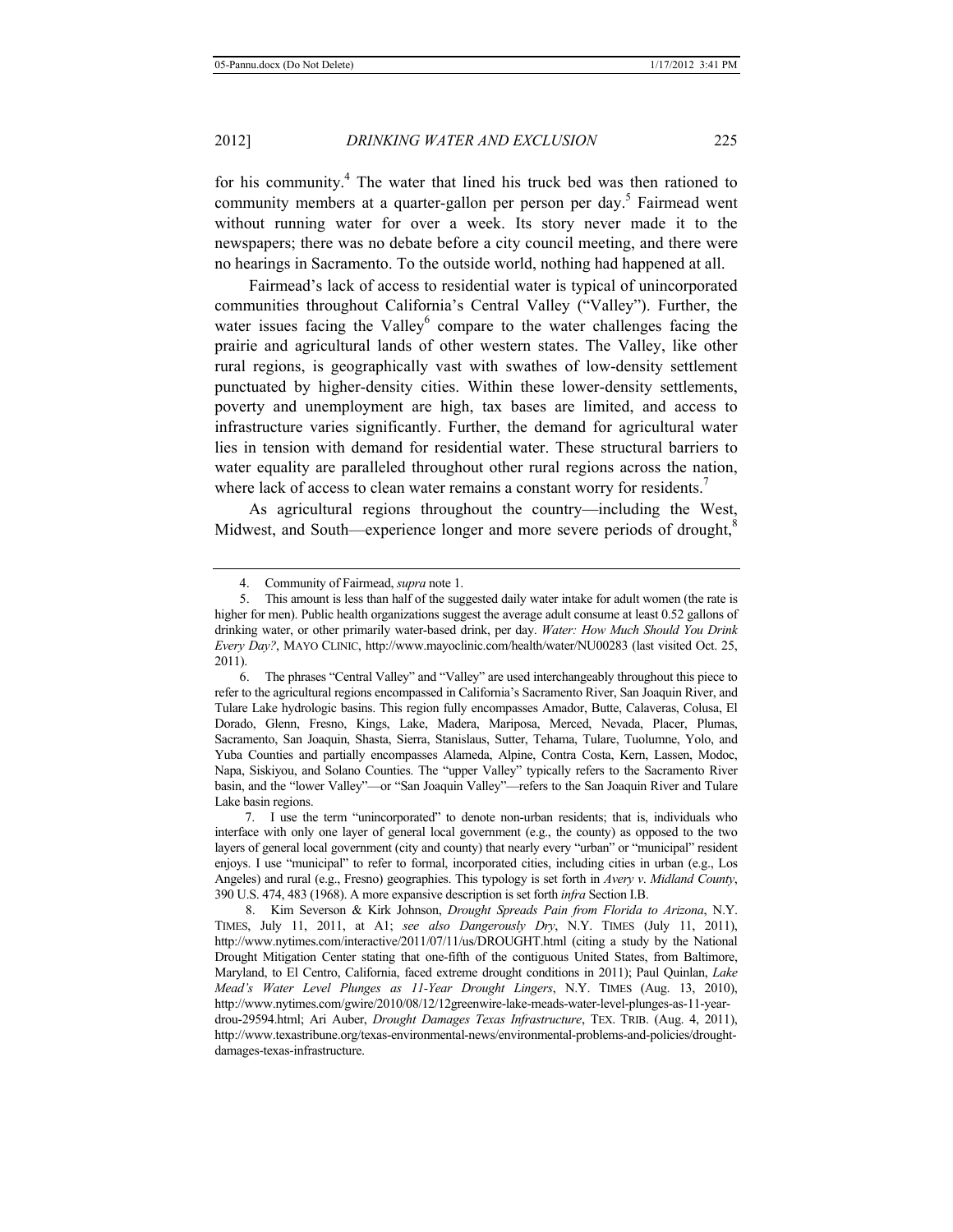for his community.[4] The water that lined his truck bed was then rationed to community members at a quarter-gallon per person per day.[5] Fairmead went without running water for over a week. Its story never made it to the newspapers; there was no debate before a city council meeting, and there were no hearings in Sacramento. To the outside world, nothing had happened at all.

Fairmead's lack of access to residential water is typical of unincorporated communities throughout California's Central Valley ("Valley"). Further, the water issues facing the Valley[6] compare to the water challenges facing the prairie and agricultural lands of other western states. The Valley, like other rural regions, is geographically vast with swathes of low-density settlement punctuated by higher-density cities. Within these lower-density settlements, poverty and unemployment are high, tax bases are limited, and access to infrastructure varies significantly. Further, the demand for agricultural water lies in tension with demand for residential water. These structural barriers to water equality are paralleled throughout other rural regions across the nation, where lack of access to clean water remains a constant worry for residents.[7]

As agricultural regions throughout the country—including the West, Midwest, and South—experience longer and more severe periods of drought,[8]

---

4. Community of Fairmead, *supra* note 1.

5. This amount is less than half of the suggested daily water intake for adult women (the rate is higher for men). Public health organizations suggest the average adult consume at least 0.52 gallons of drinking water, or other primarily water-based drink, per day. *Water: How Much Should You Drink Every Day?*, MAYO CLINIC, http://www.mayoclinic.com/health/water/NU00283 (last visited Oct. 25, 2011).

6. The phrases "Central Valley" and "Valley" are used interchangeably throughout this piece to refer to the agricultural regions encompassed in California's Sacramento River, San Joaquin River, and Tulare Lake hydrologic basins. This region fully encompasses Amador, Butte, Calaveras, Colusa, El Dorado, Glenn, Fresno, Kings, Lake, Madera, Mariposa, Merced, Nevada, Placer, Plumas, Sacramento, San Joaquin, Shasta, Sierra, Stanislaus, Sutter, Tehama, Tulare, Tuolumne, Yolo, and Yuba Counties and partially encompasses Alameda, Alpine, Contra Costa, Kern, Lassen, Modoc, Napa, Siskiyou, and Solano Counties. The "upper Valley" typically refers to the Sacramento River basin, and the "lower Valley"—or "San Joaquin Valley"—refers to the San Joaquin River and Tulare Lake basin regions.

7. I use the term "unincorporated" to denote non-urban residents; that is, individuals who interface with only one layer of general local government (e.g., the county) as opposed to the two layers of general local government (city and county) that nearly every "urban" or "municipal" resident enjoys. I use "municipal" to refer to formal, incorporated cities, including cities in urban (e.g., Los Angeles) and rural (e.g., Fresno) geographies. This typology is set forth in *Avery v. Midland County*, 390 U.S. 474, 483 (1968). A more expansive description is set forth *infra* Section I.B.

8. Kim Severson & Kirk Johnson, *Drought Spreads Pain from Florida to Arizona*, N.Y. TIMES, July 11, 2011, at A1; *see also Dangerously Dry*, N.Y. TIMES (July 11, 2011), http://www.nytimes.com/interactive/2011/07/11/us/DROUGHT.html (citing a study by the National Drought Mitigation Center stating that one-fifth of the contiguous United States, from Baltimore, Maryland, to El Centro, California, faced extreme drought conditions in 2011); Paul Quinlan, *Lake Mead's Water Level Plunges as 11-Year Drought Lingers*, N.Y. TIMES (Aug. 13, 2010), http://www.nytimes.com/gwire/2010/08/12/12greenwire-lake-meads-water-level-plunges-as-11-year-drou-29594.html; Ari Auber, *Drought Damages Texas Infrastructure*, TEX. TRIB. (Aug. 4, 2011), http://www.texastribune.org/texas-environmental-news/environmental-problems-and-policies/drought-damages-texas-infrastructure.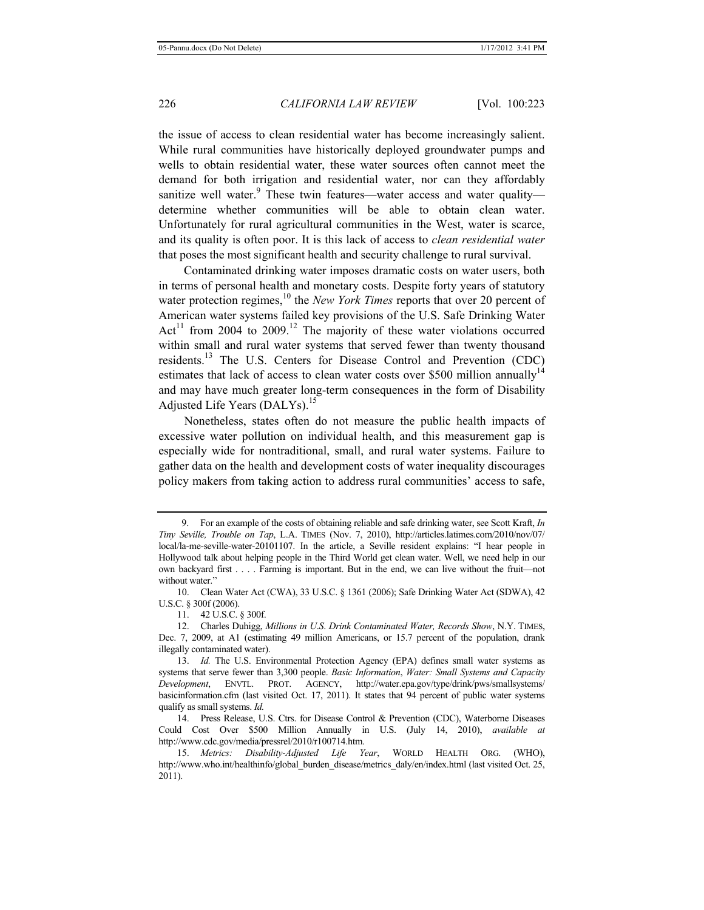the issue of access to clean residential water has become increasingly salient. While rural communities have historically deployed groundwater pumps and wells to obtain residential water, these water sources often cannot meet the demand for both irrigation and residential water, nor can they affordably sanitize well water.[9] These twin features—water access and water quality—determine whether communities will be able to obtain clean water. Unfortunately for rural agricultural communities in the West, water is scarce, and its quality is often poor. It is this lack of access to *clean residential water* that poses the most significant health and security challenge to rural survival.

Contaminated drinking water imposes dramatic costs on water users, both in terms of personal health and monetary costs. Despite forty years of statutory water protection regimes,[10] the *New York Times* reports that over 20 percent of American water systems failed key provisions of the U.S. Safe Drinking Water Act[11] from 2004 to 2009.[12] The majority of these water violations occurred within small and rural water systems that served fewer than twenty thousand residents.[13] The U.S. Centers for Disease Control and Prevention (CDC) estimates that lack of access to clean water costs over $500 million annually[14] and may have much greater long-term consequences in the form of Disability Adjusted Life Years (DALYs).[15]

Nonetheless, states often do not measure the public health impacts of excessive water pollution on individual health, and this measurement gap is especially wide for nontraditional, small, and rural water systems. Failure to gather data on the health and development costs of water inequality discourages policy makers from taking action to address rural communities' access to safe,

---

9. For an example of the costs of obtaining reliable and safe drinking water, see Scott Kraft, *In Tiny Seville, Trouble on Tap*, L.A. TIMES (Nov. 7, 2010), http://articles.latimes.com/2010/nov/07/local/la-me-seville-water-20101107. In the article, a Seville resident explains: "I hear people in Hollywood talk about helping people in the Third World get clean water. Well, we need help in our own backyard first . . . . Farming is important. But in the end, we can live without the fruit—not without water."

10. Clean Water Act (CWA), 33 U.S.C. § 1361 (2006); Safe Drinking Water Act (SDWA), 42 U.S.C. § 300f (2006).

11. 42 U.S.C. § 300f.

12. Charles Duhigg, *Millions in U.S. Drink Contaminated Water, Records Show*, N.Y. TIMES, Dec. 7, 2009, at A1 (estimating 49 million Americans, or 15.7 percent of the population, drank illegally contaminated water).

13. *Id.* The U.S. Environmental Protection Agency (EPA) defines small water systems as systems that serve fewer than 3,300 people. *Basic Information*, *Water: Small Systems and Capacity Development*, ENVTL. PROT. AGENCY, http://water.epa.gov/type/drink/pws/smallsystems/basicinformation.cfm (last visited Oct. 17, 2011). It states that 94 percent of public water systems qualify as small systems. *Id.*

14. Press Release, U.S. Ctrs. for Disease Control & Prevention (CDC), Waterborne Diseases Could Cost Over $500 Million Annually in U.S. (July 14, 2010), *available at* http://www.cdc.gov/media/pressrel/2010/r100714.htm.

15. *Metrics: Disability-Adjusted Life Year*, WORLD HEALTH ORG. (WHO), http://www.who.int/healthinfo/global_burden_disease/metrics_daly/en/index.html (last visited Oct. 25, 2011).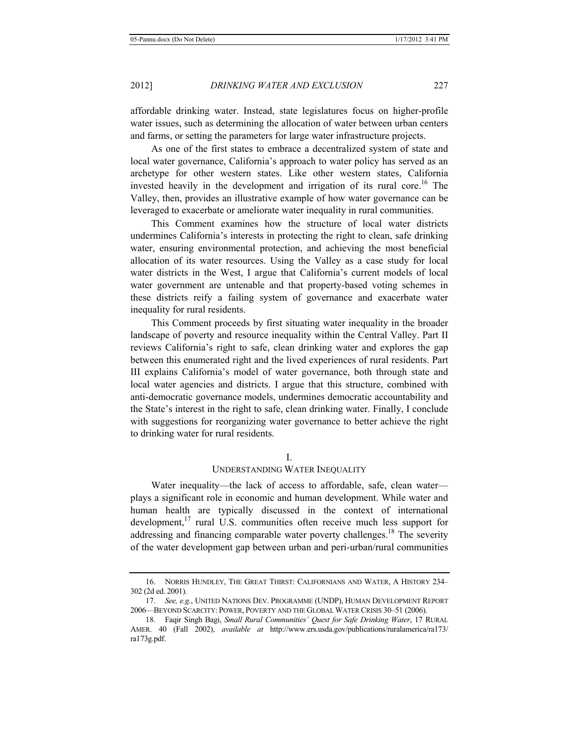affordable drinking water. Instead, state legislatures focus on higher-profile water issues, such as determining the allocation of water between urban centers and farms, or setting the parameters for large water infrastructure projects.

As one of the first states to embrace a decentralized system of state and local water governance, California's approach to water policy has served as an archetype for other western states. Like other western states, California invested heavily in the development and irrigation of its rural core.[16] The Valley, then, provides an illustrative example of how water governance can be leveraged to exacerbate or ameliorate water inequality in rural communities.

This Comment examines how the structure of local water districts undermines California's interests in protecting the right to clean, safe drinking water, ensuring environmental protection, and achieving the most beneficial allocation of its water resources. Using the Valley as a case study for local water districts in the West, I argue that California's current models of local water government are untenable and that property-based voting schemes in these districts reify a failing system of governance and exacerbate water inequality for rural residents.

This Comment proceeds by first situating water inequality in the broader landscape of poverty and resource inequality within the Central Valley. Part II reviews California's right to safe, clean drinking water and explores the gap between this enumerated right and the lived experiences of rural residents. Part III explains California's model of water governance, both through state and local water agencies and districts. I argue that this structure, combined with anti-democratic governance models, undermines democratic accountability and the State's interest in the right to safe, clean drinking water. Finally, I conclude with suggestions for reorganizing water governance to better achieve the right to drinking water for rural residents.

## I.
## UNDERSTANDING WATER INEQUALITY

Water inequality—the lack of access to affordable, safe, clean water—plays a significant role in economic and human development. While water and human health are typically discussed in the context of international development,[17] rural U.S. communities often receive much less support for addressing and financing comparable water poverty challenges.[18] The severity of the water development gap between urban and peri-urban/rural communities

---

16. NORRIS HUNDLEY, THE GREAT THIRST: CALIFORNIANS AND WATER, A HISTORY 234–302 (2d ed. 2001).

17. *See, e.g.*, UNITED NATIONS DEV. PROGRAMME (UNDP), HUMAN DEVELOPMENT REPORT 2006—BEYOND SCARCITY: POWER, POVERTY AND THE GLOBAL WATER CRISIS 30–51 (2006).

18. Faqir Singh Bagi, *Small Rural Communities' Quest for Safe Drinking Water*, 17 RURAL AMER. 40 (Fall 2002), *available at* http://www.ers.usda.gov/publications/ruralamerica/ra173/ra173g.pdf.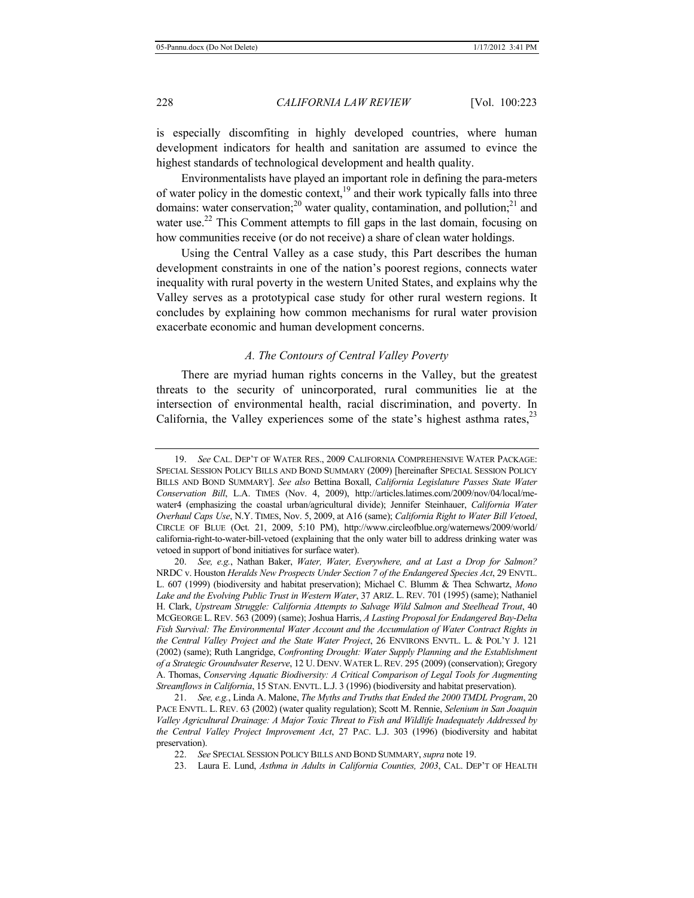is especially discomfiting in highly developed countries, where human development indicators for health and sanitation are assumed to evince the highest standards of technological development and health quality.

Environmentalists have played an important role in defining the para-meters of water policy in the domestic context,[19] and their work typically falls into three domains: water conservation;[20] water quality, contamination, and pollution;[21] and water use.[22] This Comment attempts to fill gaps in the last domain, focusing on how communities receive (or do not receive) a share of clean water holdings.

Using the Central Valley as a case study, this Part describes the human development constraints in one of the nation's poorest regions, connects water inequality with rural poverty in the western United States, and explains why the Valley serves as a prototypical case study for other rural western regions. It concludes by explaining how common mechanisms for rural water provision exacerbate economic and human development concerns.

### *A. The Contours of Central Valley Poverty*

There are myriad human rights concerns in the Valley, but the greatest threats to the security of unincorporated, rural communities lie at the intersection of environmental health, racial discrimination, and poverty. In California, the Valley experiences some of the state's highest asthma rates,[23]

---

19. *See* CAL. DEP'T OF WATER RES., 2009 CALIFORNIA COMPREHENSIVE WATER PACKAGE: SPECIAL SESSION POLICY BILLS AND BOND SUMMARY (2009) [hereinafter SPECIAL SESSION POLICY BILLS AND BOND SUMMARY]. *See also* Bettina Boxall, *California Legislature Passes State Water Conservation Bill*, L.A. TIMES (Nov. 4, 2009), http://articles.latimes.com/2009/nov/04/local/me-water4 (emphasizing the coastal urban/agricultural divide); Jennifer Steinhauer, *California Water Overhaul Caps Use*, N.Y. TIMES, Nov. 5, 2009, at A16 (same); *California Right to Water Bill Vetoed*, CIRCLE OF BLUE (Oct. 21, 2009, 5:10 PM), http://www.circleofblue.org/waternews/2009/world/california-right-to-water-bill-vetoed (explaining that the only water bill to address drinking water was vetoed in support of bond initiatives for surface water).

20. *See, e.g.*, Nathan Baker, *Water, Water, Everywhere, and at Last a Drop for Salmon?* NRDC v. Houston *Heralds New Prospects Under Section 7 of the Endangered Species Act*, 29 ENVTL. L. 607 (1999) (biodiversity and habitat preservation); Michael C. Blumm & Thea Schwartz, *Mono Lake and the Evolving Public Trust in Western Water*, 37 ARIZ. L. REV. 701 (1995) (same); Nathaniel H. Clark, *Upstream Struggle: California Attempts to Salvage Wild Salmon and Steelhead Trout*, 40 MCGEORGE L. REV. 563 (2009) (same); Joshua Harris, *A Lasting Proposal for Endangered Bay-Delta Fish Survival: The Environmental Water Account and the Accumulation of Water Contract Rights in the Central Valley Project and the State Water Project*, 26 ENVIRONS ENVTL. L. & POL'Y J. 121 (2002) (same); Ruth Langridge, *Confronting Drought: Water Supply Planning and the Establishment of a Strategic Groundwater Reserve*, 12 U. DENV. WATER L. REV. 295 (2009) (conservation); Gregory A. Thomas, *Conserving Aquatic Biodiversity: A Critical Comparison of Legal Tools for Augmenting Streamflows in California*, 15 STAN. ENVTL. L.J. 3 (1996) (biodiversity and habitat preservation).

21. *See, e.g.*, Linda A. Malone, *The Myths and Truths that Ended the 2000 TMDL Program*, 20 PACE ENVTL. L. REV. 63 (2002) (water quality regulation); Scott M. Rennie, *Selenium in San Joaquin Valley Agricultural Drainage: A Major Toxic Threat to Fish and Wildlife Inadequately Addressed by the Central Valley Project Improvement Act*, 27 PAC. L.J. 303 (1996) (biodiversity and habitat preservation).

22. *See* SPECIAL SESSION POLICY BILLS AND BOND SUMMARY, *supra* note 19.

23. Laura E. Lund, *Asthma in Adults in California Counties, 2003*, CAL. DEP'T OF HEALTH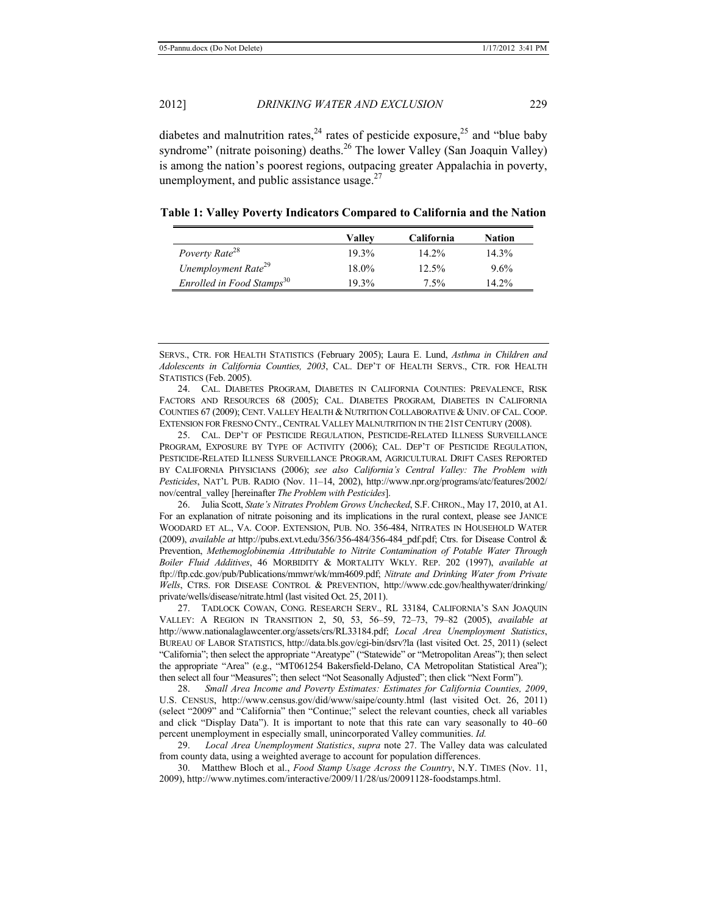diabetes and malnutrition rates,[24] rates of pesticide exposure,[25] and "blue baby syndrome" (nitrate poisoning) deaths.[26] The lower Valley (San Joaquin Valley) is among the nation's poorest regions, outpacing greater Appalachia in poverty, unemployment, and public assistance usage.[27]

**Table 1: Valley Poverty Indicators Compared to California and the Nation**

| | Valley | California | Nation |
|---|---|---|---|
| *Poverty Rate*[28] | 19.3% | 14.2% | 14.3% |
| *Unemployment Rate*[29] | 18.0% | 12.5% | 9.6% |
| *Enrolled in Food Stamps*[30] | 19.3% | 7.5% | 14.2% |

SERVS., CTR. FOR HEALTH STATISTICS (February 2005); Laura E. Lund, *Asthma in Children and Adolescents in California Counties, 2003*, CAL. DEP'T OF HEALTH SERVS., CTR. FOR HEALTH STATISTICS (Feb. 2005).

24. CAL. DIABETES PROGRAM, DIABETES IN CALIFORNIA COUNTIES: PREVALENCE, RISK FACTORS AND RESOURCES 68 (2005); CAL. DIABETES PROGRAM, DIABETES IN CALIFORNIA COUNTIES 67 (2009); CENT. VALLEY HEALTH & NUTRITION COLLABORATIVE & UNIV. OF CAL. COOP. EXTENSION FOR FRESNO CNTY., CENTRAL VALLEY MALNUTRITION IN THE 21ST CENTURY (2008).

25. CAL. DEP'T OF PESTICIDE REGULATION, PESTICIDE-RELATED ILLNESS SURVEILLANCE PROGRAM, EXPOSURE BY TYPE OF ACTIVITY (2006); CAL. DEP'T OF PESTICIDE REGULATION, PESTICIDE-RELATED ILLNESS SURVEILLANCE PROGRAM, AGRICULTURAL DRIFT CASES REPORTED BY CALIFORNIA PHYSICIANS (2006); *see also California's Central Valley: The Problem with Pesticides*, NAT'L PUB. RADIO (Nov. 11–14, 2002), http://www.npr.org/programs/atc/features/2002/nov/central_valley [hereinafter *The Problem with Pesticides*].

26. Julia Scott, *State's Nitrates Problem Grows Unchecked*, S.F. CHRON., May 17, 2010, at A1. For an explanation of nitrate poisoning and its implications in the rural context, please see JANICE WOODARD ET AL., VA. COOP. EXTENSION, PUB. NO. 356-484, NITRATES IN HOUSEHOLD WATER (2009), *available at* http://pubs.ext.vt.edu/356/356-484/356-484_pdf.pdf; Ctrs. for Disease Control & Prevention, *Methemoglobinemia Attributable to Nitrite Contamination of Potable Water Through Boiler Fluid Additives*, 46 MORBIDITY & MORTALITY WKLY. REP. 202 (1997), *available at* ftp://ftp.cdc.gov/pub/Publications/mmwr/wk/mm4609.pdf; *Nitrate and Drinking Water from Private Wells*, CTRS. FOR DISEASE CONTROL & PREVENTION, http://www.cdc.gov/healthywater/drinking/private/wells/disease/nitrate.html (last visited Oct. 25, 2011).

27. TADLOCK COWAN, CONG. RESEARCH SERV., RL 33184, CALIFORNIA'S SAN JOAQUIN VALLEY: A REGION IN TRANSITION 2, 50, 53, 56–59, 72–73, 79–82 (2005), *available at* http://www.nationalaglawcenter.org/assets/crs/RL33184.pdf; *Local Area Unemployment Statistics*, BUREAU OF LABOR STATISTICS, http://data.bls.gov/cgi-bin/dsrv?la (last visited Oct. 25, 2011) (select "California"; then select the appropriate "Areatype" ("Statewide" or "Metropolitan Areas"); then select the appropriate "Area" (e.g., "MT061254 Bakersfield-Delano, CA Metropolitan Statistical Area"); then select all four "Measures"; then select "Not Seasonally Adjusted"; then click "Next Form").

28. *Small Area Income and Poverty Estimates: Estimates for California Counties, 2009*, U.S. CENSUS, http://www.census.gov/did/www/saipe/county.html (last visited Oct. 26, 2011) (select "2009" and "California" then "Continue;" select the relevant counties, check all variables and click "Display Data"). It is important to note that this rate can vary seasonally to 40–60 percent unemployment in especially small, unincorporated Valley communities. *Id.*

29. *Local Area Unemployment Statistics*, *supra* note 27. The Valley data was calculated from county data, using a weighted average to account for population differences.

30. Matthew Bloch et al., *Food Stamp Usage Across the Country*, N.Y. TIMES (Nov. 11, 2009), http://www.nytimes.com/interactive/2009/11/28/us/20091128-foodstamps.html.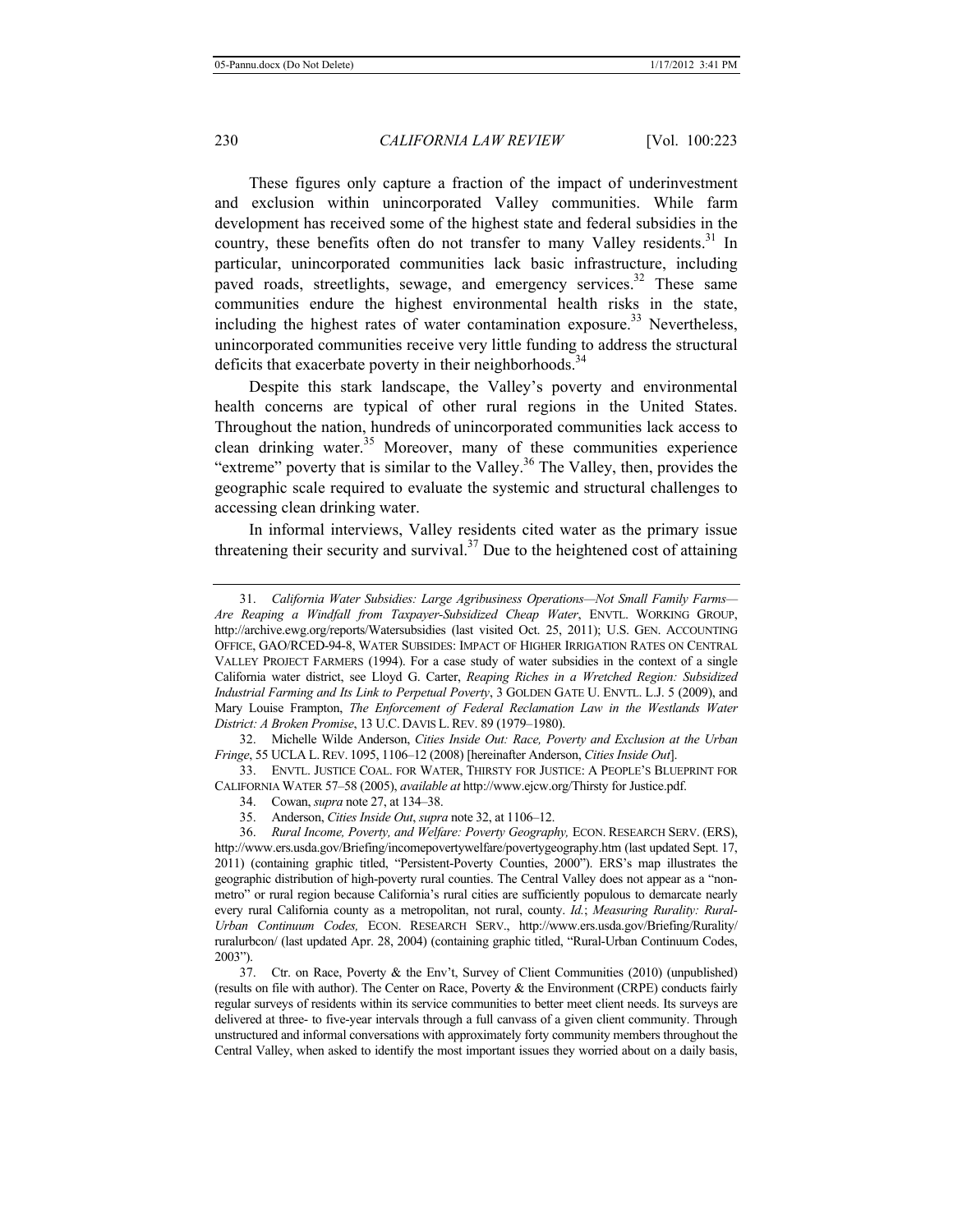These figures only capture a fraction of the impact of underinvestment and exclusion within unincorporated Valley communities. While farm development has received some of the highest state and federal subsidies in the country, these benefits often do not transfer to many Valley residents.[31] In particular, unincorporated communities lack basic infrastructure, including paved roads, streetlights, sewage, and emergency services.[32] These same communities endure the highest environmental health risks in the state, including the highest rates of water contamination exposure.[33] Nevertheless, unincorporated communities receive very little funding to address the structural deficits that exacerbate poverty in their neighborhoods.[34]

Despite this stark landscape, the Valley's poverty and environmental health concerns are typical of other rural regions in the United States. Throughout the nation, hundreds of unincorporated communities lack access to clean drinking water.[35] Moreover, many of these communities experience "extreme" poverty that is similar to the Valley.[36] The Valley, then, provides the geographic scale required to evaluate the systemic and structural challenges to accessing clean drinking water.

In informal interviews, Valley residents cited water as the primary issue threatening their security and survival.[37] Due to the heightened cost of attaining

---

31. *California Water Subsidies: Large Agribusiness Operations—Not Small Family Farms—Are Reaping a Windfall from Taxpayer-Subsidized Cheap Water*, ENVTL. WORKING GROUP, http://archive.ewg.org/reports/Watersubsidies (last visited Oct. 25, 2011); U.S. GEN. ACCOUNTING OFFICE, GAO/RCED-94-8, WATER SUBSIDIES: IMPACT OF HIGHER IRRIGATION RATES ON CENTRAL VALLEY PROJECT FARMERS (1994). For a case study of water subsidies in the context of a single California water district, see Lloyd G. Carter, *Reaping Riches in a Wretched Region: Subsidized Industrial Farming and Its Link to Perpetual Poverty*, 3 GOLDEN GATE U. ENVTL. L.J. 5 (2009), and Mary Louise Frampton, *The Enforcement of Federal Reclamation Law in the Westlands Water District: A Broken Promise*, 13 U.C. DAVIS L. REV. 89 (1979–1980).

32. Michelle Wilde Anderson, *Cities Inside Out: Race, Poverty and Exclusion at the Urban Fringe*, 55 UCLA L. REV. 1095, 1106–12 (2008) [hereinafter Anderson, *Cities Inside Out*].

33. ENVTL. JUSTICE COAL. FOR WATER, THIRSTY FOR JUSTICE: A PEOPLE'S BLUEPRINT FOR CALIFORNIA WATER 57–58 (2005), *available at* http://www.ejcw.org/Thirsty for Justice.pdf.

34. Cowan, *supra* note 27, at 134–38.

35. Anderson, *Cities Inside Out*, *supra* note 32, at 1106–12.

36. *Rural Income, Poverty, and Welfare: Poverty Geography,* ECON. RESEARCH SERV. (ERS), http://www.ers.usda.gov/Briefing/incomepovertywelfare/povertygeography.htm (last updated Sept. 17, 2011) (containing graphic titled, "Persistent-Poverty Counties, 2000"). ERS's map illustrates the geographic distribution of high-poverty rural counties. The Central Valley does not appear as a "non-metro" or rural region because California's rural cities are sufficiently populous to demarcate nearly every rural California county as a metropolitan, not rural, county. *Id.*; *Measuring Rurality: Rural-Urban Continuum Codes,* ECON. RESEARCH SERV., http://www.ers.usda.gov/Briefing/Rurality/ruralurbcon/ (last updated Apr. 28, 2004) (containing graphic titled, "Rural-Urban Continuum Codes, 2003").

37. Ctr. on Race, Poverty & the Env't, Survey of Client Communities (2010) (unpublished) (results on file with author). The Center on Race, Poverty & the Environment (CRPE) conducts fairly regular surveys of residents within its service communities to better meet client needs. Its surveys are delivered at three- to five-year intervals through a full canvass of a given client community. Through unstructured and informal conversations with approximately forty community members throughout the Central Valley, when asked to identify the most important issues they worried about on a daily basis,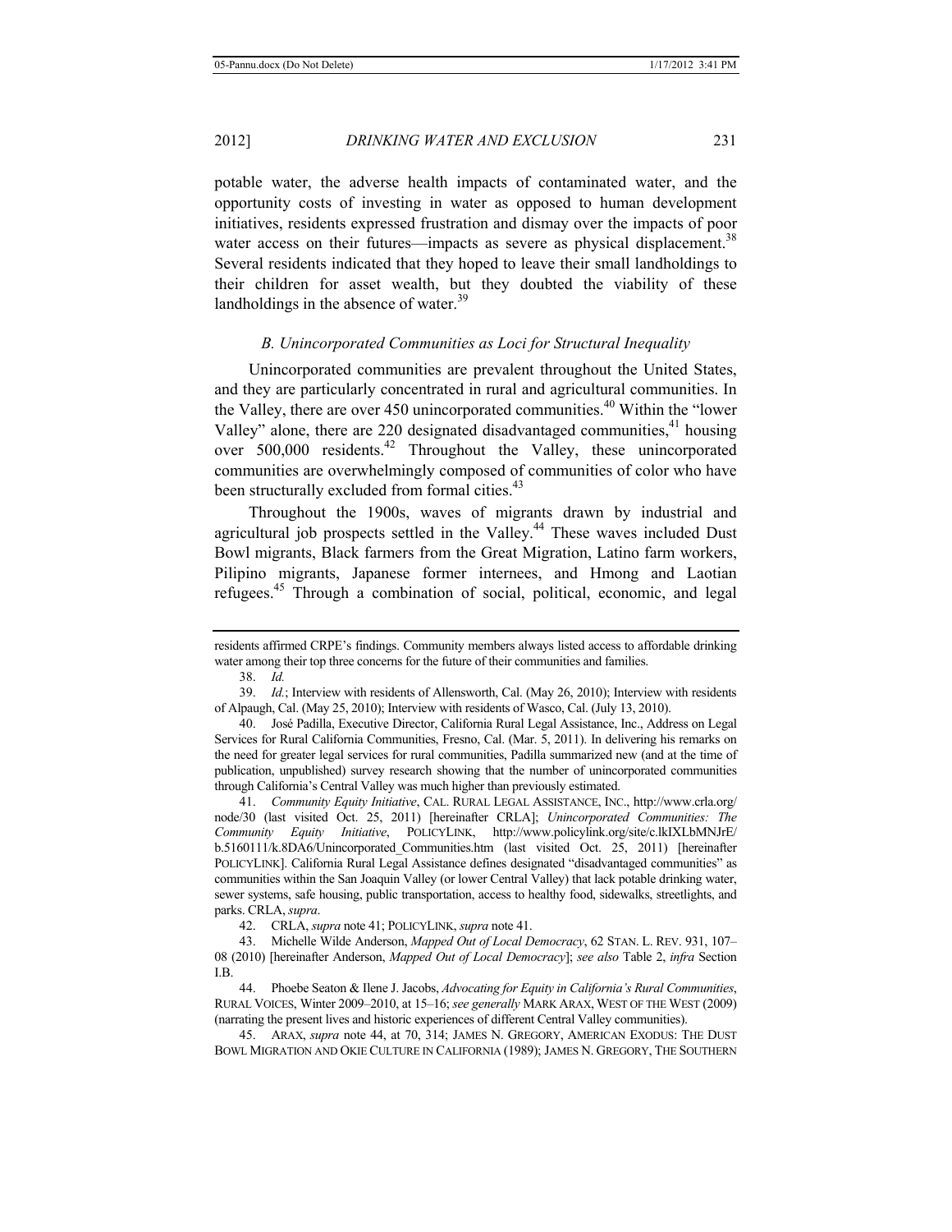potable water, the adverse health impacts of contaminated water, and the opportunity costs of investing in water as opposed to human development initiatives, residents expressed frustration and dismay over the impacts of poor water access on their futures—impacts as severe as physical displacement.[38] Several residents indicated that they hoped to leave their small landholdings to their children for asset wealth, but they doubted the viability of these landholdings in the absence of water.[39]

### *B. Unincorporated Communities as Loci for Structural Inequality*

Unincorporated communities are prevalent throughout the United States, and they are particularly concentrated in rural and agricultural communities. In the Valley, there are over 450 unincorporated communities.[40] Within the "lower Valley" alone, there are 220 designated disadvantaged communities,[41] housing over 500,000 residents.[42] Throughout the Valley, these unincorporated communities are overwhelmingly composed of communities of color who have been structurally excluded from formal cities.[43]

Throughout the 1900s, waves of migrants drawn by industrial and agricultural job prospects settled in the Valley.[44] These waves included Dust Bowl migrants, Black farmers from the Great Migration, Latino farm workers, Pilipino migrants, Japanese former internees, and Hmong and Laotian refugees.[45] Through a combination of social, political, economic, and legal

---

residents affirmed CRPE's findings. Community members always listed access to affordable drinking water among their top three concerns for the future of their communities and families.

38. *Id.*

39. *Id.*; Interview with residents of Allensworth, Cal. (May 26, 2010); Interview with residents of Alpaugh, Cal. (May 25, 2010); Interview with residents of Wasco, Cal. (July 13, 2010).

40. José Padilla, Executive Director, California Rural Legal Assistance, Inc., Address on Legal Services for Rural California Communities, Fresno, Cal. (Mar. 5, 2011). In delivering his remarks on the need for greater legal services for rural communities, Padilla summarized new (and at the time of publication, unpublished) survey research showing that the number of unincorporated communities through California's Central Valley was much higher than previously estimated.

41. *Community Equity Initiative*, CAL. RURAL LEGAL ASSISTANCE, INC., http://www.crla.org/node/30 (last visited Oct. 25, 2011) [hereinafter CRLA]; *Unincorporated Communities: The Community Equity Initiative*, POLICYLINK, http://www.policylink.org/site/c.lkIXLbMNJrE/b.5160111/k.8DA6/Unincorporated_Communities.htm (last visited Oct. 25, 2011) [hereinafter POLICYLINK]. California Rural Legal Assistance defines designated "disadvantaged communities" as communities within the San Joaquin Valley (or lower Central Valley) that lack potable drinking water, sewer systems, safe housing, public transportation, access to healthy food, sidewalks, streetlights, and parks. CRLA, *supra*.

42. CRLA, *supra* note 41; POLICYLINK, *supra* note 41.

43. Michelle Wilde Anderson, *Mapped Out of Local Democracy*, 62 STAN. L. REV. 931, 107–08 (2010) [hereinafter Anderson, *Mapped Out of Local Democracy*]; *see also* Table 2, *infra* Section I.B.

44. Phoebe Seaton & Ilene J. Jacobs, *Advocating for Equity in California's Rural Communities*, RURAL VOICES, Winter 2009–2010, at 15–16; *see generally* MARK ARAX, WEST OF THE WEST (2009) (narrating the present lives and historic experiences of different Central Valley communities).

45. ARAX, *supra* note 44, at 70, 314; JAMES N. GREGORY, AMERICAN EXODUS: THE DUST BOWL MIGRATION AND OKIE CULTURE IN CALIFORNIA (1989); JAMES N. GREGORY, THE SOUTHERN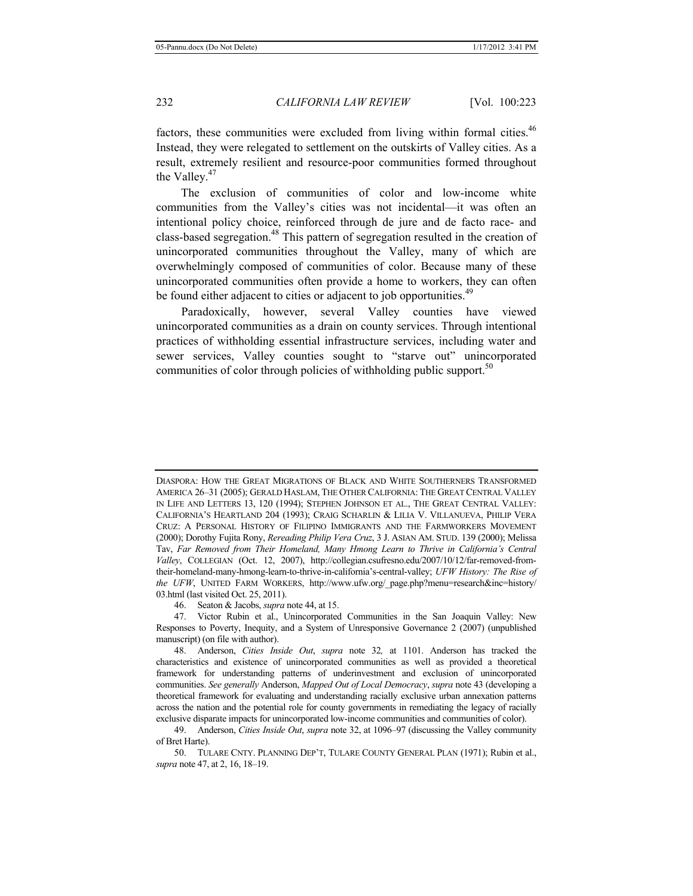factors, these communities were excluded from living within formal cities.[46] Instead, they were relegated to settlement on the outskirts of Valley cities. As a result, extremely resilient and resource-poor communities formed throughout the Valley.[47]

The exclusion of communities of color and low-income white communities from the Valley's cities was not incidental—it was often an intentional policy choice, reinforced through de jure and de facto race- and class-based segregation.[48] This pattern of segregation resulted in the creation of unincorporated communities throughout the Valley, many of which are overwhelmingly composed of communities of color. Because many of these unincorporated communities often provide a home to workers, they can often be found either adjacent to cities or adjacent to job opportunities.[49]

Paradoxically, however, several Valley counties have viewed unincorporated communities as a drain on county services. Through intentional practices of withholding essential infrastructure services, including water and sewer services, Valley counties sought to "starve out" unincorporated communities of color through policies of withholding public support.[50]

---

DIASPORA: HOW THE GREAT MIGRATIONS OF BLACK AND WHITE SOUTHERNERS TRANSFORMED AMERICA 26–31 (2005); GERALD HASLAM, THE OTHER CALIFORNIA: THE GREAT CENTRAL VALLEY IN LIFE AND LETTERS 13, 120 (1994); STEPHEN JOHNSON ET AL., THE GREAT CENTRAL VALLEY: CALIFORNIA'S HEARTLAND 204 (1993); CRAIG SCHARLIN & LILIA V. VILLANUEVA, PHILIP VERA CRUZ: A PERSONAL HISTORY OF FILIPINO IMMIGRANTS AND THE FARMWORKERS MOVEMENT (2000); Dorothy Fujita Rony, *Rereading Philip Vera Cruz*, 3 J. ASIAN AM. STUD. 139 (2000); Melissa Tav, *Far Removed from Their Homeland, Many Hmong Learn to Thrive in California's Central Valley*, COLLEGIAN (Oct. 12, 2007), http://collegian.csufresno.edu/2007/10/12/far-removed-from-their-homeland-many-hmong-learn-to-thrive-in-california's-central-valley; *UFW History: The Rise of the UFW*, UNITED FARM WORKERS, http://www.ufw.org/_page.php?menu=research&inc=history/03.html (last visited Oct. 25, 2011).

46. Seaton & Jacobs, *supra* note 44, at 15.

47. Victor Rubin et al., Unincorporated Communities in the San Joaquin Valley: New Responses to Poverty, Inequity, and a System of Unresponsive Governance 2 (2007) (unpublished manuscript) (on file with author).

48. Anderson, *Cities Inside Out*, *supra* note 32, at 1101. Anderson has tracked the characteristics and existence of unincorporated communities as well as provided a theoretical framework for understanding patterns of underinvestment and exclusion of unincorporated communities. *See generally* Anderson, *Mapped Out of Local Democracy*, *supra* note 43 (developing a theoretical framework for evaluating and understanding racially exclusive urban annexation patterns across the nation and the potential role for county governments in remediating the legacy of racially exclusive disparate impacts for unincorporated low-income communities and communities of color).

49. Anderson, *Cities Inside Out*, *supra* note 32, at 1096–97 (discussing the Valley community of Bret Harte).

50. TULARE CNTY. PLANNING DEP'T, TULARE COUNTY GENERAL PLAN (1971); Rubin et al., *supra* note 47, at 2, 16, 18–19.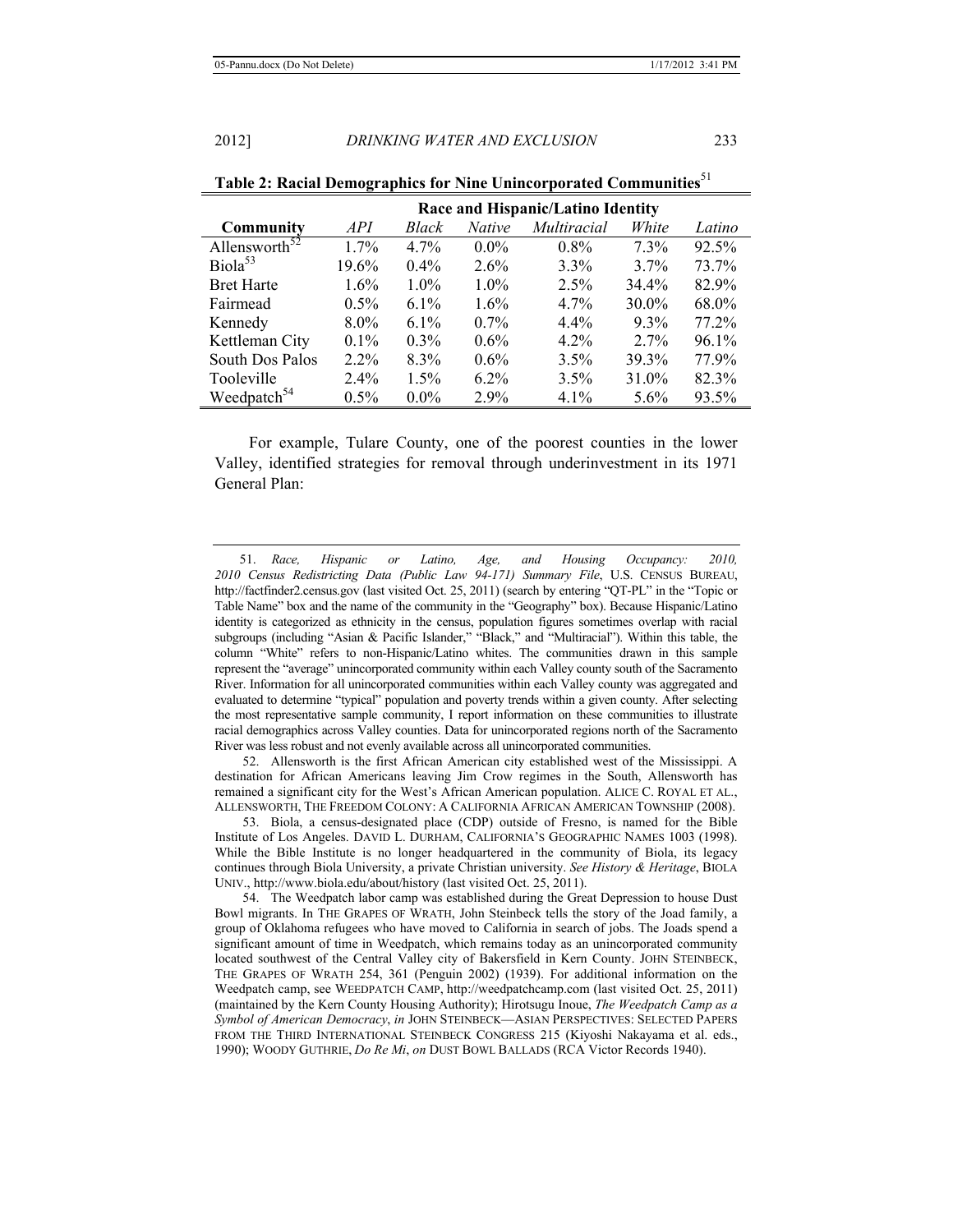**Table 2: Racial Demographics for Nine Unincorporated Communities**[51]

| | Race and Hispanic/Latino Identity | | | | | |
|---|---|---|---|---|---|---|
| **Community** | *API* | *Black* | *Native* | *Multiracial* | *White* | *Latino* |
| Allensworth[52] | 1.7% | 4.7% | 0.0% | 0.8% | 7.3% | 92.5% |
| Biola[53] | 19.6% | 0.4% | 2.6% | 3.3% | 3.7% | 73.7% |
| Bret Harte | 1.6% | 1.0% | 1.0% | 2.5% | 34.4% | 82.9% |
| Fairmead | 0.5% | 6.1% | 1.6% | 4.7% | 30.0% | 68.0% |
| Kennedy | 8.0% | 6.1% | 0.7% | 4.4% | 9.3% | 77.2% |
| Kettleman City | 0.1% | 0.3% | 0.6% | 4.2% | 2.7% | 96.1% |
| South Dos Palos | 2.2% | 8.3% | 0.6% | 3.5% | 39.3% | 77.9% |
| Tooleville | 2.4% | 1.5% | 6.2% | 3.5% | 31.0% | 82.3% |
| Weedpatch[54] | 0.5% | 0.0% | 2.9% | 4.1% | 5.6% | 93.5% |

For example, Tulare County, one of the poorest counties in the lower Valley, identified strategies for removal through underinvestment in its 1971 General Plan:

---

51. *Race, Hispanic or Latino, Age, and Housing Occupancy: 2010, 2010 Census Redistricting Data (Public Law 94-171) Summary File*, U.S. CENSUS BUREAU, http://factfinder2.census.gov (last visited Oct. 25, 2011) (search by entering "QT-PL" in the "Topic or Table Name" box and the name of the community in the "Geography" box). Because Hispanic/Latino identity is categorized as ethnicity in the census, population figures sometimes overlap with racial subgroups (including "Asian & Pacific Islander," "Black," and "Multiracial"). Within this table, the column "White" refers to non-Hispanic/Latino whites. The communities drawn in this sample represent the "average" unincorporated community within each Valley county south of the Sacramento River. Information for all unincorporated communities within each Valley county was aggregated and evaluated to determine "typical" population and poverty trends within a given county. After selecting the most representative sample community, I report information on these communities to illustrate racial demographics across Valley counties. Data for unincorporated regions north of the Sacramento River was less robust and not evenly available across all unincorporated communities.

52. Allensworth is the first African American city established west of the Mississippi. A destination for African Americans leaving Jim Crow regimes in the South, Allensworth has remained a significant city for the West's African American population. ALICE C. ROYAL ET AL., ALLENSWORTH, THE FREEDOM COLONY: A CALIFORNIA AFRICAN AMERICAN TOWNSHIP (2008).

53. Biola, a census-designated place (CDP) outside of Fresno, is named for the Bible Institute of Los Angeles. DAVID L. DURHAM, CALIFORNIA'S GEOGRAPHIC NAMES 1003 (1998). While the Bible Institute is no longer headquartered in the community of Biola, its legacy continues through Biola University, a private Christian university. *See History & Heritage*, BIOLA UNIV., http://www.biola.edu/about/history (last visited Oct. 25, 2011).

54. The Weedpatch labor camp was established during the Great Depression to house Dust Bowl migrants. In THE GRAPES OF WRATH, John Steinbeck tells the story of the Joad family, a group of Oklahoma refugees who have moved to California in search of jobs. The Joads spend a significant amount of time in Weedpatch, which remains today as an unincorporated community located southwest of the Central Valley city of Bakersfield in Kern County. JOHN STEINBECK, THE GRAPES OF WRATH 254, 361 (Penguin 2002) (1939). For additional information on the Weedpatch camp, see WEEDPATCH CAMP, http://weedpatchcamp.com (last visited Oct. 25, 2011) (maintained by the Kern County Housing Authority); Hirotsugu Inoue, *The Weedpatch Camp as a Symbol of American Democracy*, *in* JOHN STEINBECK—ASIAN PERSPECTIVES: SELECTED PAPERS FROM THE THIRD INTERNATIONAL STEINBECK CONGRESS 215 (Kiyoshi Nakayama et al. eds., 1990); WOODY GUTHRIE, *Do Re Mi*, *on* DUST BOWL BALLADS (RCA Victor Records 1940).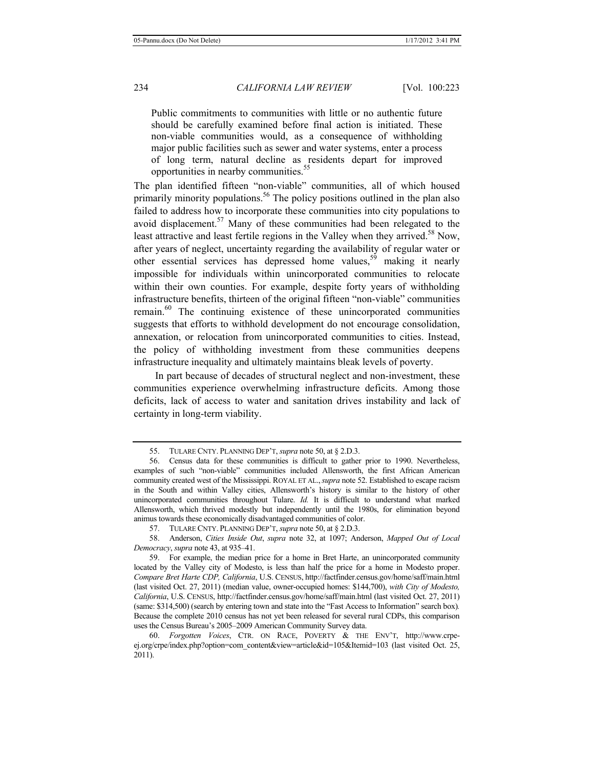> Public commitments to communities with little or no authentic future should be carefully examined before final action is initiated. These non-viable communities would, as a consequence of withholding major public facilities such as sewer and water systems, enter a process of long term, natural decline as residents depart for improved opportunities in nearby communities.[55]

The plan identified fifteen "non-viable" communities, all of which housed primarily minority populations.[56] The policy positions outlined in the plan also failed to address how to incorporate these communities into city populations to avoid displacement.[57] Many of these communities had been relegated to the least attractive and least fertile regions in the Valley when they arrived.[58] Now, after years of neglect, uncertainty regarding the availability of regular water or other essential services has depressed home values,[59] making it nearly impossible for individuals within unincorporated communities to relocate within their own counties. For example, despite forty years of withholding infrastructure benefits, thirteen of the original fifteen "non-viable" communities remain.[60] The continuing existence of these unincorporated communities suggests that efforts to withhold development do not encourage consolidation, annexation, or relocation from unincorporated communities to cities. Instead, the policy of withholding investment from these communities deepens infrastructure inequality and ultimately maintains bleak levels of poverty.

In part because of decades of structural neglect and non-investment, these communities experience overwhelming infrastructure deficits. Among those deficits, lack of access to water and sanitation drives instability and lack of certainty in long-term viability.

---

55. TULARE CNTY. PLANNING DEP'T, *supra* note 50, at § 2.D.3.

56. Census data for these communities is difficult to gather prior to 1990. Nevertheless, examples of such "non-viable" communities included Allensworth, the first African American community created west of the Mississippi. ROYAL ET AL., *supra* note 52. Established to escape racism in the South and within Valley cities, Allensworth's history is similar to the history of other unincorporated communities throughout Tulare. *Id.* It is difficult to understand what marked Allensworth, which thrived modestly but independently until the 1980s, for elimination beyond animus towards these economically disadvantaged communities of color.

57. TULARE CNTY. PLANNING DEP'T, *supra* note 50, at § 2.D.3.

58. Anderson, *Cities Inside Out*, *supra* note 32, at 1097; Anderson, *Mapped Out of Local Democracy*, *supra* note 43, at 935–41.

59. For example, the median price for a home in Bret Harte, an unincorporated community located by the Valley city of Modesto, is less than half the price for a home in Modesto proper. *Compare Bret Harte CDP, California*, U.S. CENSUS, http://factfinder.census.gov/home/saff/main.html (last visited Oct. 27, 2011) (median value, owner-occupied homes: $144,700), *with City of Modesto, California*, U.S. CENSUS, http://factfinder.census.gov/home/saff/main.html (last visited Oct. 27, 2011) (same: $314,500) (search by entering town and state into the "Fast Access to Information" search box). Because the complete 2010 census has not yet been released for several rural CDPs, this comparison uses the Census Bureau's 2005–2009 American Community Survey data.

60. *Forgotten Voices*, CTR. ON RACE, POVERTY & THE ENV'T, http://www.crpe-ej.org/crpe/index.php?option=com_content&view=article&id=105&Itemid=103 (last visited Oct. 25, 2011).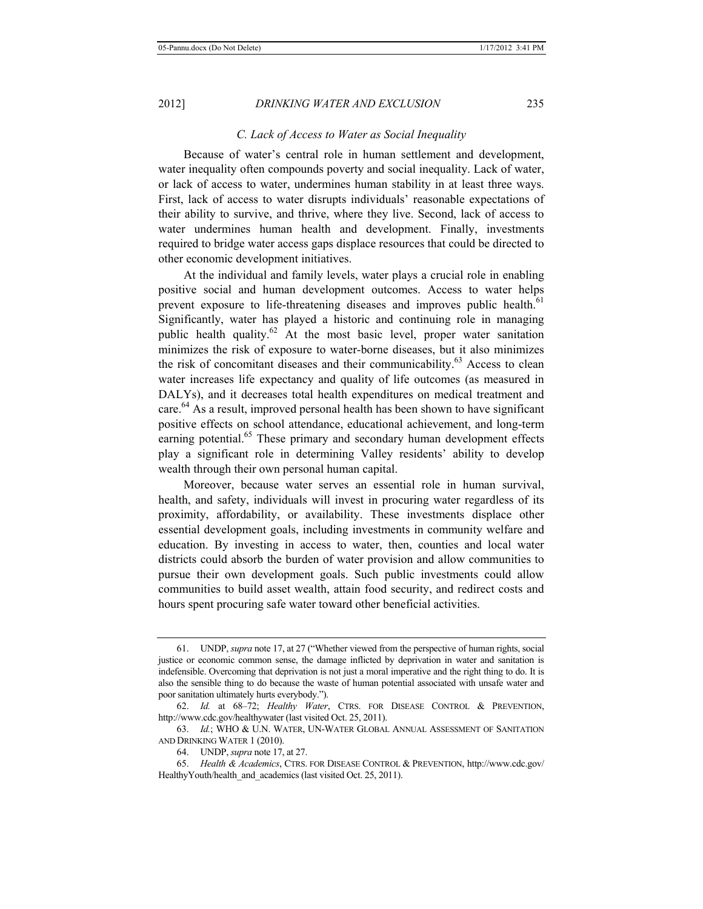### *C. Lack of Access to Water as Social Inequality*

Because of water's central role in human settlement and development, water inequality often compounds poverty and social inequality. Lack of water, or lack of access to water, undermines human stability in at least three ways. First, lack of access to water disrupts individuals' reasonable expectations of their ability to survive, and thrive, where they live. Second, lack of access to water undermines human health and development. Finally, investments required to bridge water access gaps displace resources that could be directed to other economic development initiatives.

At the individual and family levels, water plays a crucial role in enabling positive social and human development outcomes. Access to water helps prevent exposure to life-threatening diseases and improves public health.[61] Significantly, water has played a historic and continuing role in managing public health quality.[62] At the most basic level, proper water sanitation minimizes the risk of exposure to water-borne diseases, but it also minimizes the risk of concomitant diseases and their communicability.[63] Access to clean water increases life expectancy and quality of life outcomes (as measured in DALYs), and it decreases total health expenditures on medical treatment and care.[64] As a result, improved personal health has been shown to have significant positive effects on school attendance, educational achievement, and long-term earning potential.[65] These primary and secondary human development effects play a significant role in determining Valley residents' ability to develop wealth through their own personal human capital.

Moreover, because water serves an essential role in human survival, health, and safety, individuals will invest in procuring water regardless of its proximity, affordability, or availability. These investments displace other essential development goals, including investments in community welfare and education. By investing in access to water, then, counties and local water districts could absorb the burden of water provision and allow communities to pursue their own development goals. Such public investments could allow communities to build asset wealth, attain food security, and redirect costs and hours spent procuring safe water toward other beneficial activities.

---

61. UNDP, *supra* note 17, at 27 ("Whether viewed from the perspective of human rights, social justice or economic common sense, the damage inflicted by deprivation in water and sanitation is indefensible. Overcoming that deprivation is not just a moral imperative and the right thing to do. It is also the sensible thing to do because the waste of human potential associated with unsafe water and poor sanitation ultimately hurts everybody.").

62. *Id.* at 68–72; *Healthy Water*, CTRS. FOR DISEASE CONTROL & PREVENTION, http://www.cdc.gov/healthywater (last visited Oct. 25, 2011).

63. *Id.*; WHO & U.N. WATER, UN-WATER GLOBAL ANNUAL ASSESSMENT OF SANITATION AND DRINKING WATER 1 (2010).

64. UNDP, *supra* note 17, at 27.

65. *Health & Academics*, CTRS. FOR DISEASE CONTROL & PREVENTION, http://www.cdc.gov/HealthyYouth/health_and_academics (last visited Oct. 25, 2011).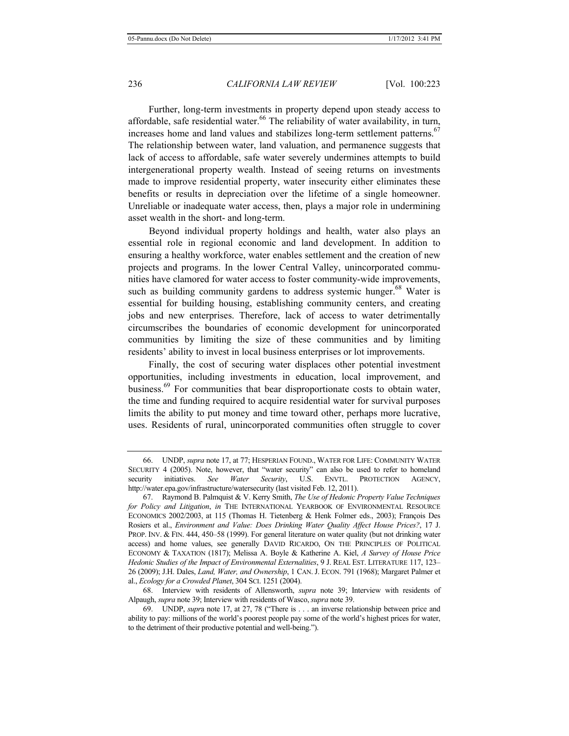Further, long-term investments in property depend upon steady access to affordable, safe residential water.[66] The reliability of water availability, in turn, increases home and land values and stabilizes long-term settlement patterns.[67] The relationship between water, land valuation, and permanence suggests that lack of access to affordable, safe water severely undermines attempts to build intergenerational property wealth. Instead of seeing returns on investments made to improve residential property, water insecurity either eliminates these benefits or results in depreciation over the lifetime of a single homeowner. Unreliable or inadequate water access, then, plays a major role in undermining asset wealth in the short- and long-term.

Beyond individual property holdings and health, water also plays an essential role in regional economic and land development. In addition to ensuring a healthy workforce, water enables settlement and the creation of new projects and programs. In the lower Central Valley, unincorporated communities have clamored for water access to foster community-wide improvements, such as building community gardens to address systemic hunger.[68] Water is essential for building housing, establishing community centers, and creating jobs and new enterprises. Therefore, lack of access to water detrimentally circumscribes the boundaries of economic development for unincorporated communities by limiting the size of these communities and by limiting residents' ability to invest in local business enterprises or lot improvements.

Finally, the cost of securing water displaces other potential investment opportunities, including investments in education, local improvement, and business.[69] For communities that bear disproportionate costs to obtain water, the time and funding required to acquire residential water for survival purposes limits the ability to put money and time toward other, perhaps more lucrative, uses. Residents of rural, unincorporated communities often struggle to cover

---

66. UNDP, *supra* note 17, at 77; HESPERIAN FOUND., WATER FOR LIFE: COMMUNITY WATER SECURITY 4 (2005). Note, however, that "water security" can also be used to refer to homeland security initiatives. *See Water Security*, U.S. ENVTL. PROTECTION AGENCY, http://water.epa.gov/infrastructure/watersecurity (last visited Feb. 12, 2011).

67. Raymond B. Palmquist & V. Kerry Smith, *The Use of Hedonic Property Value Techniques for Policy and Litigation*, *in* THE INTERNATIONAL YEARBOOK OF ENVIRONMENTAL RESOURCE ECONOMICS 2002/2003, at 115 (Thomas H. Tietenberg & Henk Folmer eds., 2003); François Des Rosiers et al., *Environment and Value: Does Drinking Water Quality Affect House Prices?*, 17 J. PROP. INV. & FIN. 444, 450–58 (1999). For general literature on water quality (but not drinking water access) and home values, see generally DAVID RICARDO, ON THE PRINCIPLES OF POLITICAL ECONOMY & TAXATION (1817); Melissa A. Boyle & Katherine A. Kiel, *A Survey of House Price Hedonic Studies of the Impact of Environmental Externalities*, 9 J. REAL EST. LITERATURE 117, 123–26 (2009); J.H. Dales, *Land, Water, and Ownership*, 1 CAN. J. ECON. 791 (1968); Margaret Palmer et al., *Ecology for a Crowded Planet*, 304 SCI. 1251 (2004).

68. Interview with residents of Allensworth, *supra* note 39; Interview with residents of Alpaugh, *supra* note 39; Interview with residents of Wasco, *supra* note 39.

69. UNDP, *supr*a note 17, at 27, 78 ("There is . . . an inverse relationship between price and ability to pay: millions of the world's poorest people pay some of the world's highest prices for water, to the detriment of their productive potential and well-being.").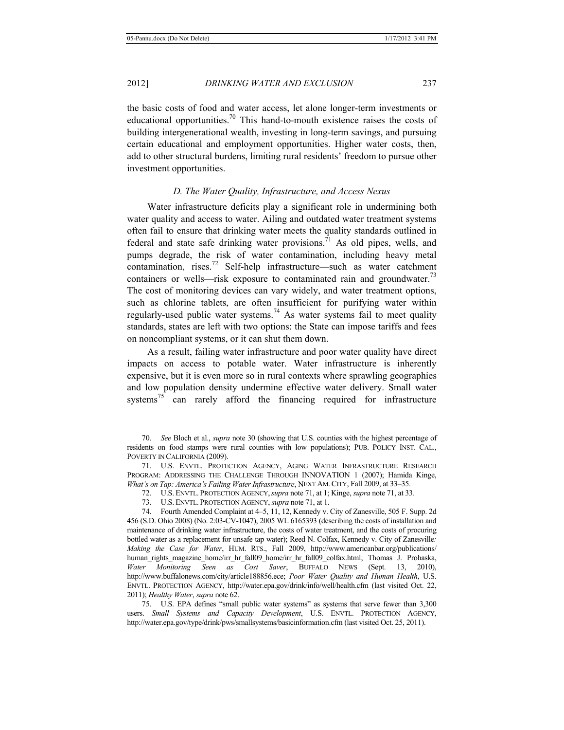the basic costs of food and water access, let alone longer-term investments or educational opportunities.[70] This hand-to-mouth existence raises the costs of building intergenerational wealth, investing in long-term savings, and pursuing certain educational and employment opportunities. Higher water costs, then, add to other structural burdens, limiting rural residents' freedom to pursue other investment opportunities.

### *D. The Water Quality, Infrastructure, and Access Nexus*

Water infrastructure deficits play a significant role in undermining both water quality and access to water. Ailing and outdated water treatment systems often fail to ensure that drinking water meets the quality standards outlined in federal and state safe drinking water provisions.[71] As old pipes, wells, and pumps degrade, the risk of water contamination, including heavy metal contamination, rises.[72] Self-help infrastructure—such as water catchment containers or wells—risk exposure to contaminated rain and groundwater.[73] The cost of monitoring devices can vary widely, and water treatment options, such as chlorine tablets, are often insufficient for purifying water within regularly-used public water systems.[74] As water systems fail to meet quality standards, states are left with two options: the State can impose tariffs and fees on noncompliant systems, or it can shut them down.

As a result, failing water infrastructure and poor water quality have direct impacts on access to potable water. Water infrastructure is inherently expensive, but it is even more so in rural contexts where sprawling geographies and low population density undermine effective water delivery. Small water systems[75] can rarely afford the financing required for infrastructure

---

70. *See* Bloch et al., *supra* note 30 (showing that U.S. counties with the highest percentage of residents on food stamps were rural counties with low populations); PUB. POLICY INST. CAL., POVERTY IN CALIFORNIA (2009).

71. U.S. ENVTL. PROTECTION AGENCY, AGING WATER INFRASTRUCTURE RESEARCH PROGRAM: ADDRESSING THE CHALLENGE THROUGH INNOVATION 1 (2007); Hamida Kinge, *What's on Tap: America's Failing Water Infrastructure*, NEXT AM. CITY, Fall 2009, at 33–35.

72. U.S. ENVTL. PROTECTION AGENCY, *supra* note 71, at 1; Kinge, *supra* note 71, at 33.

73. U.S. ENVTL. PROTECTION AGENCY, *supra* note 71, at 1.

74. Fourth Amended Complaint at 4–5, 11, 12, Kennedy v. City of Zanesville, 505 F. Supp. 2d 456 (S.D. Ohio 2008) (No. 2:03-CV-1047), 2005 WL 6165393 (describing the costs of installation and maintenance of drinking water infrastructure, the costs of water treatment, and the costs of procuring bottled water as a replacement for unsafe tap water); Reed N. Colfax, Kennedy v. City of Zanesville*: Making the Case for Water*, HUM. RTS., Fall 2009, http://www.americanbar.org/publications/human_rights_magazine_home/irr_hr_fall09_home/irr_hr_fall09_colfax.html; Thomas J. Prohaska, *Water Monitoring Seen as Cost Saver*, BUFFALO NEWS (Sept. 13, 2010), http://www.buffalonews.com/city/article188856.ece; *Poor Water Quality and Human Health*, U.S. ENVTL. PROTECTION AGENCY, http://water.epa.gov/drink/info/well/health.cfm (last visited Oct. 22, 2011); *Healthy Water*, *supra* note 62.

75. U.S. EPA defines "small public water systems" as systems that serve fewer than 3,300 users. *Small Systems and Capacity Development*, U.S. ENVTL. PROTECTION AGENCY, http://water.epa.gov/type/drink/pws/smallsystems/basicinformation.cfm (last visited Oct. 25, 2011).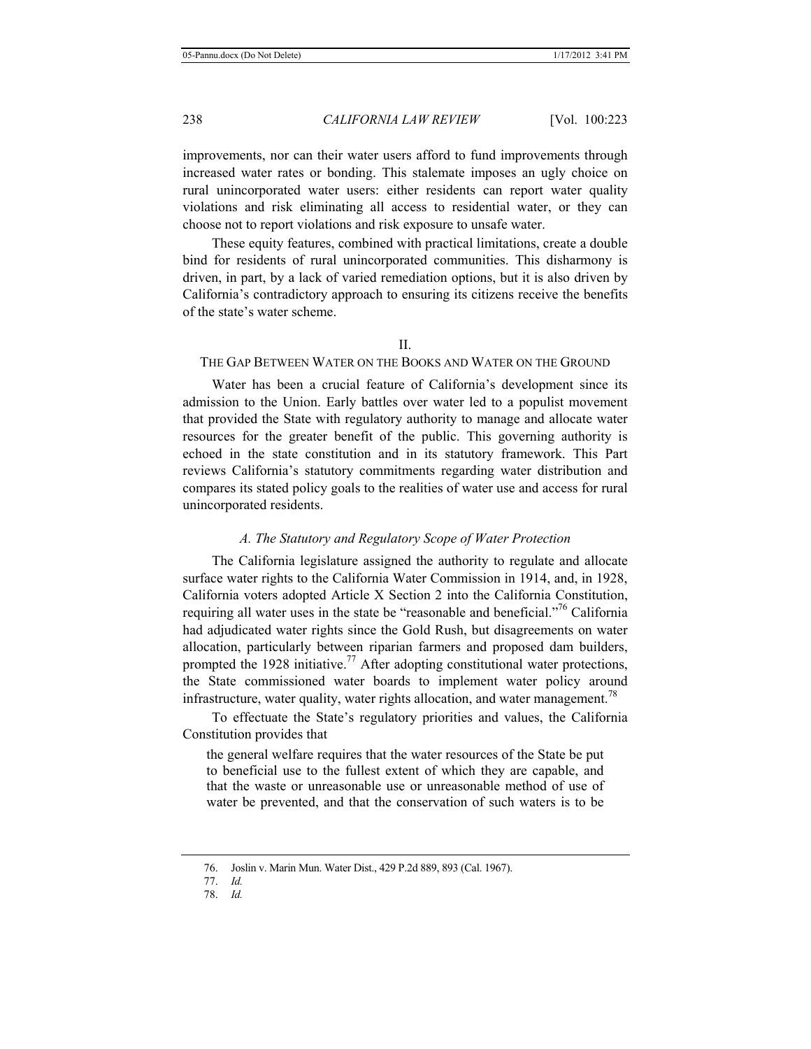improvements, nor can their water users afford to fund improvements through increased water rates or bonding. This stalemate imposes an ugly choice on rural unincorporated water users: either residents can report water quality violations and risk eliminating all access to residential water, or they can choose not to report violations and risk exposure to unsafe water.

These equity features, combined with practical limitations, create a double bind for residents of rural unincorporated communities. This disharmony is driven, in part, by a lack of varied remediation options, but it is also driven by California's contradictory approach to ensuring its citizens receive the benefits of the state's water scheme.

## II.
## THE GAP BETWEEN WATER ON THE BOOKS AND WATER ON THE GROUND

Water has been a crucial feature of California's development since its admission to the Union. Early battles over water led to a populist movement that provided the State with regulatory authority to manage and allocate water resources for the greater benefit of the public. This governing authority is echoed in the state constitution and in its statutory framework. This Part reviews California's statutory commitments regarding water distribution and compares its stated policy goals to the realities of water use and access for rural unincorporated residents.

### *A. The Statutory and Regulatory Scope of Water Protection*

The California legislature assigned the authority to regulate and allocate surface water rights to the California Water Commission in 1914, and, in 1928, California voters adopted Article X Section 2 into the California Constitution, requiring all water uses in the state be "reasonable and beneficial."[76] California had adjudicated water rights since the Gold Rush, but disagreements on water allocation, particularly between riparian farmers and proposed dam builders, prompted the 1928 initiative.[77] After adopting constitutional water protections, the State commissioned water boards to implement water policy around infrastructure, water quality, water rights allocation, and water management.[78]

To effectuate the State's regulatory priorities and values, the California Constitution provides that

> the general welfare requires that the water resources of the State be put to beneficial use to the fullest extent of which they are capable, and that the waste or unreasonable use or unreasonable method of use of water be prevented, and that the conservation of such waters is to be

76. Joslin v. Marin Mun. Water Dist., 429 P.2d 889, 893 (Cal. 1967).

77. *Id.*

78. *Id.*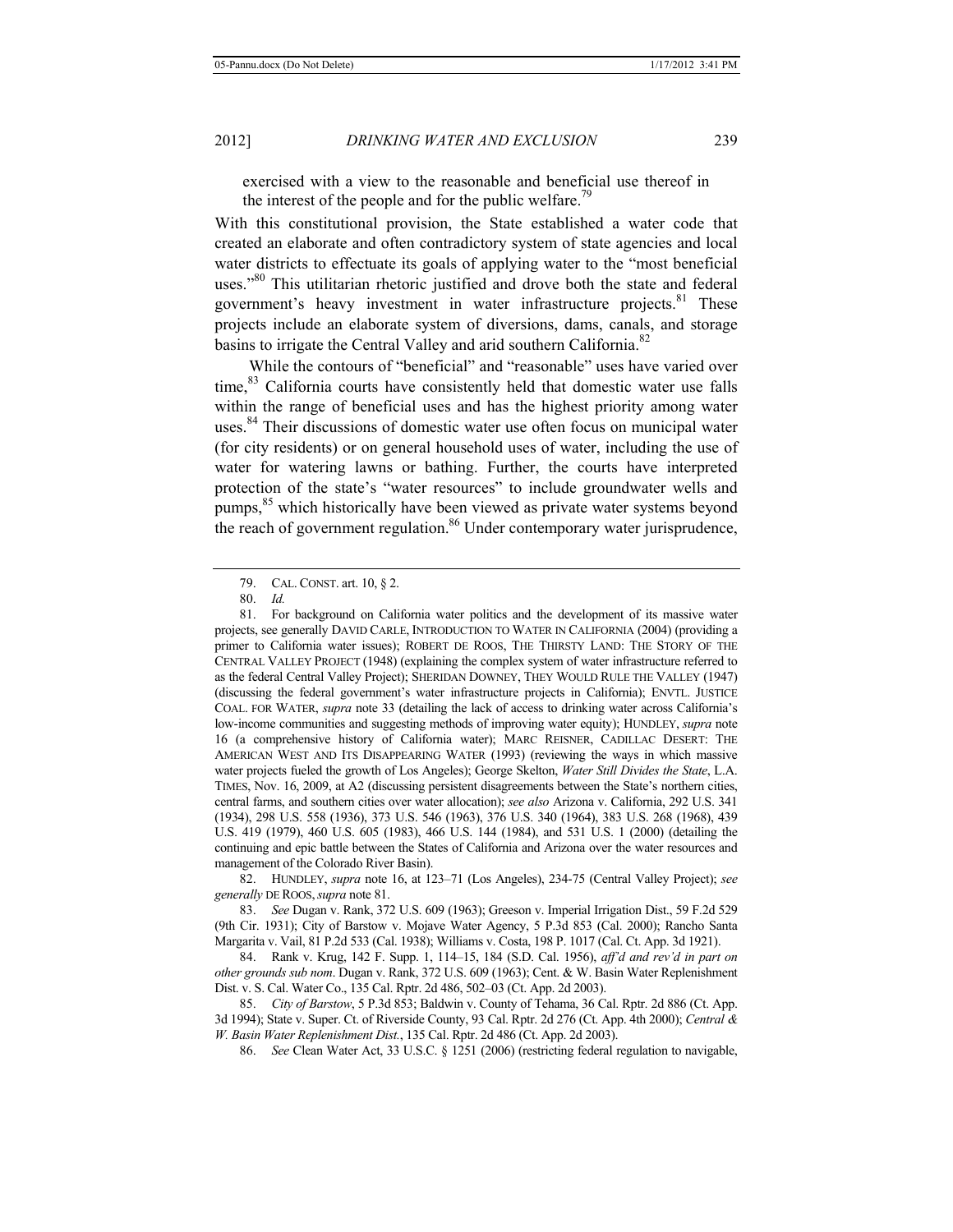> exercised with a view to the reasonable and beneficial use thereof in the interest of the people and for the public welfare.[79]

With this constitutional provision, the State established a water code that created an elaborate and often contradictory system of state agencies and local water districts to effectuate its goals of applying water to the "most beneficial uses."[80] This utilitarian rhetoric justified and drove both the state and federal government's heavy investment in water infrastructure projects.[81] These projects include an elaborate system of diversions, dams, canals, and storage basins to irrigate the Central Valley and arid southern California.[82]

While the contours of "beneficial" and "reasonable" uses have varied over time,[83] California courts have consistently held that domestic water use falls within the range of beneficial uses and has the highest priority among water uses.[84] Their discussions of domestic water use often focus on municipal water (for city residents) or on general household uses of water, including the use of water for watering lawns or bathing. Further, the courts have interpreted protection of the state's "water resources" to include groundwater wells and pumps,[85] which historically have been viewed as private water systems beyond the reach of government regulation.[86] Under contemporary water jurisprudence,

---

79. CAL. CONST. art. 10, § 2.

80. *Id.*

81. For background on California water politics and the development of its massive water projects, see generally DAVID CARLE, INTRODUCTION TO WATER IN CALIFORNIA (2004) (providing a primer to California water issues); ROBERT DE ROOS, THE THIRSTY LAND: THE STORY OF THE CENTRAL VALLEY PROJECT (1948) (explaining the complex system of water infrastructure referred to as the federal Central Valley Project); SHERIDAN DOWNEY, THEY WOULD RULE THE VALLEY (1947) (discussing the federal government's water infrastructure projects in California); ENVTL. JUSTICE COAL. FOR WATER, *supra* note 33 (detailing the lack of access to drinking water across California's low-income communities and suggesting methods of improving water equity); HUNDLEY, *supra* note 16 (a comprehensive history of California water); MARC REISNER, CADILLAC DESERT: THE AMERICAN WEST AND ITS DISAPPEARING WATER (1993) (reviewing the ways in which massive water projects fueled the growth of Los Angeles); George Skelton, *Water Still Divides the State*, L.A. TIMES, Nov. 16, 2009, at A2 (discussing persistent disagreements between the State's northern cities, central farms, and southern cities over water allocation); *see also* Arizona v. California, 292 U.S. 341 (1934), 298 U.S. 558 (1936), 373 U.S. 546 (1963), 376 U.S. 340 (1964), 383 U.S. 268 (1968), 439 U.S. 419 (1979), 460 U.S. 605 (1983), 466 U.S. 144 (1984), and 531 U.S. 1 (2000) (detailing the continuing and epic battle between the States of California and Arizona over the water resources and management of the Colorado River Basin).

82. HUNDLEY, *supra* note 16, at 123–71 (Los Angeles), 234-75 (Central Valley Project); *see generally* DE ROOS, *supra* note 81.

83. *See* Dugan v. Rank, 372 U.S. 609 (1963); Greeson v. Imperial Irrigation Dist., 59 F.2d 529 (9th Cir. 1931); City of Barstow v. Mojave Water Agency, 5 P.3d 853 (Cal. 2000); Rancho Santa Margarita v. Vail, 81 P.2d 533 (Cal. 1938); Williams v. Costa, 198 P. 1017 (Cal. Ct. App. 3d 1921).

84. Rank v. Krug, 142 F. Supp. 1, 114–15, 184 (S.D. Cal. 1956), *aff'd and rev'd in part on other grounds sub nom*. Dugan v. Rank, 372 U.S. 609 (1963); Cent. & W. Basin Water Replenishment Dist. v. S. Cal. Water Co., 135 Cal. Rptr. 2d 486, 502–03 (Ct. App. 2d 2003).

85. *City of Barstow*, 5 P.3d 853; Baldwin v. County of Tehama, 36 Cal. Rptr. 2d 886 (Ct. App. 3d 1994); State v. Super. Ct. of Riverside County, 93 Cal. Rptr. 2d 276 (Ct. App. 4th 2000); *Central & W. Basin Water Replenishment Dist.*, 135 Cal. Rptr. 2d 486 (Ct. App. 2d 2003).

86. *See* Clean Water Act, 33 U.S.C. § 1251 (2006) (restricting federal regulation to navigable,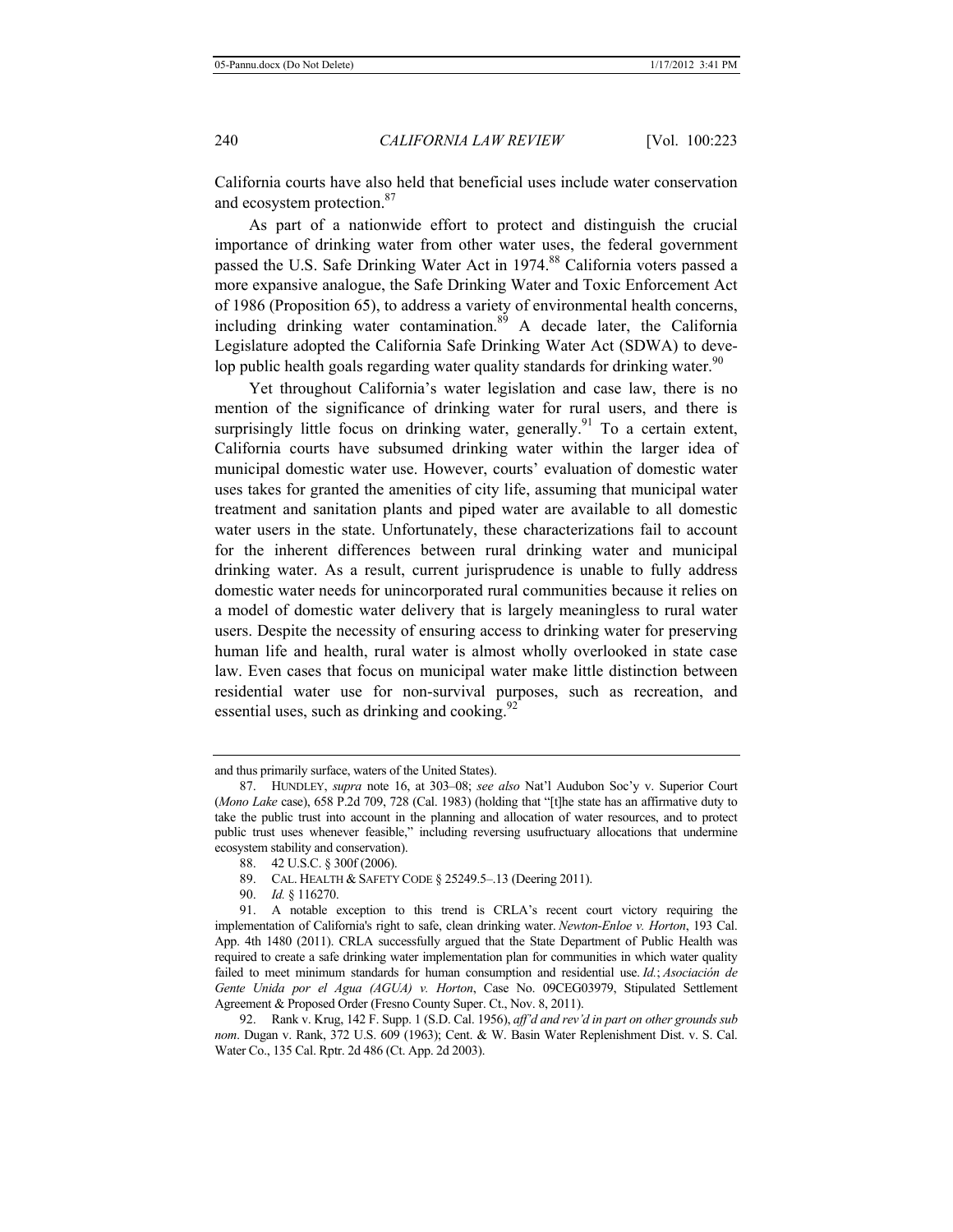California courts have also held that beneficial uses include water conservation and ecosystem protection.[87]

As part of a nationwide effort to protect and distinguish the crucial importance of drinking water from other water uses, the federal government passed the U.S. Safe Drinking Water Act in 1974.[88] California voters passed a more expansive analogue, the Safe Drinking Water and Toxic Enforcement Act of 1986 (Proposition 65), to address a variety of environmental health concerns, including drinking water contamination.[89] A decade later, the California Legislature adopted the California Safe Drinking Water Act (SDWA) to develop public health goals regarding water quality standards for drinking water.[90]

Yet throughout California's water legislation and case law, there is no mention of the significance of drinking water for rural users, and there is surprisingly little focus on drinking water, generally.[91] To a certain extent, California courts have subsumed drinking water within the larger idea of municipal domestic water use. However, courts' evaluation of domestic water uses takes for granted the amenities of city life, assuming that municipal water treatment and sanitation plants and piped water are available to all domestic water users in the state. Unfortunately, these characterizations fail to account for the inherent differences between rural drinking water and municipal drinking water. As a result, current jurisprudence is unable to fully address domestic water needs for unincorporated rural communities because it relies on a model of domestic water delivery that is largely meaningless to rural water users. Despite the necessity of ensuring access to drinking water for preserving human life and health, rural water is almost wholly overlooked in state case law. Even cases that focus on municipal water make little distinction between residential water use for non-survival purposes, such as recreation, and essential uses, such as drinking and cooking.[92]

---

and thus primarily surface, waters of the United States).

87. HUNDLEY, *supra* note 16, at 303–08; *see also* Nat'l Audubon Soc'y v. Superior Court (*Mono Lake* case), 658 P.2d 709, 728 (Cal. 1983) (holding that "[t]he state has an affirmative duty to take the public trust into account in the planning and allocation of water resources, and to protect public trust uses whenever feasible," including reversing usufructuary allocations that undermine ecosystem stability and conservation).

88. 42 U.S.C. § 300f (2006).

89. CAL. HEALTH & SAFETY CODE § 25249.5–.13 (Deering 2011).

90. *Id.* § 116270.

91. A notable exception to this trend is CRLA's recent court victory requiring the implementation of California's right to safe, clean drinking water. *Newton-Enloe v. Horton*, 193 Cal. App. 4th 1480 (2011). CRLA successfully argued that the State Department of Public Health was required to create a safe drinking water implementation plan for communities in which water quality failed to meet minimum standards for human consumption and residential use. *Id.*; *Asociación de Gente Unida por el Agua (AGUA) v. Horton*, Case No. 09CEG03979, Stipulated Settlement Agreement & Proposed Order (Fresno County Super. Ct., Nov. 8, 2011).

92. Rank v. Krug, 142 F. Supp. 1 (S.D. Cal. 1956), *aff'd and rev'd in part on other grounds sub nom*. Dugan v. Rank, 372 U.S. 609 (1963); Cent. & W. Basin Water Replenishment Dist. v. S. Cal. Water Co., 135 Cal. Rptr. 2d 486 (Ct. App. 2d 2003).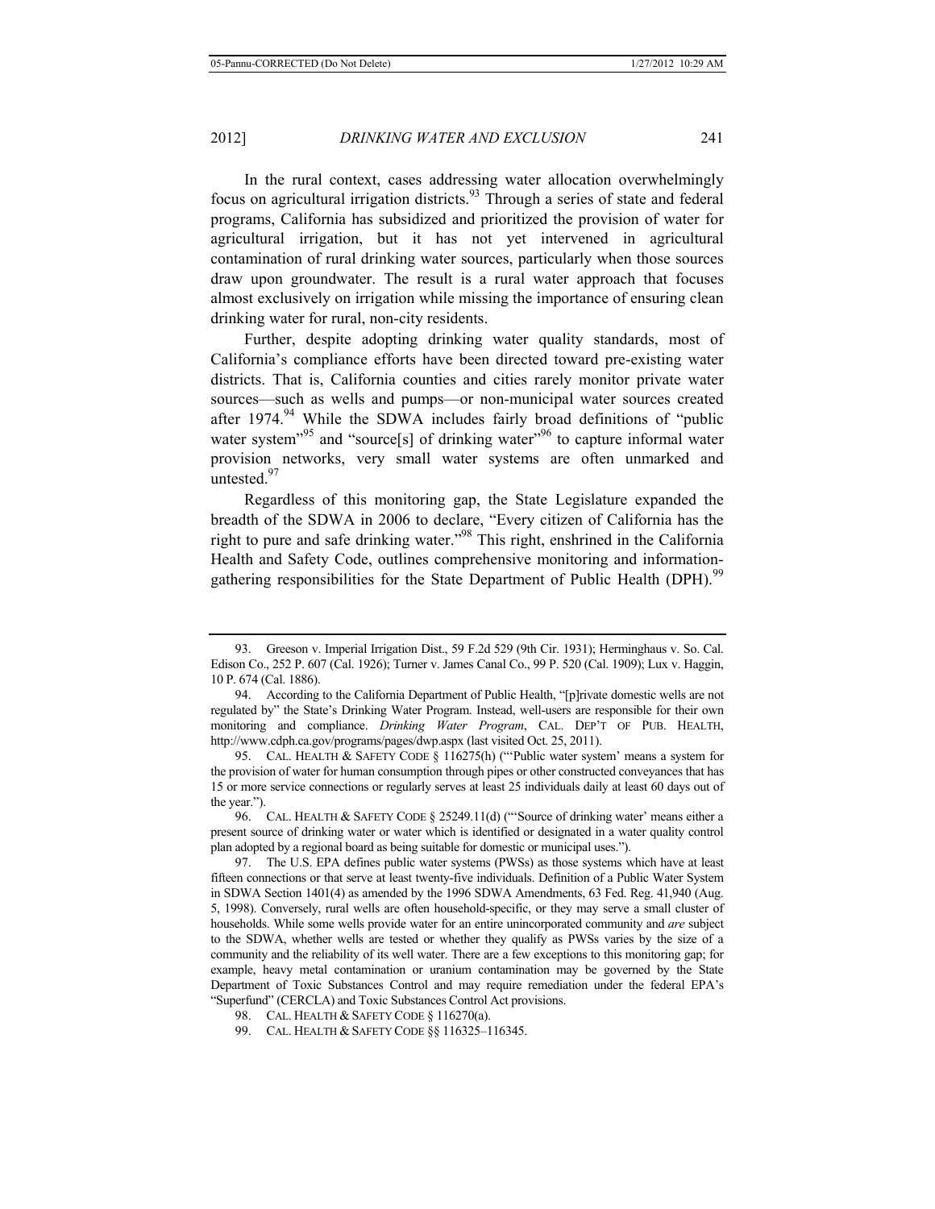In the rural context, cases addressing water allocation overwhelmingly focus on agricultural irrigation districts.[93] Through a series of state and federal programs, California has subsidized and prioritized the provision of water for agricultural irrigation, but it has not yet intervened in agricultural contamination of rural drinking water sources, particularly when those sources draw upon groundwater. The result is a rural water approach that focuses almost exclusively on irrigation while missing the importance of ensuring clean drinking water for rural, non-city residents.

Further, despite adopting drinking water quality standards, most of California's compliance efforts have been directed toward pre-existing water districts. That is, California counties and cities rarely monitor private water sources—such as wells and pumps—or non-municipal water sources created after 1974.[94] While the SDWA includes fairly broad definitions of "public water system"[95] and "source[s] of drinking water"[96] to capture informal water provision networks, very small water systems are often unmarked and untested.[97]

Regardless of this monitoring gap, the State Legislature expanded the breadth of the SDWA in 2006 to declare, "Every citizen of California has the right to pure and safe drinking water."[98] This right, enshrined in the California Health and Safety Code, outlines comprehensive monitoring and information-gathering responsibilities for the State Department of Public Health (DPH).[99]

---

93. Greeson v. Imperial Irrigation Dist., 59 F.2d 529 (9th Cir. 1931); Herminghaus v. So. Cal. Edison Co., 252 P. 607 (Cal. 1926); Turner v. James Canal Co., 99 P. 520 (Cal. 1909); Lux v. Haggin, 10 P. 674 (Cal. 1886).

94. According to the California Department of Public Health, "[p]rivate domestic wells are not regulated by" the State's Drinking Water Program. Instead, well-users are responsible for their own monitoring and compliance. *Drinking Water Program*, CAL. DEP'T OF PUB. HEALTH, http://www.cdph.ca.gov/programs/pages/dwp.aspx (last visited Oct. 25, 2011).

95. CAL. HEALTH & SAFETY CODE § 116275(h) ("'Public water system' means a system for the provision of water for human consumption through pipes or other constructed conveyances that has 15 or more service connections or regularly serves at least 25 individuals daily at least 60 days out of the year.").

96. CAL. HEALTH & SAFETY CODE § 25249.11(d) ("'Source of drinking water' means either a present source of drinking water or water which is identified or designated in a water quality control plan adopted by a regional board as being suitable for domestic or municipal uses.").

97. The U.S. EPA defines public water systems (PWSs) as those systems which have at least fifteen connections or that serve at least twenty-five individuals. Definition of a Public Water System in SDWA Section 1401(4) as amended by the 1996 SDWA Amendments, 63 Fed. Reg. 41,940 (Aug. 5, 1998). Conversely, rural wells are often household-specific, or they may serve a small cluster of households. While some wells provide water for an entire unincorporated community and *are* subject to the SDWA, whether wells are tested or whether they qualify as PWSs varies by the size of a community and the reliability of its well water. There are a few exceptions to this monitoring gap; for example, heavy metal contamination or uranium contamination may be governed by the State Department of Toxic Substances Control and may require remediation under the federal EPA's "Superfund" (CERCLA) and Toxic Substances Control Act provisions.

98. CAL. HEALTH & SAFETY CODE § 116270(a).

99. CAL. HEALTH & SAFETY CODE §§ 116325–116345.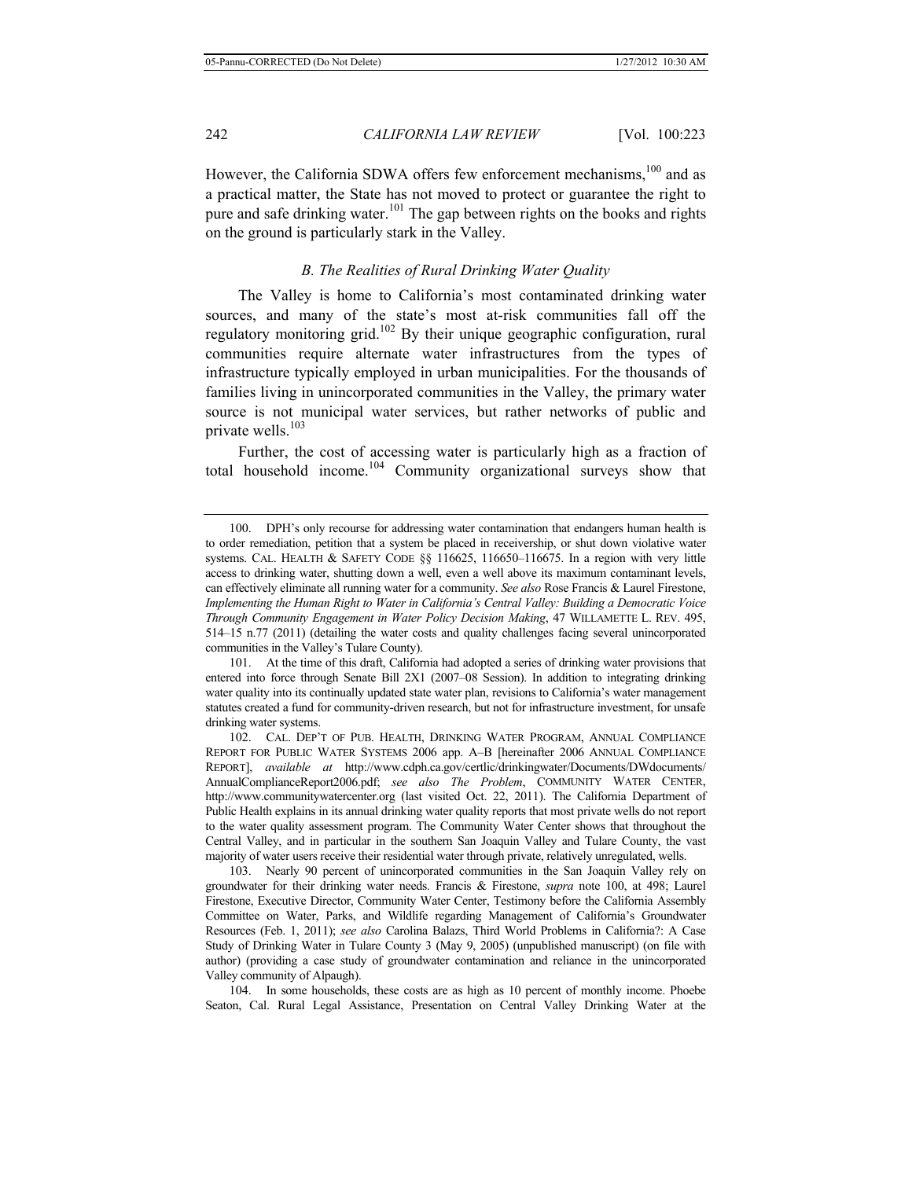However, the California SDWA offers few enforcement mechanisms,[100] and as a practical matter, the State has not moved to protect or guarantee the right to pure and safe drinking water.[101] The gap between rights on the books and rights on the ground is particularly stark in the Valley.

### *B. The Realities of Rural Drinking Water Quality*

The Valley is home to California's most contaminated drinking water sources, and many of the state's most at-risk communities fall off the regulatory monitoring grid.[102] By their unique geographic configuration, rural communities require alternate water infrastructures from the types of infrastructure typically employed in urban municipalities. For the thousands of families living in unincorporated communities in the Valley, the primary water source is not municipal water services, but rather networks of public and private wells.[103]

Further, the cost of accessing water is particularly high as a fraction of total household income.[104] Community organizational surveys show that

---

100. DPH's only recourse for addressing water contamination that endangers human health is to order remediation, petition that a system be placed in receivership, or shut down violative water systems. CAL. HEALTH & SAFETY CODE §§ 116625, 116650–116675. In a region with very little access to drinking water, shutting down a well, even a well above its maximum contaminant levels, can effectively eliminate all running water for a community. *See also* Rose Francis & Laurel Firestone, *Implementing the Human Right to Water in California's Central Valley: Building a Democratic Voice Through Community Engagement in Water Policy Decision Making*, 47 WILLAMETTE L. REV. 495, 514–15 n.77 (2011) (detailing the water costs and quality challenges facing several unincorporated communities in the Valley's Tulare County).

101. At the time of this draft, California had adopted a series of drinking water provisions that entered into force through Senate Bill 2X1 (2007–08 Session). In addition to integrating drinking water quality into its continually updated state water plan, revisions to California's water management statutes created a fund for community-driven research, but not for infrastructure investment, for unsafe drinking water systems.

102. CAL. DEP'T OF PUB. HEALTH, DRINKING WATER PROGRAM, ANNUAL COMPLIANCE REPORT FOR PUBLIC WATER SYSTEMS 2006 app. A–B [hereinafter 2006 ANNUAL COMPLIANCE REPORT], *available at* http://www.cdph.ca.gov/certlic/drinkingwater/Documents/DWdocuments/AnnualComplianceReport2006.pdf; *see also The Problem*, COMMUNITY WATER CENTER, http://www.communitywatercenter.org (last visited Oct. 22, 2011). The California Department of Public Health explains in its annual drinking water quality reports that most private wells do not report to the water quality assessment program. The Community Water Center shows that throughout the Central Valley, and in particular in the southern San Joaquin Valley and Tulare County, the vast majority of water users receive their residential water through private, relatively unregulated, wells.

103. Nearly 90 percent of unincorporated communities in the San Joaquin Valley rely on groundwater for their drinking water needs. Francis & Firestone, *supra* note 100, at 498; Laurel Firestone, Executive Director, Community Water Center, Testimony before the California Assembly Committee on Water, Parks, and Wildlife regarding Management of California's Groundwater Resources (Feb. 1, 2011); *see also* Carolina Balazs, Third World Problems in California?: A Case Study of Drinking Water in Tulare County 3 (May 9, 2005) (unpublished manuscript) (on file with author) (providing a case study of groundwater contamination and reliance in the unincorporated Valley community of Alpaugh).

104. In some households, these costs are as high as 10 percent of monthly income. Phoebe Seaton, Cal. Rural Legal Assistance, Presentation on Central Valley Drinking Water at the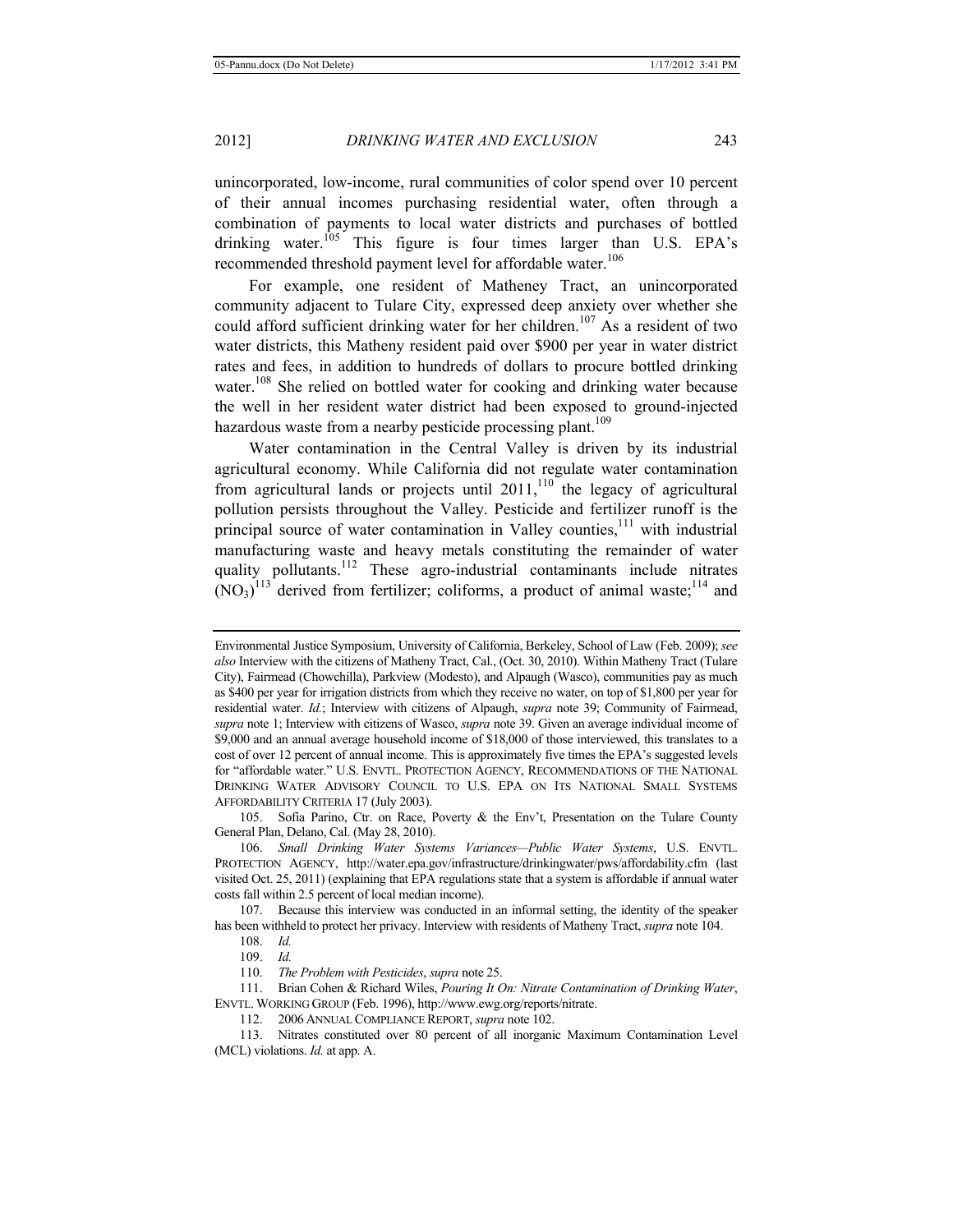unincorporated, low-income, rural communities of color spend over 10 percent of their annual incomes purchasing residential water, often through a combination of payments to local water districts and purchases of bottled drinking water.[105] This figure is four times larger than U.S. EPA's recommended threshold payment level for affordable water.[106]

For example, one resident of Matheney Tract, an unincorporated community adjacent to Tulare City, expressed deep anxiety over whether she could afford sufficient drinking water for her children.[107] As a resident of two water districts, this Matheny resident paid over $900 per year in water district rates and fees, in addition to hundreds of dollars to procure bottled drinking water.[108] She relied on bottled water for cooking and drinking water because the well in her resident water district had been exposed to ground-injected hazardous waste from a nearby pesticide processing plant.[109]

Water contamination in the Central Valley is driven by its industrial agricultural economy. While California did not regulate water contamination from agricultural lands or projects until 2011,[110] the legacy of agricultural pollution persists throughout the Valley. Pesticide and fertilizer runoff is the principal source of water contamination in Valley counties,[111] with industrial manufacturing waste and heavy metals constituting the remainder of water quality pollutants.[112] These agro-industrial contaminants include nitrates ($NO_3$)[113] derived from fertilizer; coliforms, a product of animal waste;[114] and

---

Environmental Justice Symposium, University of California, Berkeley, School of Law (Feb. 2009); *see also* Interview with the citizens of Matheny Tract, Cal., (Oct. 30, 2010). Within Matheny Tract (Tulare City), Fairmead (Chowchilla), Parkview (Modesto), and Alpaugh (Wasco), communities pay as much as $400 per year for irrigation districts from which they receive no water, on top of $1,800 per year for residential water. *Id.*; Interview with citizens of Alpaugh, *supra* note 39; Community of Fairmead, *supra* note 1; Interview with citizens of Wasco, *supra* note 39. Given an average individual income of $9,000 and an annual average household income of $18,000 of those interviewed, this translates to a cost of over 12 percent of annual income. This is approximately five times the EPA's suggested levels for "affordable water." U.S. ENVTL. PROTECTION AGENCY, RECOMMENDATIONS OF THE NATIONAL DRINKING WATER ADVISORY COUNCIL TO U.S. EPA ON ITS NATIONAL SMALL SYSTEMS AFFORDABILITY CRITERIA 17 (July 2003).

105. Sofia Parino, Ctr. on Race, Poverty & the Env't, Presentation on the Tulare County General Plan, Delano, Cal. (May 28, 2010).

106. *Small Drinking Water Systems Variances—Public Water Systems*, U.S. ENVTL. PROTECTION AGENCY, http://water.epa.gov/infrastructure/drinkingwater/pws/affordability.cfm (last visited Oct. 25, 2011) (explaining that EPA regulations state that a system is affordable if annual water costs fall within 2.5 percent of local median income).

107. Because this interview was conducted in an informal setting, the identity of the speaker has been withheld to protect her privacy. Interview with residents of Matheny Tract, *supra* note 104.

108. *Id.*

109. *Id.*

110. *The Problem with Pesticides*, *supra* note 25.

111. Brian Cohen & Richard Wiles, *Pouring It On: Nitrate Contamination of Drinking Water*, ENVTL. WORKING GROUP (Feb. 1996), http://www.ewg.org/reports/nitrate.

112. 2006 ANNUAL COMPLIANCE REPORT, *supra* note 102.

113. Nitrates constituted over 80 percent of all inorganic Maximum Contamination Level (MCL) violations. *Id.* at app. A.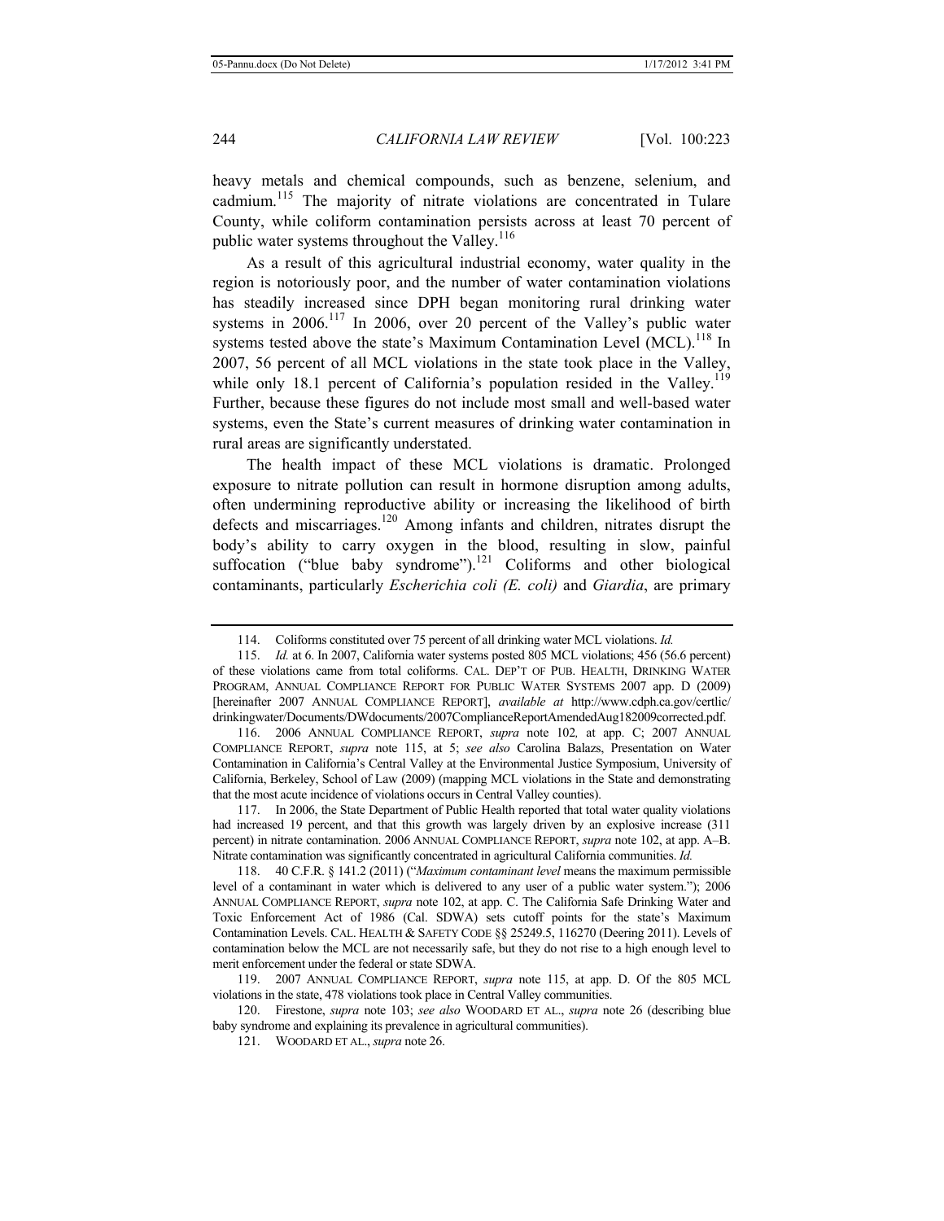heavy metals and chemical compounds, such as benzene, selenium, and cadmium.[115] The majority of nitrate violations are concentrated in Tulare County, while coliform contamination persists across at least 70 percent of public water systems throughout the Valley.[116]

As a result of this agricultural industrial economy, water quality in the region is notoriously poor, and the number of water contamination violations has steadily increased since DPH began monitoring rural drinking water systems in 2006.[117] In 2006, over 20 percent of the Valley's public water systems tested above the state's Maximum Contamination Level (MCL).[118] In 2007, 56 percent of all MCL violations in the state took place in the Valley, while only 18.1 percent of California's population resided in the Valley.[119] Further, because these figures do not include most small and well-based water systems, even the State's current measures of drinking water contamination in rural areas are significantly understated.

The health impact of these MCL violations is dramatic. Prolonged exposure to nitrate pollution can result in hormone disruption among adults, often undermining reproductive ability or increasing the likelihood of birth defects and miscarriages.[120] Among infants and children, nitrates disrupt the body's ability to carry oxygen in the blood, resulting in slow, painful suffocation ("blue baby syndrome").[121] Coliforms and other biological contaminants, particularly *Escherichia coli (E. coli)* and *Giardia*, are primary

---

114. Coliforms constituted over 75 percent of all drinking water MCL violations. *Id.*

115. *Id.* at 6. In 2007, California water systems posted 805 MCL violations; 456 (56.6 percent) of these violations came from total coliforms. CAL. DEP'T OF PUB. HEALTH, DRINKING WATER PROGRAM, ANNUAL COMPLIANCE REPORT FOR PUBLIC WATER SYSTEMS 2007 app. D (2009) [hereinafter 2007 ANNUAL COMPLIANCE REPORT], *available at* http://www.cdph.ca.gov/certlic/drinkingwater/Documents/DWdocuments/2007ComplianceReportAmendedAug182009corrected.pdf.

116. 2006 ANNUAL COMPLIANCE REPORT, *supra* note 102, at app. C; 2007 ANNUAL COMPLIANCE REPORT, *supra* note 115, at 5; *see also* Carolina Balazs, Presentation on Water Contamination in California's Central Valley at the Environmental Justice Symposium, University of California, Berkeley, School of Law (2009) (mapping MCL violations in the State and demonstrating that the most acute incidence of violations occurs in Central Valley counties).

117. In 2006, the State Department of Public Health reported that total water quality violations had increased 19 percent, and that this growth was largely driven by an explosive increase (311 percent) in nitrate contamination. 2006 ANNUAL COMPLIANCE REPORT, *supra* note 102, at app. A–B. Nitrate contamination was significantly concentrated in agricultural California communities. *Id.*

118. 40 C.F.R. § 141.2 (2011) ("*Maximum contaminant level* means the maximum permissible level of a contaminant in water which is delivered to any user of a public water system."); 2006 ANNUAL COMPLIANCE REPORT, *supra* note 102, at app. C. The California Safe Drinking Water and Toxic Enforcement Act of 1986 (Cal. SDWA) sets cutoff points for the state's Maximum Contamination Levels. CAL. HEALTH & SAFETY CODE §§ 25249.5, 116270 (Deering 2011). Levels of contamination below the MCL are not necessarily safe, but they do not rise to a high enough level to merit enforcement under the federal or state SDWA.

119. 2007 ANNUAL COMPLIANCE REPORT, *supra* note 115, at app. D. Of the 805 MCL violations in the state, 478 violations took place in Central Valley communities.

120. Firestone, *supra* note 103; *see also* WOODARD ET AL., *supra* note 26 (describing blue baby syndrome and explaining its prevalence in agricultural communities).

121. WOODARD ET AL., *supra* note 26.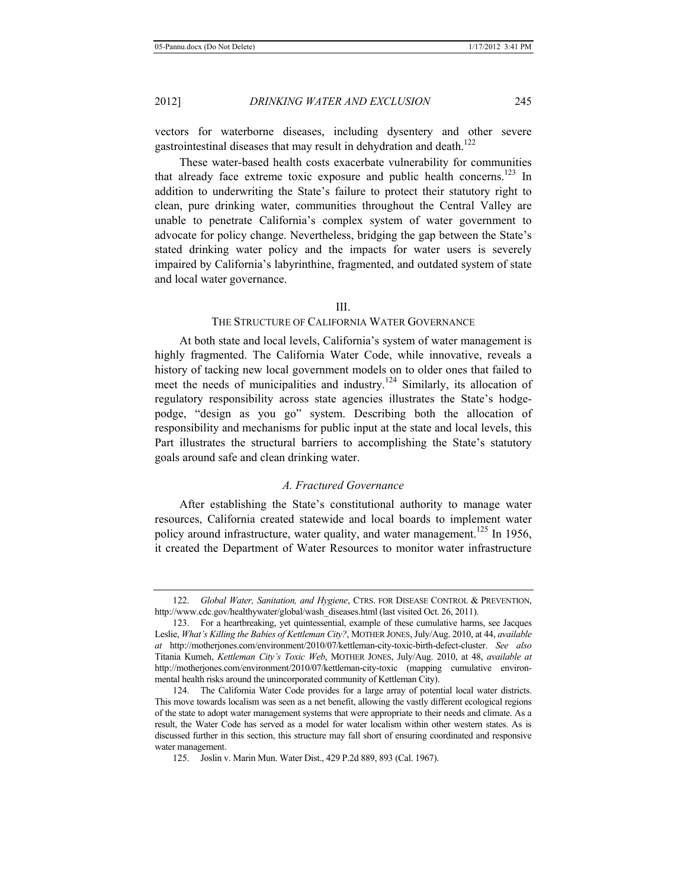vectors for waterborne diseases, including dysentery and other severe gastrointestinal diseases that may result in dehydration and death.[122]

These water-based health costs exacerbate vulnerability for communities that already face extreme toxic exposure and public health concerns.[123] In addition to underwriting the State's failure to protect their statutory right to clean, pure drinking water, communities throughout the Central Valley are unable to penetrate California's complex system of water government to advocate for policy change. Nevertheless, bridging the gap between the State's stated drinking water policy and the impacts for water users is severely impaired by California's labyrinthine, fragmented, and outdated system of state and local water governance.

## III.
## THE STRUCTURE OF CALIFORNIA WATER GOVERNANCE

At both state and local levels, California's system of water management is highly fragmented. The California Water Code, while innovative, reveals a history of tacking new local government models on to older ones that failed to meet the needs of municipalities and industry.[124] Similarly, its allocation of regulatory responsibility across state agencies illustrates the State's hodge-podge, "design as you go" system. Describing both the allocation of responsibility and mechanisms for public input at the state and local levels, this Part illustrates the structural barriers to accomplishing the State's statutory goals around safe and clean drinking water.

### *A. Fractured Governance*

After establishing the State's constitutional authority to manage water resources, California created statewide and local boards to implement water policy around infrastructure, water quality, and water management.[125] In 1956, it created the Department of Water Resources to monitor water infrastructure

---

122. *Global Water, Sanitation, and Hygiene*, CTRS. FOR DISEASE CONTROL & PREVENTION, http://www.cdc.gov/healthywater/global/wash_diseases.html (last visited Oct. 26, 2011).

123. For a heartbreaking, yet quintessential, example of these cumulative harms, see Jacques Leslie, *What's Killing the Babies of Kettleman City?*, MOTHER JONES, July/Aug. 2010, at 44, *available at* http://motherjones.com/environment/2010/07/kettleman-city-toxic-birth-defect-cluster. *See also* Titania Kumeh, *Kettleman City's Toxic Web*, MOTHER JONES, July/Aug. 2010, at 48, *available at* http://motherjones.com/environment/2010/07/kettleman-city-toxic (mapping cumulative environmental health risks around the unincorporated community of Kettleman City).

124. The California Water Code provides for a large array of potential local water districts. This move towards localism was seen as a net benefit, allowing the vastly different ecological regions of the state to adopt water management systems that were appropriate to their needs and climate. As a result, the Water Code has served as a model for water localism within other western states. As is discussed further in this section, this structure may fall short of ensuring coordinated and responsive water management.

125. Joslin v. Marin Mun. Water Dist., 429 P.2d 889, 893 (Cal. 1967).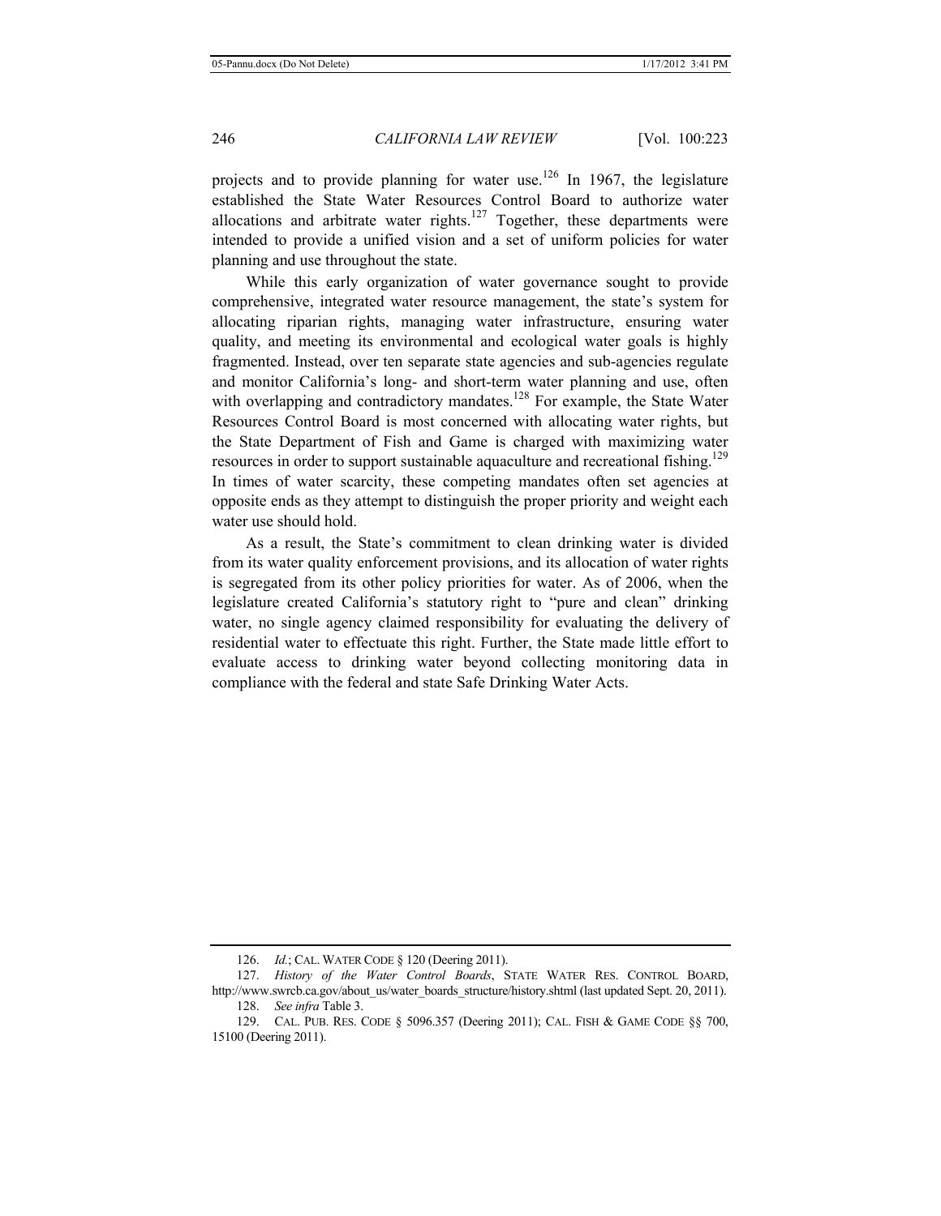projects and to provide planning for water use.[126] In 1967, the legislature established the State Water Resources Control Board to authorize water allocations and arbitrate water rights.[127] Together, these departments were intended to provide a unified vision and a set of uniform policies for water planning and use throughout the state.

While this early organization of water governance sought to provide comprehensive, integrated water resource management, the state's system for allocating riparian rights, managing water infrastructure, ensuring water quality, and meeting its environmental and ecological water goals is highly fragmented. Instead, over ten separate state agencies and sub-agencies regulate and monitor California's long- and short-term water planning and use, often with overlapping and contradictory mandates.[128] For example, the State Water Resources Control Board is most concerned with allocating water rights, but the State Department of Fish and Game is charged with maximizing water resources in order to support sustainable aquaculture and recreational fishing.[129] In times of water scarcity, these competing mandates often set agencies at opposite ends as they attempt to distinguish the proper priority and weight each water use should hold.

As a result, the State's commitment to clean drinking water is divided from its water quality enforcement provisions, and its allocation of water rights is segregated from its other policy priorities for water. As of 2006, when the legislature created California's statutory right to "pure and clean" drinking water, no single agency claimed responsibility for evaluating the delivery of residential water to effectuate this right. Further, the State made little effort to evaluate access to drinking water beyond collecting monitoring data in compliance with the federal and state Safe Drinking Water Acts.

---

126. *Id.*; CAL. WATER CODE § 120 (Deering 2011).

127. *History of the Water Control Boards*, STATE WATER RES. CONTROL BOARD, http://www.swrcb.ca.gov/about_us/water_boards_structure/history.shtml (last updated Sept. 20, 2011).

128. *See infra* Table 3.

129. CAL. PUB. RES. CODE § 5096.357 (Deering 2011); CAL. FISH & GAME CODE §§ 700, 15100 (Deering 2011).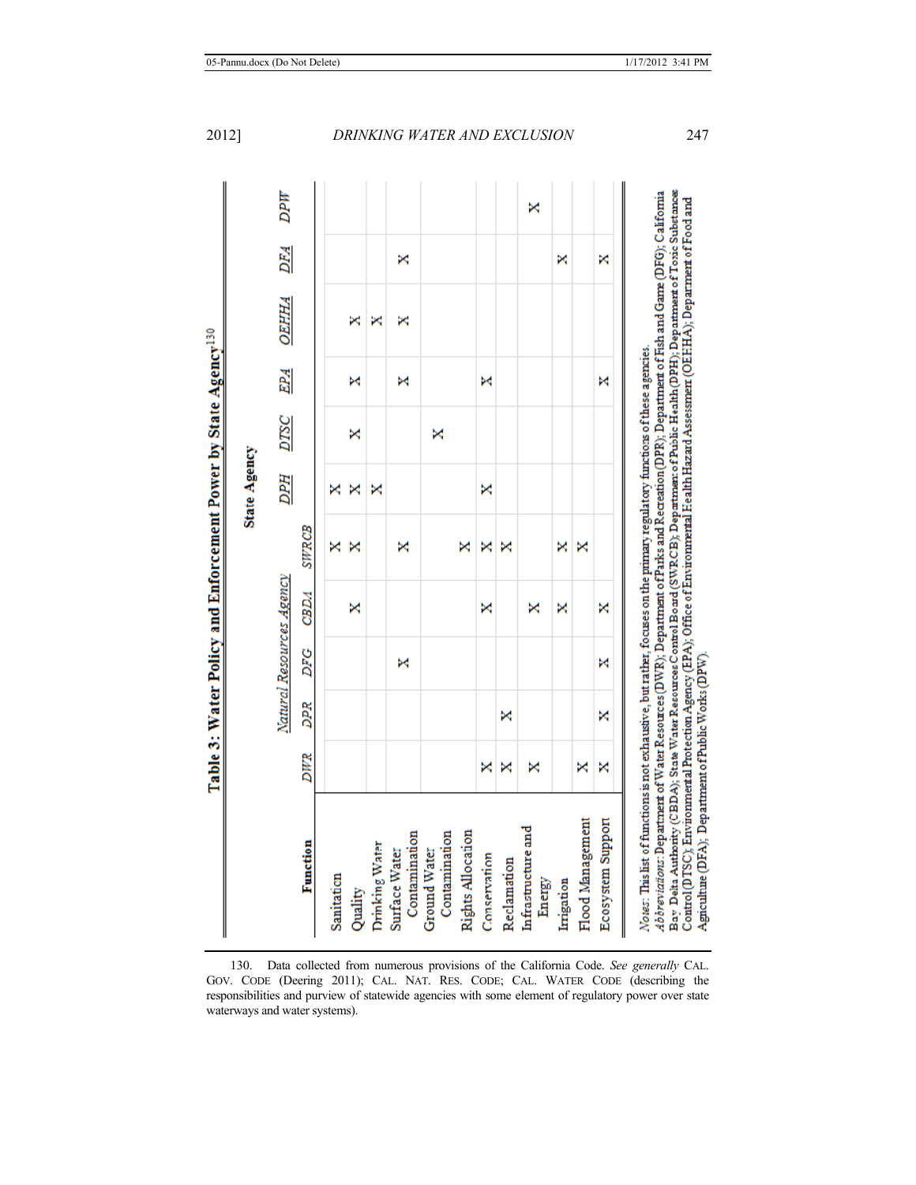**Table 3: Water Policy and Enforcement Power by State Agency[130]**

| Function | Natural Resources Agency | | | | State Agency | | | | | | |
|---|---|---|---|---|---|---|---|---|---|---|---|
| | *DWR* | *DPR* | *DFG* | *CBDA* | *SWRCB* | *DPH* | *DTSC* | *EPA* | *OEHHA* | *DFA* | *DPW* |
| Sanitation | | | | | X | X | | | | | |
| Quality | | | | X | X | X | X | X | X | | |
| Drinking Water | | | | | | X | | | X | | |
| Surface Water Contamination | | | X | | X | | | X | X | X | |
| Ground Water Contamination | | | | | | | X | | | | |
| Rights Allocation | | | | | X | | | | | | |
| Conservation | X | | | X | X | X | | X | | | |
| Reclamation | X | X | | | X | | | | | | |
| Infrastructure and Energy | X | | | X | | | | | | | X |
| Irrigation | | | | X | X | | | | | X | |
| Flood Management | X | | | | X | | | | | | |
| Ecosystem Support | X | X | X | X | | | | X | | X | |

*Notes:* This list of functions is not exhaustive, but rather, focuses on the primary regulatory functions of these agencies.
*Abbreviations:* Department of Water Resources (DWR); Department of Parks and Recreation (DPR); Department of Fish and Game (DFG); California Bay Delta Authority (CBDA); State Water Resources Control Board (SWRCB); Department of Public Health (DPH); Department of Toxic Substance Control (DTSC); Environmental Protection Agency (EPA); Office of Environmental Health Hazard Assessment (OEHHA); Department of Food and Agriculture (DFA); Department of Public Works (DPW).

---

130. Data collected from numerous provisions of the California Code. *See generally* CAL. GOV. CODE (Deering 2011); CAL. NAT. RES. CODE; CAL. WATER CODE (describing the responsibilities and purview of statewide agencies with some element of regulatory power over state waterways and water systems).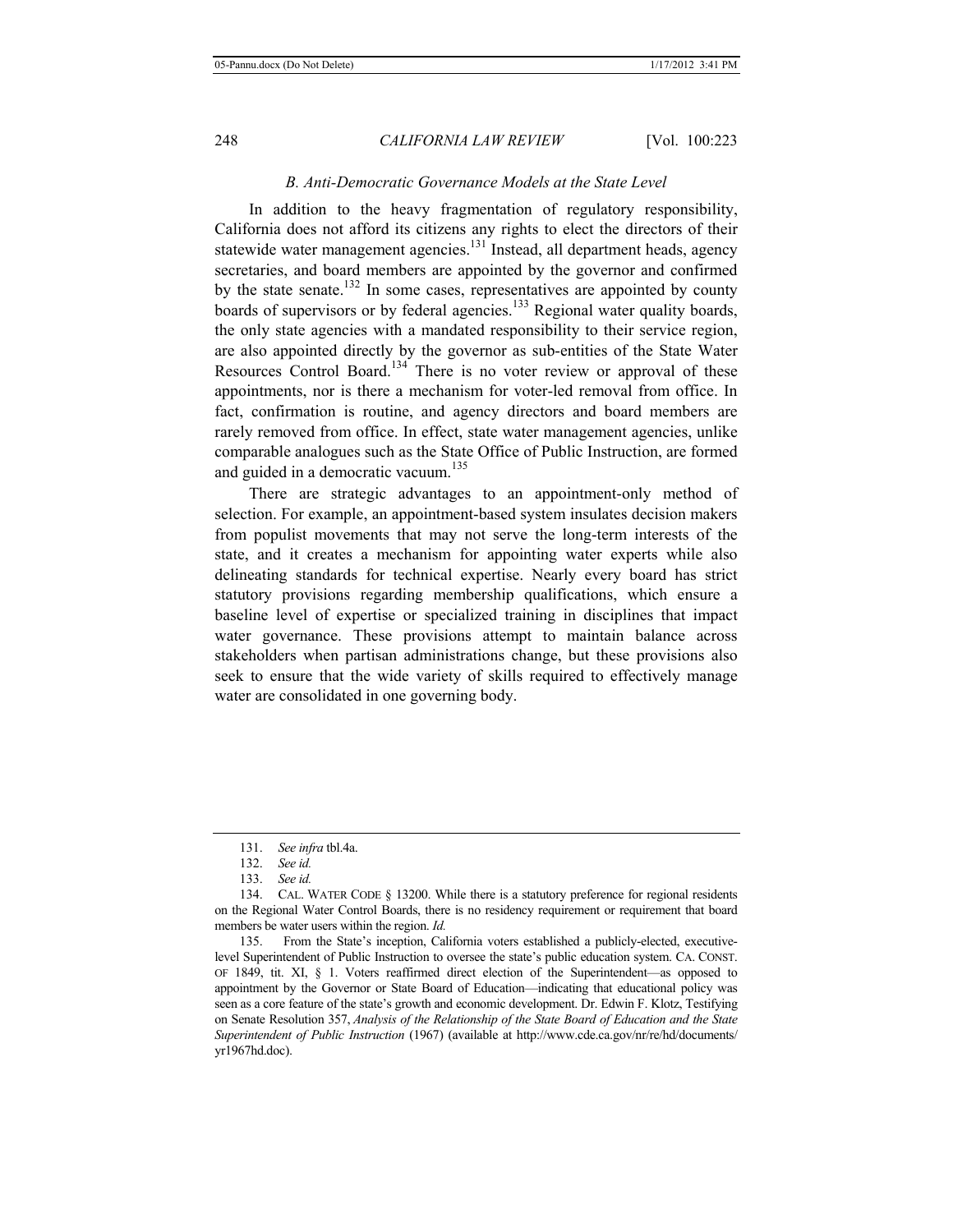### *B. Anti-Democratic Governance Models at the State Level*

In addition to the heavy fragmentation of regulatory responsibility, California does not afford its citizens any rights to elect the directors of their statewide water management agencies.[131] Instead, all department heads, agency secretaries, and board members are appointed by the governor and confirmed by the state senate.[132] In some cases, representatives are appointed by county boards of supervisors or by federal agencies.[133] Regional water quality boards, the only state agencies with a mandated responsibility to their service region, are also appointed directly by the governor as sub-entities of the State Water Resources Control Board.[134] There is no voter review or approval of these appointments, nor is there a mechanism for voter-led removal from office. In fact, confirmation is routine, and agency directors and board members are rarely removed from office. In effect, state water management agencies, unlike comparable analogues such as the State Office of Public Instruction, are formed and guided in a democratic vacuum.[135]

There are strategic advantages to an appointment-only method of selection. For example, an appointment-based system insulates decision makers from populist movements that may not serve the long-term interests of the state, and it creates a mechanism for appointing water experts while also delineating standards for technical expertise. Nearly every board has strict statutory provisions regarding membership qualifications, which ensure a baseline level of expertise or specialized training in disciplines that impact water governance. These provisions attempt to maintain balance across stakeholders when partisan administrations change, but these provisions also seek to ensure that the wide variety of skills required to effectively manage water are consolidated in one governing body.

---

131. *See infra* tbl.4a.

132. *See id.*

133. *See id.*

134. CAL. WATER CODE § 13200. While there is a statutory preference for regional residents on the Regional Water Control Boards, there is no residency requirement or requirement that board members be water users within the region. *Id.*

135. From the State's inception, California voters established a publicly-elected, executive-level Superintendent of Public Instruction to oversee the state's public education system. CA. CONST. OF 1849, tit. XI, § 1. Voters reaffirmed direct election of the Superintendent—as opposed to appointment by the Governor or State Board of Education—indicating that educational policy was seen as a core feature of the state's growth and economic development. Dr. Edwin F. Klotz, Testifying on Senate Resolution 357, *Analysis of the Relationship of the State Board of Education and the State Superintendent of Public Instruction* (1967) (available at http://www.cde.ca.gov/nr/re/hd/documents/yr1967hd.doc).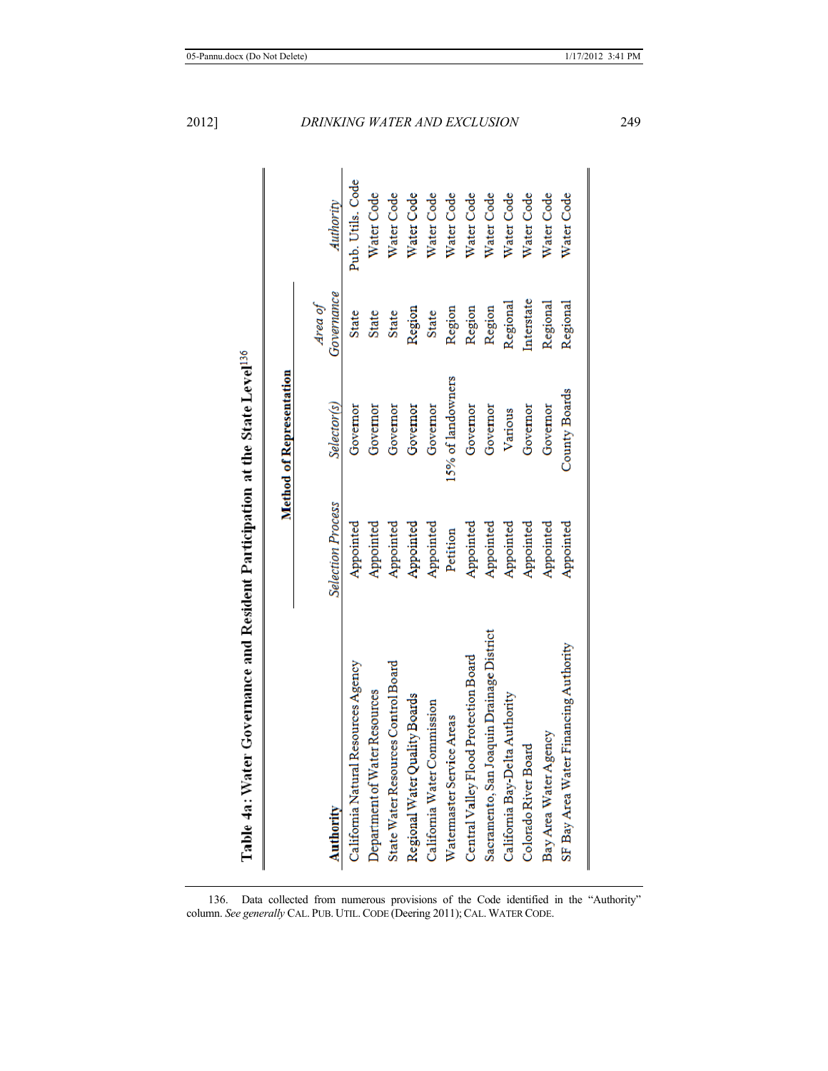**Table 4a: Water Governance and Resident Participation at the State Level**[136]

| Authority | Method of Representation | | | |
|---|---|---|---|---|
| | *Selection Process* | *Selector(s)* | *Area of Governance* | *Authority* |
| California Natural Resources Agency | Appointed | Governor | State | Pub. Utils. Code |
| Department of Water Resources | Appointed | Governor | State | Water Code |
| State Water Resources Control Board | Appointed | Governor | State | Water Code |
| Regional Water Quality Boards | Appointed | Governor | Region | Water Code |
| California Water Commission | Appointed | Governor | State | Water Code |
| Watermaster Service Areas | Petition | 15% of landowners | Region | Water Code |
| Central Valley Flood Protection Board | Appointed | Governor | Region | Water Code |
| Sacramento, San Joaquin Drainage District | Appointed | Governor | Region | Water Code |
| California Bay-Delta Authority | Appointed | Various | Regional | Water Code |
| Colorado River Board | Appointed | Governor | Interstate | Water Code |
| Bay Area Water Agency | Appointed | Governor | Regional | Water Code |
| SF Bay Area Water Financing Authority | Appointed | County Boards | Regional | Water Code |

136. Data collected from numerous provisions of the Code identified in the "Authority" column. *See generally* CAL. PUB. UTIL. CODE (Deering 2011); CAL. WATER CODE.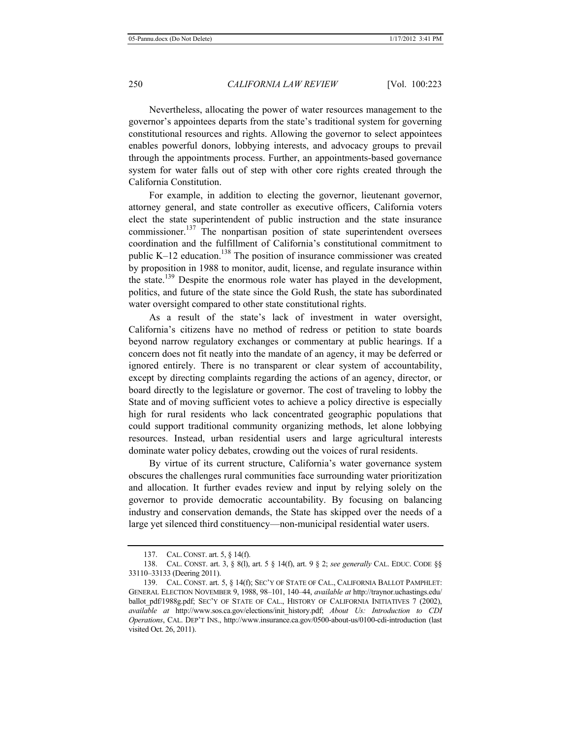Nevertheless, allocating the power of water resources management to the governor's appointees departs from the state's traditional system for governing constitutional resources and rights. Allowing the governor to select appointees enables powerful donors, lobbying interests, and advocacy groups to prevail through the appointments process. Further, an appointments-based governance system for water falls out of step with other core rights created through the California Constitution.

For example, in addition to electing the governor, lieutenant governor, attorney general, and state controller as executive officers, California voters elect the state superintendent of public instruction and the state insurance commissioner.[137] The nonpartisan position of state superintendent oversees coordination and the fulfillment of California's constitutional commitment to public K–12 education.[138] The position of insurance commissioner was created by proposition in 1988 to monitor, audit, license, and regulate insurance within the state.[139] Despite the enormous role water has played in the development, politics, and future of the state since the Gold Rush, the state has subordinated water oversight compared to other state constitutional rights.

As a result of the state's lack of investment in water oversight, California's citizens have no method of redress or petition to state boards beyond narrow regulatory exchanges or commentary at public hearings. If a concern does not fit neatly into the mandate of an agency, it may be deferred or ignored entirely. There is no transparent or clear system of accountability, except by directing complaints regarding the actions of an agency, director, or board directly to the legislature or governor. The cost of traveling to lobby the State and of moving sufficient votes to achieve a policy directive is especially high for rural residents who lack concentrated geographic populations that could support traditional community organizing methods, let alone lobbying resources. Instead, urban residential users and large agricultural interests dominate water policy debates, crowding out the voices of rural residents.

By virtue of its current structure, California's water governance system obscures the challenges rural communities face surrounding water prioritization and allocation. It further evades review and input by relying solely on the governor to provide democratic accountability. By focusing on balancing industry and conservation demands, the State has skipped over the needs of a large yet silenced third constituency—non-municipal residential water users.

---

137. CAL. CONST. art. 5, § 14(f).

138. CAL. CONST. art. 3, § 8(l), art. 5 § 14(f), art. 9 § 2; *see generally* CAL. EDUC. CODE §§ 33110–33133 (Deering 2011).

139. CAL. CONST. art. 5, § 14(f); SEC'Y OF STATE OF CAL., CALIFORNIA BALLOT PAMPHLET: GENERAL ELECTION NOVEMBER 9, 1988, 98–101, 140–44, *available at* http://traynor.uchastings.edu/ballot_pdf/1988g.pdf; SEC'Y OF STATE OF CAL., HISTORY OF CALIFORNIA INITIATIVES 7 (2002), *available at* http://www.sos.ca.gov/elections/init_history.pdf; *About Us: Introduction to CDI Operations*, CAL. DEP'T INS., http://www.insurance.ca.gov/0500-about-us/0100-cdi-introduction (last visited Oct. 26, 2011).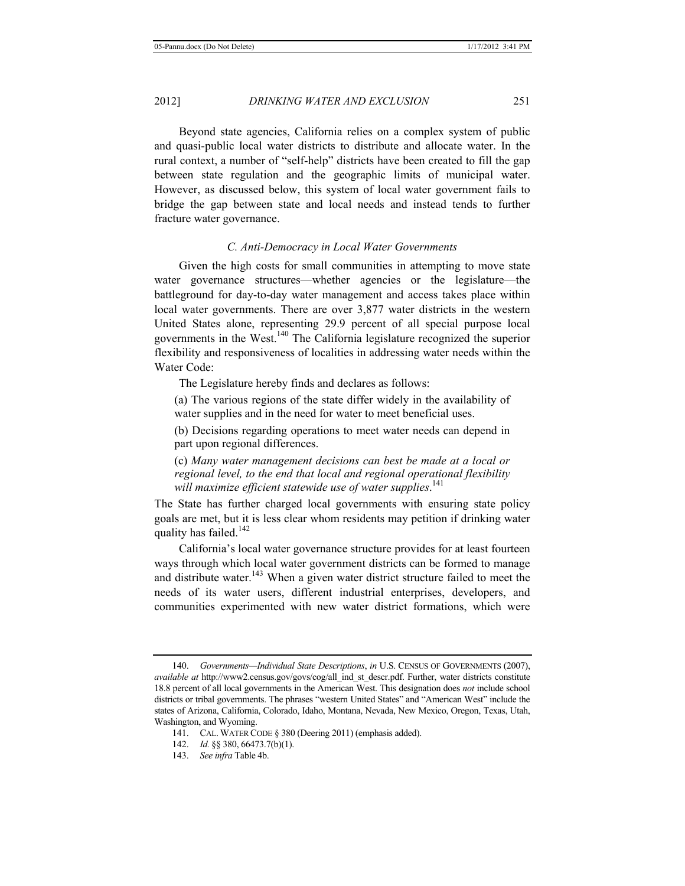Beyond state agencies, California relies on a complex system of public and quasi-public local water districts to distribute and allocate water. In the rural context, a number of "self-help" districts have been created to fill the gap between state regulation and the geographic limits of municipal water. However, as discussed below, this system of local water government fails to bridge the gap between state and local needs and instead tends to further fracture water governance.

### *C. Anti-Democracy in Local Water Governments*

Given the high costs for small communities in attempting to move state water governance structures—whether agencies or the legislature—the battleground for day-to-day water management and access takes place within local water governments. There are over 3,877 water districts in the western United States alone, representing 29.9 percent of all special purpose local governments in the West.[140] The California legislature recognized the superior flexibility and responsiveness of localities in addressing water needs within the Water Code:

> The Legislature hereby finds and declares as follows:
>
> (a) The various regions of the state differ widely in the availability of water supplies and in the need for water to meet beneficial uses.
>
> (b) Decisions regarding operations to meet water needs can depend in part upon regional differences.
>
> (c) *Many water management decisions can best be made at a local or regional level, to the end that local and regional operational flexibility will maximize efficient statewide use of water supplies*.[141]

The State has further charged local governments with ensuring state policy goals are met, but it is less clear whom residents may petition if drinking water quality has failed.[142]

California's local water governance structure provides for at least fourteen ways through which local water government districts can be formed to manage and distribute water.[143] When a given water district structure failed to meet the needs of its water users, different industrial enterprises, developers, and communities experimented with new water district formations, which were

---

140. *Governments—Individual State Descriptions*, *in* U.S. CENSUS OF GOVERNMENTS (2007), *available at* http://www2.census.gov/govs/cog/all_ind_st_descr.pdf. Further, water districts constitute 18.8 percent of all local governments in the American West. This designation does *not* include school districts or tribal governments. The phrases "western United States" and "American West" include the states of Arizona, California, Colorado, Idaho, Montana, Nevada, New Mexico, Oregon, Texas, Utah, Washington, and Wyoming.

141. CAL. WATER CODE § 380 (Deering 2011) (emphasis added).

142. *Id.* §§ 380, 66473.7(b)(1).

143. *See infra* Table 4b.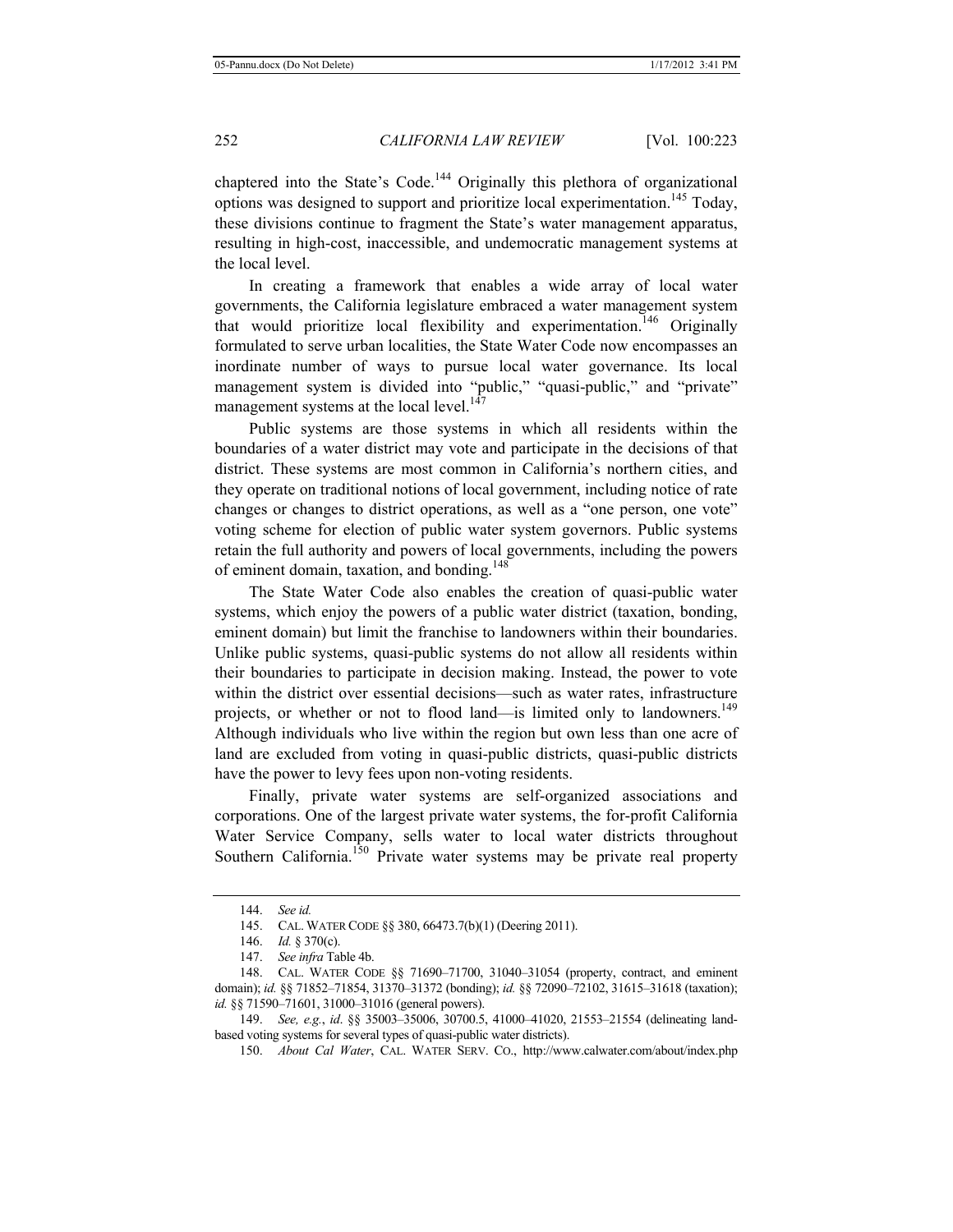chaptered into the State's Code.[144] Originally this plethora of organizational options was designed to support and prioritize local experimentation.[145] Today, these divisions continue to fragment the State's water management apparatus, resulting in high-cost, inaccessible, and undemocratic management systems at the local level.

In creating a framework that enables a wide array of local water governments, the California legislature embraced a water management system that would prioritize local flexibility and experimentation.[146] Originally formulated to serve urban localities, the State Water Code now encompasses an inordinate number of ways to pursue local water governance. Its local management system is divided into "public," "quasi-public," and "private" management systems at the local level.[147]

Public systems are those systems in which all residents within the boundaries of a water district may vote and participate in the decisions of that district. These systems are most common in California's northern cities, and they operate on traditional notions of local government, including notice of rate changes or changes to district operations, as well as a "one person, one vote" voting scheme for election of public water system governors. Public systems retain the full authority and powers of local governments, including the powers of eminent domain, taxation, and bonding.[148]

The State Water Code also enables the creation of quasi-public water systems, which enjoy the powers of a public water district (taxation, bonding, eminent domain) but limit the franchise to landowners within their boundaries. Unlike public systems, quasi-public systems do not allow all residents within their boundaries to participate in decision making. Instead, the power to vote within the district over essential decisions—such as water rates, infrastructure projects, or whether or not to flood land—is limited only to landowners.[149] Although individuals who live within the region but own less than one acre of land are excluded from voting in quasi-public districts, quasi-public districts have the power to levy fees upon non-voting residents.

Finally, private water systems are self-organized associations and corporations. One of the largest private water systems, the for-profit California Water Service Company, sells water to local water districts throughout Southern California.[150] Private water systems may be private real property

---

144. *See id.*

145. CAL. WATER CODE §§ 380, 66473.7(b)(1) (Deering 2011).

146. *Id.* § 370(c).

147. *See infra* Table 4b.

148. CAL. WATER CODE §§ 71690–71700, 31040–31054 (property, contract, and eminent domain); *id.* §§ 71852–71854, 31370–31372 (bonding); *id.* §§ 72090–72102, 31615–31618 (taxation); *id.* §§ 71590–71601, 31000–31016 (general powers).

149. *See, e.g.*, *id.* §§ 35003–35006, 30700.5, 41000–41020, 21553–21554 (delineating land-based voting systems for several types of quasi-public water districts).

150. *About Cal Water*, CAL. WATER SERV. CO., http://www.calwater.com/about/index.php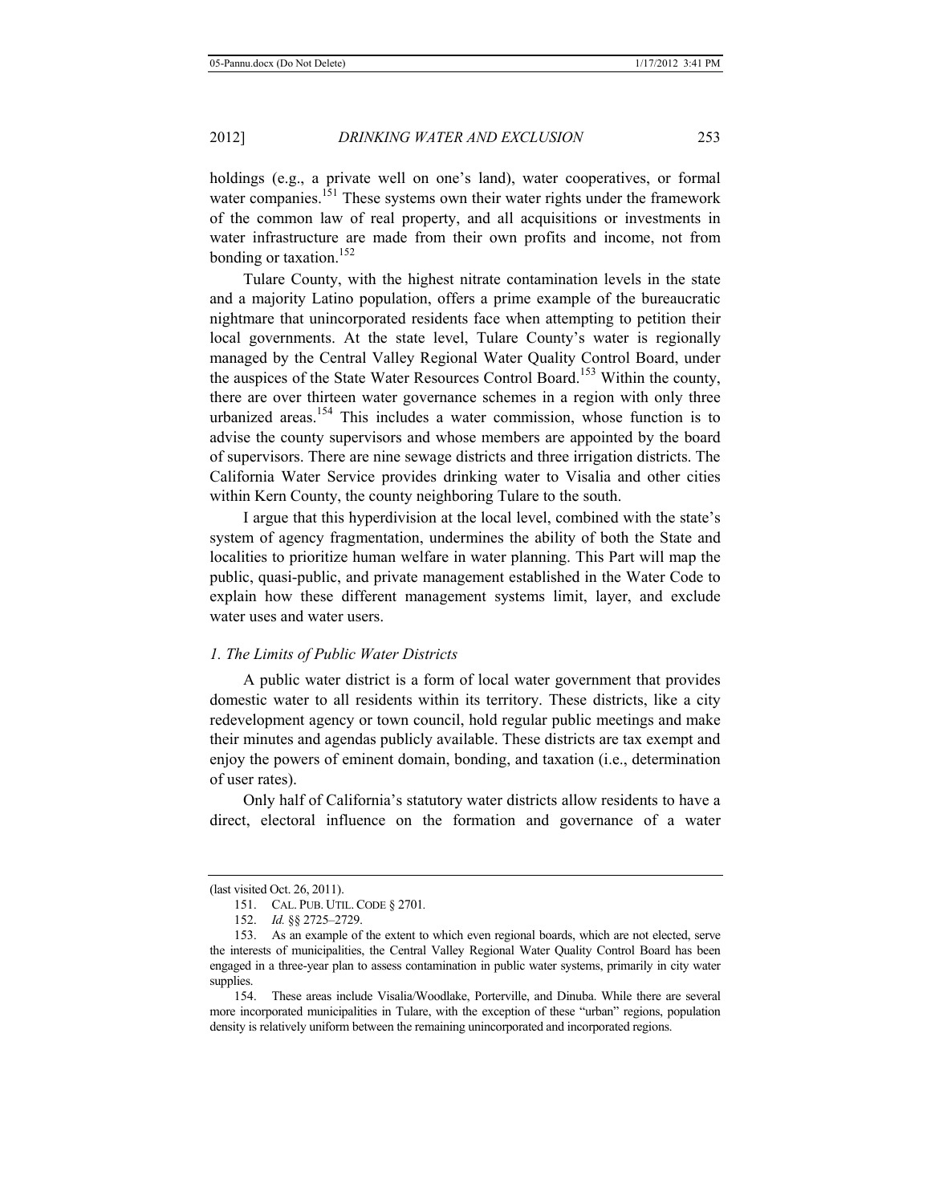holdings (e.g., a private well on one's land), water cooperatives, or formal water companies.[151] These systems own their water rights under the framework of the common law of real property, and all acquisitions or investments in water infrastructure are made from their own profits and income, not from bonding or taxation.[152]

Tulare County, with the highest nitrate contamination levels in the state and a majority Latino population, offers a prime example of the bureaucratic nightmare that unincorporated residents face when attempting to petition their local governments. At the state level, Tulare County's water is regionally managed by the Central Valley Regional Water Quality Control Board, under the auspices of the State Water Resources Control Board.[153] Within the county, there are over thirteen water governance schemes in a region with only three urbanized areas.[154] This includes a water commission, whose function is to advise the county supervisors and whose members are appointed by the board of supervisors. There are nine sewage districts and three irrigation districts. The California Water Service provides drinking water to Visalia and other cities within Kern County, the county neighboring Tulare to the south.

I argue that this hyperdivision at the local level, combined with the state's system of agency fragmentation, undermines the ability of both the State and localities to prioritize human welfare in water planning. This Part will map the public, quasi-public, and private management established in the Water Code to explain how these different management systems limit, layer, and exclude water uses and water users.

### *1. The Limits of Public Water Districts*

A public water district is a form of local water government that provides domestic water to all residents within its territory. These districts, like a city redevelopment agency or town council, hold regular public meetings and make their minutes and agendas publicly available. These districts are tax exempt and enjoy the powers of eminent domain, bonding, and taxation (i.e., determination of user rates).

Only half of California's statutory water districts allow residents to have a direct, electoral influence on the formation and governance of a water

---

(last visited Oct. 26, 2011).

151. CAL. PUB. UTIL. CODE § 2701.

152. *Id.* §§ 2725–2729.

153. As an example of the extent to which even regional boards, which are not elected, serve the interests of municipalities, the Central Valley Regional Water Quality Control Board has been engaged in a three-year plan to assess contamination in public water systems, primarily in city water supplies.

154. These areas include Visalia/Woodlake, Porterville, and Dinuba. While there are several more incorporated municipalities in Tulare, with the exception of these "urban" regions, population density is relatively uniform between the remaining unincorporated and incorporated regions.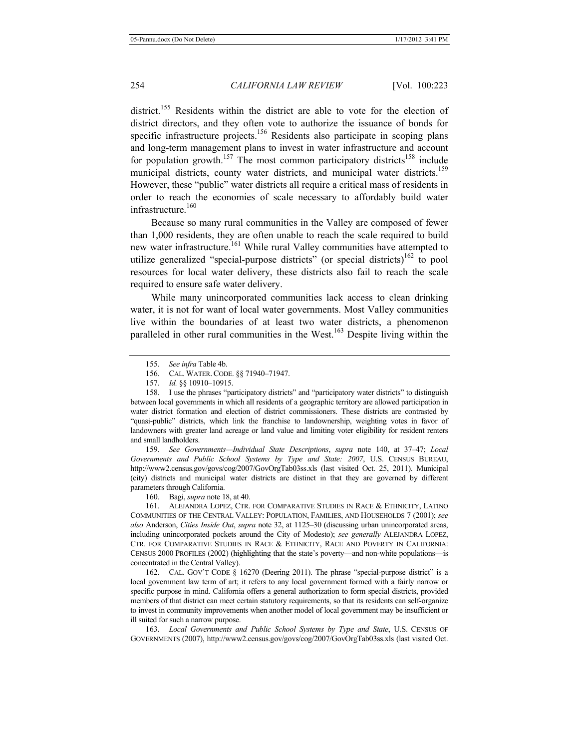district.[155] Residents within the district are able to vote for the election of district directors, and they often vote to authorize the issuance of bonds for specific infrastructure projects.[156] Residents also participate in scoping plans and long-term management plans to invest in water infrastructure and account for population growth.[157] The most common participatory districts[158] include municipal districts, county water districts, and municipal water districts.[159] However, these "public" water districts all require a critical mass of residents in order to reach the economies of scale necessary to affordably build water infrastructure.[160]

Because so many rural communities in the Valley are composed of fewer than 1,000 residents, they are often unable to reach the scale required to build new water infrastructure.[161] While rural Valley communities have attempted to utilize generalized "special-purpose districts" (or special districts)[162] to pool resources for local water delivery, these districts also fail to reach the scale required to ensure safe water delivery.

While many unincorporated communities lack access to clean drinking water, it is not for want of local water governments. Most Valley communities live within the boundaries of at least two water districts, a phenomenon paralleled in other rural communities in the West.[163] Despite living within the

---

155. *See infra* Table 4b.

156. CAL. WATER. CODE. §§ 71940–71947.

157. *Id.* §§ 10910–10915.

158. I use the phrases "participatory districts" and "participatory water districts" to distinguish between local governments in which all residents of a geographic territory are allowed participation in water district formation and election of district commissioners. These districts are contrasted by "quasi-public" districts, which link the franchise to landownership, weighting votes in favor of landowners with greater land acreage or land value and limiting voter eligibility for resident renters and small landholders.

159. *See Governments—Individual State Descriptions*, *supra* note 140, at 37–47; *Local Governments and Public School Systems by Type and State: 2007*, U.S. CENSUS BUREAU, http://www2.census.gov/govs/cog/2007/GovOrgTab03ss.xls (last visited Oct. 25, 2011). Municipal (city) districts and municipal water districts are distinct in that they are governed by different parameters through California.

160. Bagi, *supra* note 18, at 40.

161. ALEJANDRA LOPEZ, CTR. FOR COMPARATIVE STUDIES IN RACE & ETHNICITY, LATINO COMMUNITIES OF THE CENTRAL VALLEY: POPULATION, FAMILIES, AND HOUSEHOLDS 7 (2001); *see also* Anderson, *Cities Inside Out*, *supra* note 32, at 1125–30 (discussing urban unincorporated areas, including unincorporated pockets around the City of Modesto); *see generally* ALEJANDRA LOPEZ, CTR. FOR COMPARATIVE STUDIES IN RACE & ETHNICITY, RACE AND POVERTY IN CALIFORNIA: CENSUS 2000 PROFILES (2002) (highlighting that the state's poverty—and non-white populations—is concentrated in the Central Valley).

162. CAL. GOV'T CODE § 16270 (Deering 2011). The phrase "special-purpose district" is a local government law term of art; it refers to any local government formed with a fairly narrow or specific purpose in mind. California offers a general authorization to form special districts, provided members of that district can meet certain statutory requirements, so that its residents can self-organize to invest in community improvements when another model of local government may be insufficient or ill suited for such a narrow purpose.

163. *Local Governments and Public School Systems by Type and State*, U.S. CENSUS OF GOVERNMENTS (2007), http://www2.census.gov/govs/cog/2007/GovOrgTab03ss.xls (last visited Oct.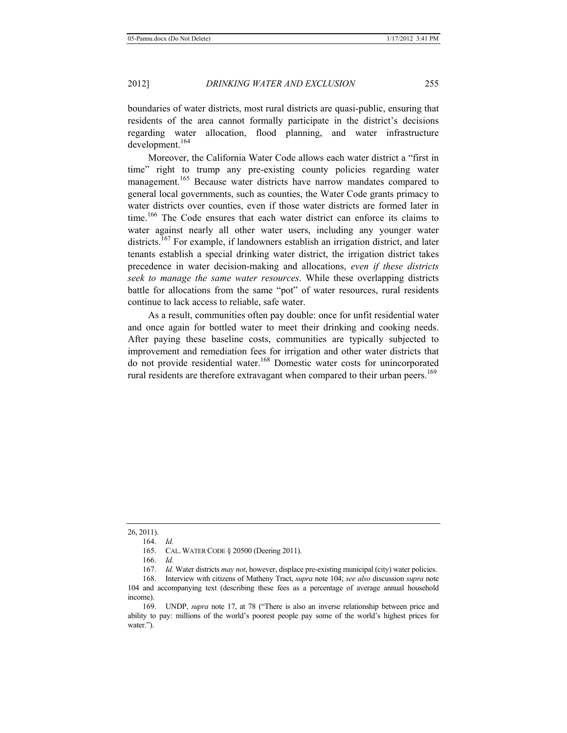boundaries of water districts, most rural districts are quasi-public, ensuring that residents of the area cannot formally participate in the district's decisions regarding water allocation, flood planning, and water infrastructure development.[164]

Moreover, the California Water Code allows each water district a "first in time" right to trump any pre-existing county policies regarding water management.[165] Because water districts have narrow mandates compared to general local governments, such as counties, the Water Code grants primacy to water districts over counties, even if those water districts are formed later in time.[166] The Code ensures that each water district can enforce its claims to water against nearly all other water users, including any younger water districts.[167] For example, if landowners establish an irrigation district, and later tenants establish a special drinking water district, the irrigation district takes precedence in water decision-making and allocations, *even if these districts seek to manage the same water resources*. While these overlapping districts battle for allocations from the same "pot" of water resources, rural residents continue to lack access to reliable, safe water.

As a result, communities often pay double: once for unfit residential water and once again for bottled water to meet their drinking and cooking needs. After paying these baseline costs, communities are typically subjected to improvement and remediation fees for irrigation and other water districts that do not provide residential water.[168] Domestic water costs for unincorporated rural residents are therefore extravagant when compared to their urban peers.[169]

---

26, 2011).

164. *Id.*

165. CAL. WATER CODE § 20500 (Deering 2011).

166. *Id.*

167. *Id.* Water districts *may not*, however, displace pre-existing municipal (city) water policies.

168. Interview with citizens of Matheny Tract, *supra* note 104; *see also* discussion *supra* note 104 and accompanying text (describing these fees as a percentage of average annual household income).

169. UNDP, *supra* note 17, at 78 ("There is also an inverse relationship between price and ability to pay: millions of the world's poorest people pay some of the world's highest prices for water.").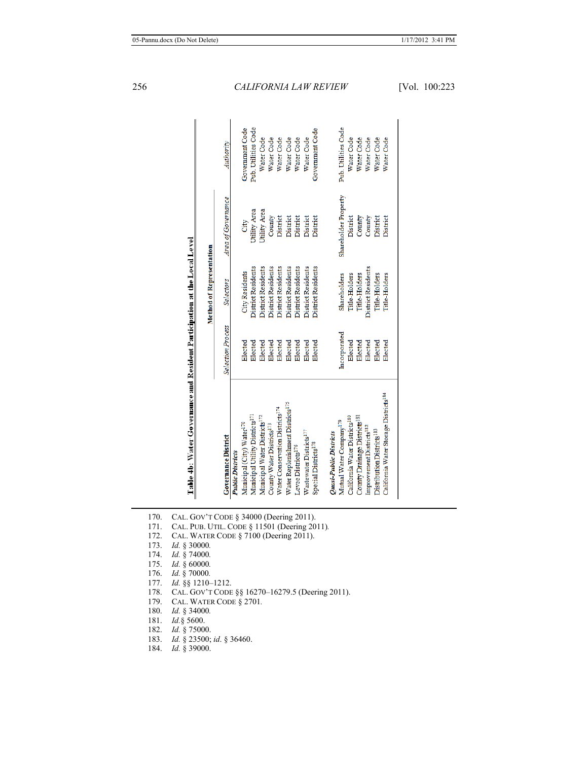**Table 4b: Water Governance and Resident Participation at the Local Level**

| Governance District | Method of Representation | | | Authority |
|---|---|---|---|---|
| | *Selection Process* | *Selectors* | *Area of Governance* | |
| ***Public Districts*** | | | | |
| Municipal (City) Water[170] | Elected | City Residents | City | Government Code |
| Municipal Utility Districts[171] | Elected | District Residents | Utility Area | Pub. Utilities Code |
| Municipal Water Districts[172] | Elected | District Residents | Utility Area | Water Code |
| County Water Districts[173] | Elected | District Residents | County | Water Code |
| Water Conservation Districts[174] | Elected | District Residents | District | Water Code |
| Water Replenishment Districts[175] | Elected | District Residents | District | Water Code |
| Levee Districts[176] | Elected | District Residents | District | Water Code |
| Wastewater Districts[177] | Elected | District Residents | District | Water Code |
| Special Districts[178] | Elected | District Residents | District | Government Code |
| ***Quasi-Public Districts*** | | | | |
| Mutual Water Company[179] | Incorporated | Shareholders | Shareholder Property | Pub. Utilities Code |
| California Water Districts[180] | Elected | Title-Holders | District | Water Code |
| County Drainage Districts[181] | Elected | Title-Holders | County | Water Code |
| Improvement Districts[182] | Elected | District Residents | County | Water Code |
| Distribution Districts[183] | Elected | Title-Holders | District | Water Code |
| California Water Storage Districts[184] | Elected | Title-Holders | District | Water Code |

170. CAL. GOV'T CODE § 34000 (Deering 2011).
171. CAL. PUB. UTIL. CODE § 11501 (Deering 2011).
172. CAL. WATER CODE § 7100 (Deering 2011).
173. *Id.* § 30000.
174. *Id.* § 74000.
175. *Id.* § 60000.
176. *Id.* § 70000.
177. *Id.* §§ 1210–1212.
178. CAL. GOV'T CODE §§ 16270–16279.5 (Deering 2011).
179. CAL. WATER CODE § 2701.
180. *Id.* § 34000.
181. *Id.*§ 5600.
182. *Id.* § 75000.
183. *Id.* § 23500; *id*. § 36460.
184. *Id.* § 39000.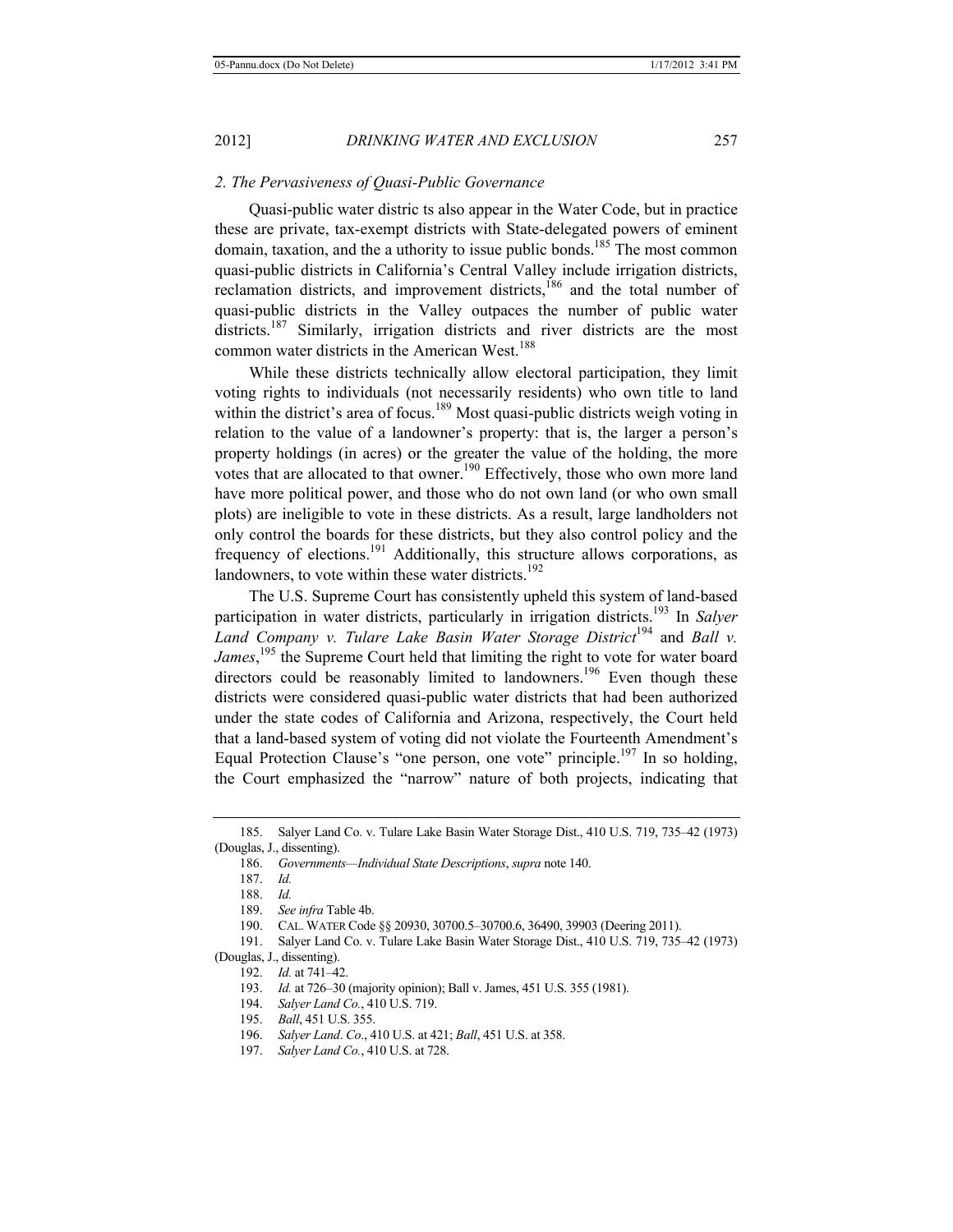### 2. The Pervasiveness of Quasi-Public Governance

Quasi-public water districts also appear in the Water Code, but in practice these are private, tax-exempt districts with State-delegated powers of eminent domain, taxation, and the authority to issue public bonds.[185] The most common quasi-public districts in California's Central Valley include irrigation districts, reclamation districts, and improvement districts,[186] and the total number of quasi-public districts in the Valley outpaces the number of public water districts.[187] Similarly, irrigation districts and river districts are the most common water districts in the American West.[188]

While these districts technically allow electoral participation, they limit voting rights to individuals (not necessarily residents) who own title to land within the district's area of focus.[189] Most quasi-public districts weigh voting in relation to the value of a landowner's property: that is, the larger a person's property holdings (in acres) or the greater the value of the holding, the more votes that are allocated to that owner.[190] Effectively, those who own more land have more political power, and those who do not own land (or who own small plots) are ineligible to vote in these districts. As a result, large landholders not only control the boards for these districts, but they also control policy and the frequency of elections.[191] Additionally, this structure allows corporations, as landowners, to vote within these water districts.[192]

The U.S. Supreme Court has consistently upheld this system of land-based participation in water districts, particularly in irrigation districts.[193] In *Salyer Land Company v. Tulare Lake Basin Water Storage District*[194] and *Ball v. James*,[195] the Supreme Court held that limiting the right to vote for water board directors could be reasonably limited to landowners.[196] Even though these districts were considered quasi-public water districts that had been authorized under the state codes of California and Arizona, respectively, the Court held that a land-based system of voting did not violate the Fourteenth Amendment's Equal Protection Clause's "one person, one vote" principle.[197] In so holding, the Court emphasized the "narrow" nature of both projects, indicating that

---

185. Salyer Land Co. v. Tulare Lake Basin Water Storage Dist., 410 U.S. 719, 735–42 (1973) (Douglas, J., dissenting).

186. *Governments—Individual State Descriptions*, *supra* note 140.

187. *Id.*

188. *Id.*

189. *See infra* Table 4b.

190. CAL. WATER Code §§ 20930, 30700.5–30700.6, 36490, 39903 (Deering 2011).

191. Salyer Land Co. v. Tulare Lake Basin Water Storage Dist., 410 U.S. 719, 735–42 (1973) (Douglas, J., dissenting).

192. *Id.* at 741–42.

193. *Id.* at 726–30 (majority opinion); Ball v. James, 451 U.S. 355 (1981).

194. *Salyer Land Co.*, 410 U.S. 719.

195. *Ball*, 451 U.S. 355.

196. *Salyer Land. Co.*, 410 U.S. at 421; *Ball*, 451 U.S. at 358.

197. *Salyer Land Co.*, 410 U.S. at 728.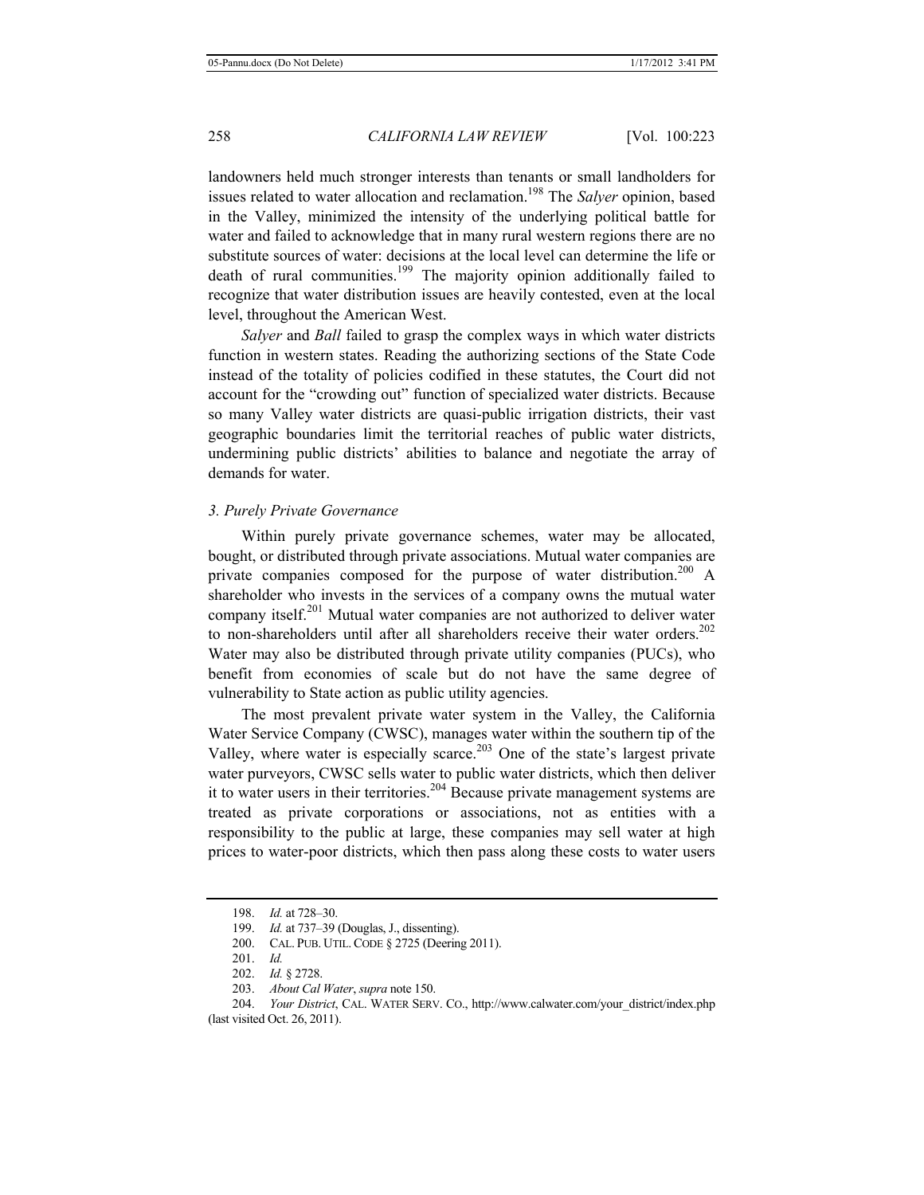landowners held much stronger interests than tenants or small landholders for issues related to water allocation and reclamation.[198] The *Salyer* opinion, based in the Valley, minimized the intensity of the underlying political battle for water and failed to acknowledge that in many rural western regions there are no substitute sources of water: decisions at the local level can determine the life or death of rural communities.[199] The majority opinion additionally failed to recognize that water distribution issues are heavily contested, even at the local level, throughout the American West.

*Salyer* and *Ball* failed to grasp the complex ways in which water districts function in western states. Reading the authorizing sections of the State Code instead of the totality of policies codified in these statutes, the Court did not account for the "crowding out" function of specialized water districts. Because so many Valley water districts are quasi-public irrigation districts, their vast geographic boundaries limit the territorial reaches of public water districts, undermining public districts' abilities to balance and negotiate the array of demands for water.

### *3. Purely Private Governance*

Within purely private governance schemes, water may be allocated, bought, or distributed through private associations. Mutual water companies are private companies composed for the purpose of water distribution.[200] A shareholder who invests in the services of a company owns the mutual water company itself.[201] Mutual water companies are not authorized to deliver water to non-shareholders until after all shareholders receive their water orders.[202] Water may also be distributed through private utility companies (PUCs), who benefit from economies of scale but do not have the same degree of vulnerability to State action as public utility agencies.

The most prevalent private water system in the Valley, the California Water Service Company (CWSC), manages water within the southern tip of the Valley, where water is especially scarce.[203] One of the state's largest private water purveyors, CWSC sells water to public water districts, which then deliver it to water users in their territories.[204] Because private management systems are treated as private corporations or associations, not as entities with a responsibility to the public at large, these companies may sell water at high prices to water-poor districts, which then pass along these costs to water users

198. *Id.* at 728–30.

199. *Id.* at 737–39 (Douglas, J., dissenting).

200. CAL. PUB. UTIL. CODE § 2725 (Deering 2011).

201. *Id.*

202. *Id.* § 2728.

203. *About Cal Water*, *supra* note 150.

204. *Your District*, CAL. WATER SERV. CO., http://www.calwater.com/your_district/index.php (last visited Oct. 26, 2011).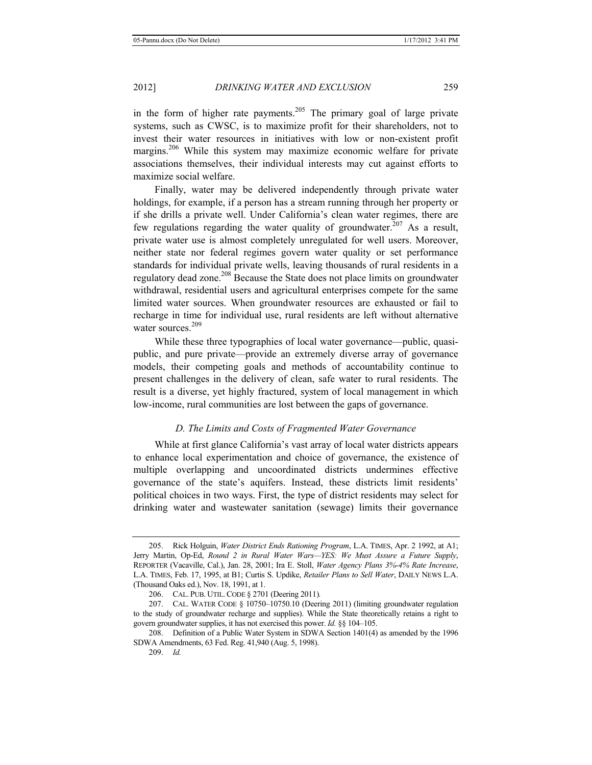in the form of higher rate payments.[205] The primary goal of large private systems, such as CWSC, is to maximize profit for their shareholders, not to invest their water resources in initiatives with low or non-existent profit margins.[206] While this system may maximize economic welfare for private associations themselves, their individual interests may cut against efforts to maximize social welfare.

Finally, water may be delivered independently through private water holdings, for example, if a person has a stream running through her property or if she drills a private well. Under California's clean water regimes, there are few regulations regarding the water quality of groundwater.[207] As a result, private water use is almost completely unregulated for well users. Moreover, neither state nor federal regimes govern water quality or set performance standards for individual private wells, leaving thousands of rural residents in a regulatory dead zone.[208] Because the State does not place limits on groundwater withdrawal, residential users and agricultural enterprises compete for the same limited water sources. When groundwater resources are exhausted or fail to recharge in time for individual use, rural residents are left without alternative water sources.[209]

While these three typographies of local water governance—public, quasi-public, and pure private—provide an extremely diverse array of governance models, their competing goals and methods of accountability continue to present challenges in the delivery of clean, safe water to rural residents. The result is a diverse, yet highly fractured, system of local management in which low-income, rural communities are lost between the gaps of governance.

### *D. The Limits and Costs of Fragmented Water Governance*

While at first glance California's vast array of local water districts appears to enhance local experimentation and choice of governance, the existence of multiple overlapping and uncoordinated districts undermines effective governance of the state's aquifers. Instead, these districts limit residents' political choices in two ways. First, the type of district residents may select for drinking water and wastewater sanitation (sewage) limits their governance

---

205. Rick Holguin, *Water District Ends Rationing Program*, L.A. TIMES, Apr. 2 1992, at A1; Jerry Martin, Op-Ed, *Round 2 in Rural Water Wars—YES: We Must Assure a Future Supply*, REPORTER (Vacaville, Cal.), Jan. 28, 2001; Ira E. Stoll, *Water Agency Plans 3%-4% Rate Increase*, L.A. TIMES, Feb. 17, 1995, at B1; Curtis S. Updike, *Retailer Plans to Sell Water*, DAILY NEWS L.A. (Thousand Oaks ed.), Nov. 18, 1991, at 1.

206. CAL. PUB. UTIL. CODE § 2701 (Deering 2011).

207. CAL. WATER CODE § 10750–10750.10 (Deering 2011) (limiting groundwater regulation to the study of groundwater recharge and supplies). While the State theoretically retains a right to govern groundwater supplies, it has not exercised this power. *Id.* §§ 104–105.

208. Definition of a Public Water System in SDWA Section 1401(4) as amended by the 1996 SDWA Amendments, 63 Fed. Reg. 41,940 (Aug. 5, 1998).

209. *Id.*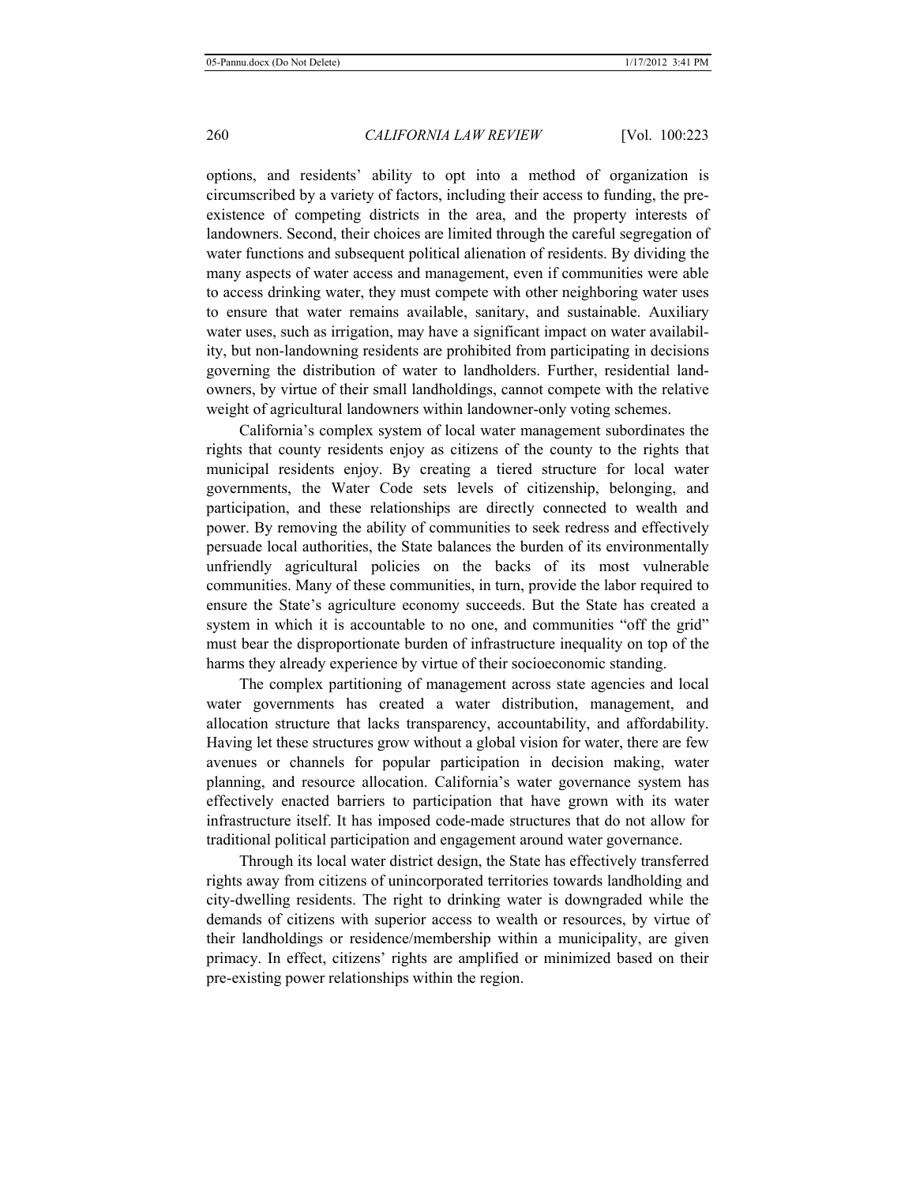options, and residents' ability to opt into a method of organization is circumscribed by a variety of factors, including their access to funding, the pre-existence of competing districts in the area, and the property interests of landowners. Second, their choices are limited through the careful segregation of water functions and subsequent political alienation of residents. By dividing the many aspects of water access and management, even if communities were able to access drinking water, they must compete with other neighboring water uses to ensure that water remains available, sanitary, and sustainable. Auxiliary water uses, such as irrigation, may have a significant impact on water availability, but non-landowning residents are prohibited from participating in decisions governing the distribution of water to landholders. Further, residential landowners, by virtue of their small landholdings, cannot compete with the relative weight of agricultural landowners within landowner-only voting schemes.

California's complex system of local water management subordinates the rights that county residents enjoy as citizens of the county to the rights that municipal residents enjoy. By creating a tiered structure for local water governments, the Water Code sets levels of citizenship, belonging, and participation, and these relationships are directly connected to wealth and power. By removing the ability of communities to seek redress and effectively persuade local authorities, the State balances the burden of its environmentally unfriendly agricultural policies on the backs of its most vulnerable communities. Many of these communities, in turn, provide the labor required to ensure the State's agriculture economy succeeds. But the State has created a system in which it is accountable to no one, and communities "off the grid" must bear the disproportionate burden of infrastructure inequality on top of the harms they already experience by virtue of their socioeconomic standing.

The complex partitioning of management across state agencies and local water governments has created a water distribution, management, and allocation structure that lacks transparency, accountability, and affordability. Having let these structures grow without a global vision for water, there are few avenues or channels for popular participation in decision making, water planning, and resource allocation. California's water governance system has effectively enacted barriers to participation that have grown with its water infrastructure itself. It has imposed code-made structures that do not allow for traditional political participation and engagement around water governance.

Through its local water district design, the State has effectively transferred rights away from citizens of unincorporated territories towards landholding and city-dwelling residents. The right to drinking water is downgraded while the demands of citizens with superior access to wealth or resources, by virtue of their landholdings or residence/membership within a municipality, are given primacy. In effect, citizens' rights are amplified or minimized based on their pre-existing power relationships within the region.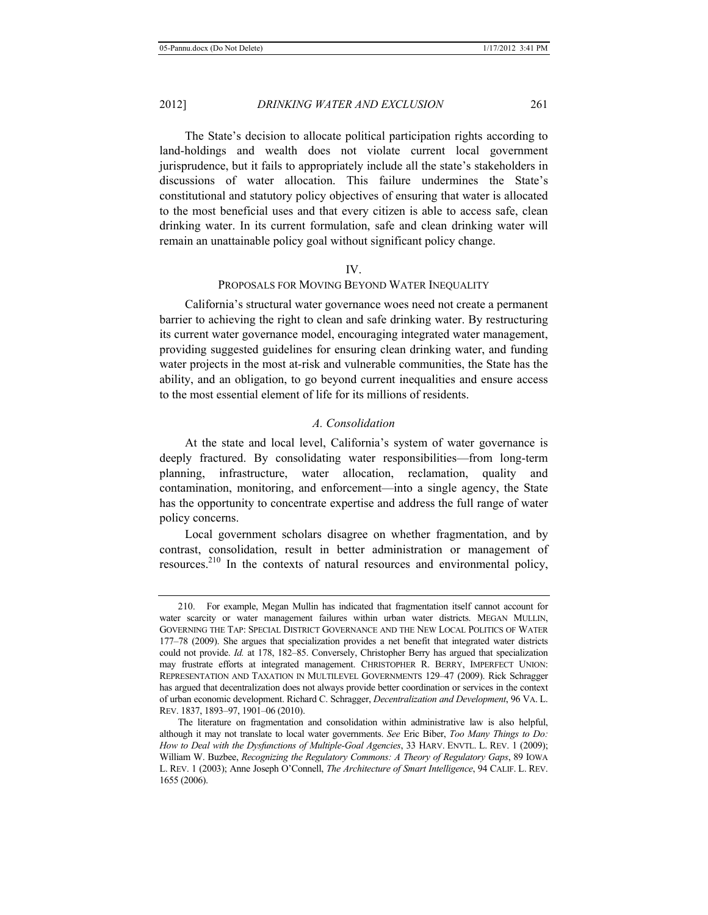The State's decision to allocate political participation rights according to land-holdings and wealth does not violate current local government jurisprudence, but it fails to appropriately include all the state's stakeholders in discussions of water allocation. This failure undermines the State's constitutional and statutory policy objectives of ensuring that water is allocated to the most beneficial uses and that every citizen is able to access safe, clean drinking water. In its current formulation, safe and clean drinking water will remain an unattainable policy goal without significant policy change.

## IV.
## PROPOSALS FOR MOVING BEYOND WATER INEQUALITY

California's structural water governance woes need not create a permanent barrier to achieving the right to clean and safe drinking water. By restructuring its current water governance model, encouraging integrated water management, providing suggested guidelines for ensuring clean drinking water, and funding water projects in the most at-risk and vulnerable communities, the State has the ability, and an obligation, to go beyond current inequalities and ensure access to the most essential element of life for its millions of residents.

### *A. Consolidation*

At the state and local level, California's system of water governance is deeply fractured. By consolidating water responsibilities—from long-term planning, infrastructure, water allocation, reclamation, quality and contamination, monitoring, and enforcement—into a single agency, the State has the opportunity to concentrate expertise and address the full range of water policy concerns.

Local government scholars disagree on whether fragmentation, and by contrast, consolidation, result in better administration or management of resources.[210] In the contexts of natural resources and environmental policy,

---

210. For example, Megan Mullin has indicated that fragmentation itself cannot account for water scarcity or water management failures within urban water districts. MEGAN MULLIN, GOVERNING THE TAP: SPECIAL DISTRICT GOVERNANCE AND THE NEW LOCAL POLITICS OF WATER 177–78 (2009). She argues that specialization provides a net benefit that integrated water districts could not provide. *Id.* at 178, 182–85. Conversely, Christopher Berry has argued that specialization may frustrate efforts at integrated management. CHRISTOPHER R. BERRY, IMPERFECT UNION: REPRESENTATION AND TAXATION IN MULTILEVEL GOVERNMENTS 129–47 (2009). Rick Schragger has argued that decentralization does not always provide better coordination or services in the context of urban economic development. Richard C. Schragger, *Decentralization and Development*, 96 VA. L. REV. 1837, 1893–97, 1901–06 (2010).

The literature on fragmentation and consolidation within administrative law is also helpful, although it may not translate to local water governments. *See* Eric Biber, *Too Many Things to Do: How to Deal with the Dysfunctions of Multiple-Goal Agencies*, 33 HARV. ENVTL. L. REV. 1 (2009); William W. Buzbee, *Recognizing the Regulatory Commons: A Theory of Regulatory Gaps*, 89 IOWA L. REV. 1 (2003); Anne Joseph O'Connell, *The Architecture of Smart Intelligence*, 94 CALIF. L. REV. 1655 (2006).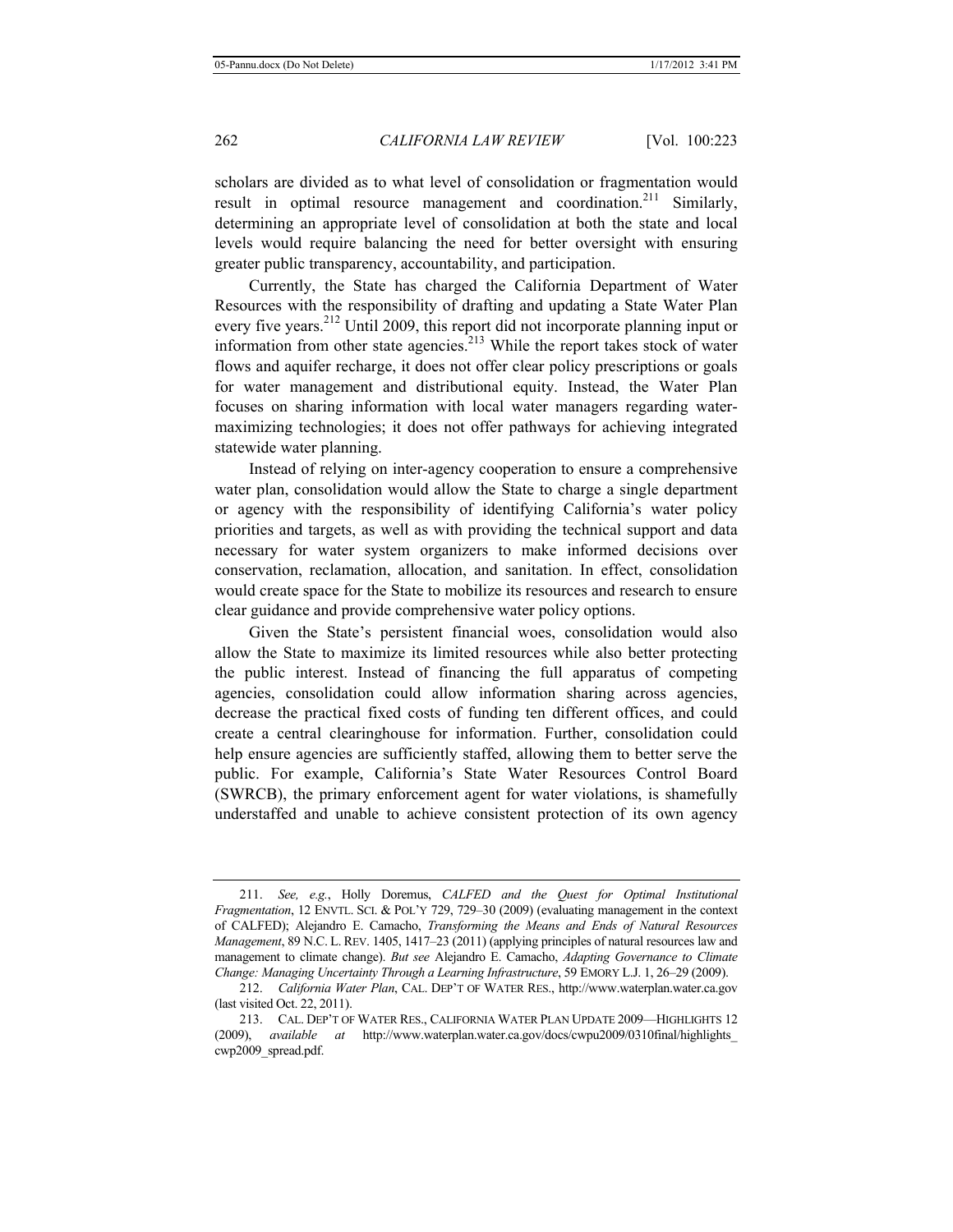scholars are divided as to what level of consolidation or fragmentation would result in optimal resource management and coordination.[211] Similarly, determining an appropriate level of consolidation at both the state and local levels would require balancing the need for better oversight with ensuring greater public transparency, accountability, and participation.

Currently, the State has charged the California Department of Water Resources with the responsibility of drafting and updating a State Water Plan every five years.[212] Until 2009, this report did not incorporate planning input or information from other state agencies.[213] While the report takes stock of water flows and aquifer recharge, it does not offer clear policy prescriptions or goals for water management and distributional equity. Instead, the Water Plan focuses on sharing information with local water managers regarding water-maximizing technologies; it does not offer pathways for achieving integrated statewide water planning.

Instead of relying on inter-agency cooperation to ensure a comprehensive water plan, consolidation would allow the State to charge a single department or agency with the responsibility of identifying California's water policy priorities and targets, as well as with providing the technical support and data necessary for water system organizers to make informed decisions over conservation, reclamation, allocation, and sanitation. In effect, consolidation would create space for the State to mobilize its resources and research to ensure clear guidance and provide comprehensive water policy options.

Given the State's persistent financial woes, consolidation would also allow the State to maximize its limited resources while also better protecting the public interest. Instead of financing the full apparatus of competing agencies, consolidation could allow information sharing across agencies, decrease the practical fixed costs of funding ten different offices, and could create a central clearinghouse for information. Further, consolidation could help ensure agencies are sufficiently staffed, allowing them to better serve the public. For example, California's State Water Resources Control Board (SWRCB), the primary enforcement agent for water violations, is shamefully understaffed and unable to achieve consistent protection of its own agency

---

211. *See, e.g.*, Holly Doremus, *CALFED and the Quest for Optimal Institutional Fragmentation*, 12 ENVTL. SCI. & POL'Y 729, 729–30 (2009) (evaluating management in the context of CALFED); Alejandro E. Camacho, *Transforming the Means and Ends of Natural Resources Management*, 89 N.C. L. REV. 1405, 1417–23 (2011) (applying principles of natural resources law and management to climate change). *But see* Alejandro E. Camacho, *Adapting Governance to Climate Change: Managing Uncertainty Through a Learning Infrastructure*, 59 EMORY L.J. 1, 26–29 (2009).

212. *California Water Plan*, CAL. DEP'T OF WATER RES., http://www.waterplan.water.ca.gov (last visited Oct. 22, 2011).

213. CAL. DEP'T OF WATER RES., CALIFORNIA WATER PLAN UPDATE 2009—HIGHLIGHTS 12 (2009), *available at* http://www.waterplan.water.ca.gov/docs/cwpu2009/0310final/highlights_cwp2009_spread.pdf.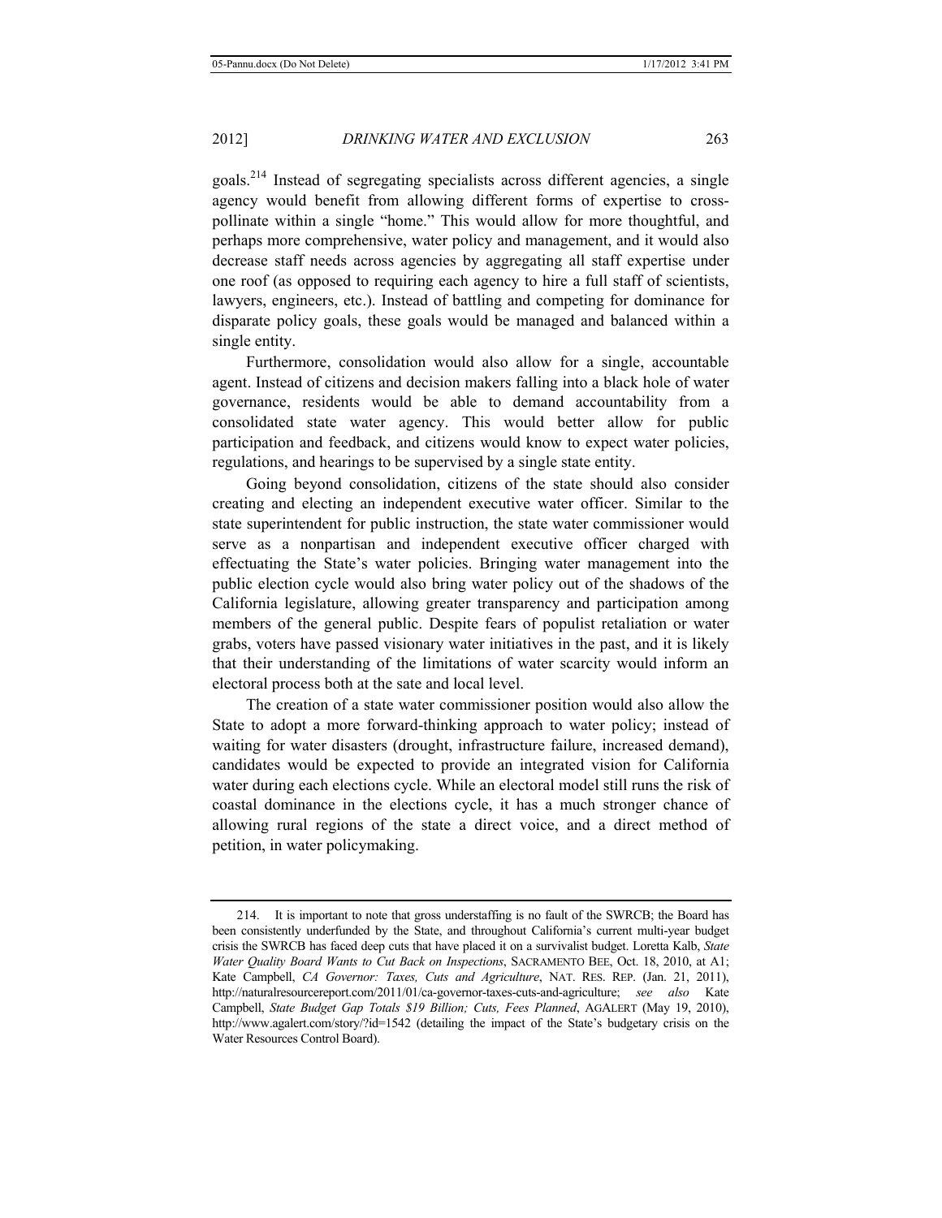goals.[214] Instead of segregating specialists across different agencies, a single agency would benefit from allowing different forms of expertise to cross-pollinate within a single "home." This would allow for more thoughtful, and perhaps more comprehensive, water policy and management, and it would also decrease staff needs across agencies by aggregating all staff expertise under one roof (as opposed to requiring each agency to hire a full staff of scientists, lawyers, engineers, etc.). Instead of battling and competing for dominance for disparate policy goals, these goals would be managed and balanced within a single entity.

Furthermore, consolidation would also allow for a single, accountable agent. Instead of citizens and decision makers falling into a black hole of water governance, residents would be able to demand accountability from a consolidated state water agency. This would better allow for public participation and feedback, and citizens would know to expect water policies, regulations, and hearings to be supervised by a single state entity.

Going beyond consolidation, citizens of the state should also consider creating and electing an independent executive water officer. Similar to the state superintendent for public instruction, the state water commissioner would serve as a nonpartisan and independent executive officer charged with effectuating the State's water policies. Bringing water management into the public election cycle would also bring water policy out of the shadows of the California legislature, allowing greater transparency and participation among members of the general public. Despite fears of populist retaliation or water grabs, voters have passed visionary water initiatives in the past, and it is likely that their understanding of the limitations of water scarcity would inform an electoral process both at the sate and local level.

The creation of a state water commissioner position would also allow the State to adopt a more forward-thinking approach to water policy; instead of waiting for water disasters (drought, infrastructure failure, increased demand), candidates would be expected to provide an integrated vision for California water during each elections cycle. While an electoral model still runs the risk of coastal dominance in the elections cycle, it has a much stronger chance of allowing rural regions of the state a direct voice, and a direct method of petition, in water policymaking.

---

214. It is important to note that gross understaffing is no fault of the SWRCB; the Board has been consistently underfunded by the State, and throughout California's current multi-year budget crisis the SWRCB has faced deep cuts that have placed it on a survivalist budget. Loretta Kalb, *State Water Quality Board Wants to Cut Back on Inspections*, SACRAMENTO BEE, Oct. 18, 2010, at A1; Kate Campbell, *CA Governor: Taxes, Cuts and Agriculture*, NAT. RES. REP. (Jan. 21, 2011), http://naturalresourcereport.com/2011/01/ca-governor-taxes-cuts-and-agriculture; *see also* Kate Campbell, *State Budget Gap Totals $19 Billion; Cuts, Fees Planned*, AGALERT (May 19, 2010), http://www.agalert.com/story/?id=1542 (detailing the impact of the State's budgetary crisis on the Water Resources Control Board).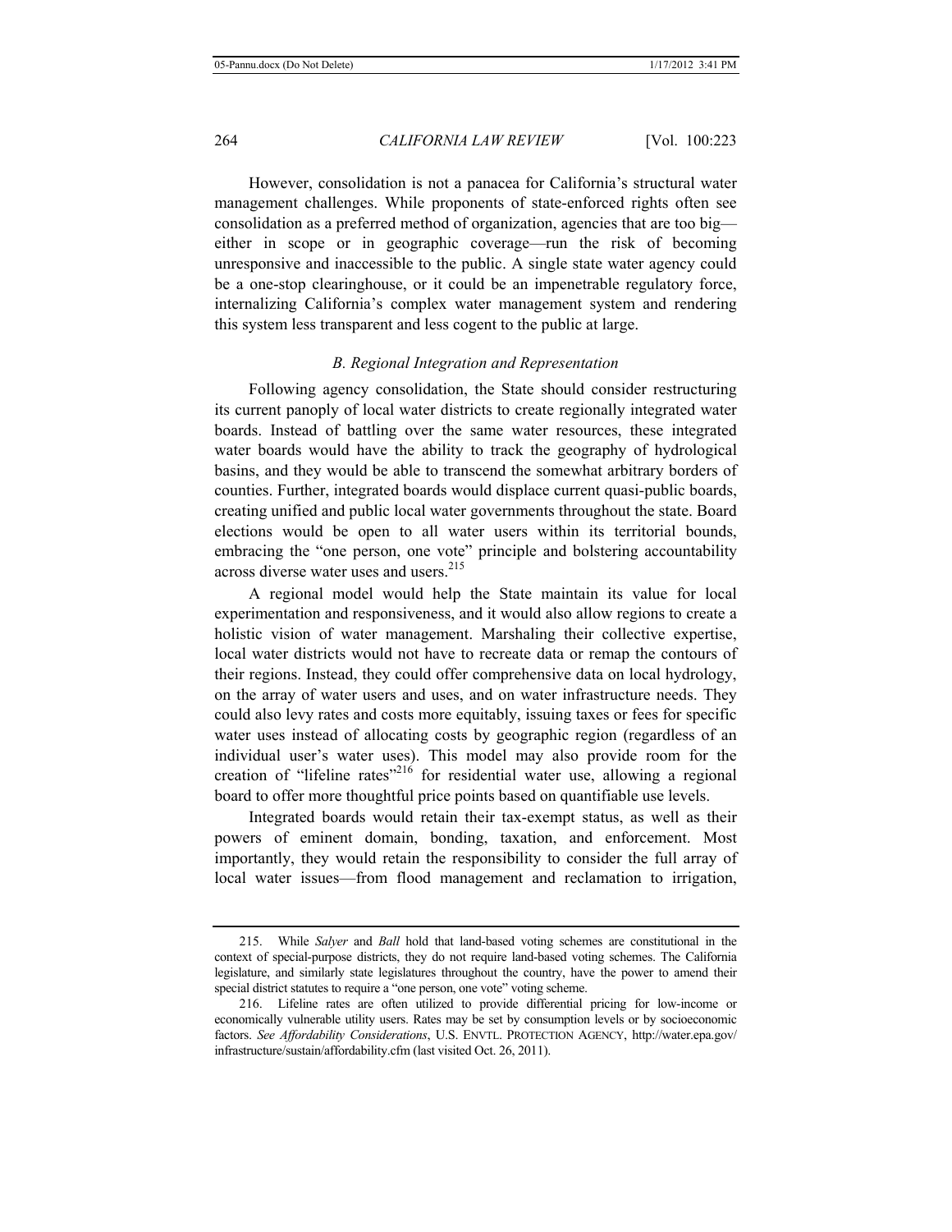However, consolidation is not a panacea for California's structural water management challenges. While proponents of state-enforced rights often see consolidation as a preferred method of organization, agencies that are too big—either in scope or in geographic coverage—run the risk of becoming unresponsive and inaccessible to the public. A single state water agency could be a one-stop clearinghouse, or it could be an impenetrable regulatory force, internalizing California's complex water management system and rendering this system less transparent and less cogent to the public at large.

### *B. Regional Integration and Representation*

Following agency consolidation, the State should consider restructuring its current panoply of local water districts to create regionally integrated water boards. Instead of battling over the same water resources, these integrated water boards would have the ability to track the geography of hydrological basins, and they would be able to transcend the somewhat arbitrary borders of counties. Further, integrated boards would displace current quasi-public boards, creating unified and public local water governments throughout the state. Board elections would be open to all water users within its territorial bounds, embracing the "one person, one vote" principle and bolstering accountability across diverse water uses and users.[215]

A regional model would help the State maintain its value for local experimentation and responsiveness, and it would also allow regions to create a holistic vision of water management. Marshaling their collective expertise, local water districts would not have to recreate data or remap the contours of their regions. Instead, they could offer comprehensive data on local hydrology, on the array of water users and uses, and on water infrastructure needs. They could also levy rates and costs more equitably, issuing taxes or fees for specific water uses instead of allocating costs by geographic region (regardless of an individual user's water uses). This model may also provide room for the creation of "lifeline rates"[216] for residential water use, allowing a regional board to offer more thoughtful price points based on quantifiable use levels.

Integrated boards would retain their tax-exempt status, as well as their powers of eminent domain, bonding, taxation, and enforcement. Most importantly, they would retain the responsibility to consider the full array of local water issues—from flood management and reclamation to irrigation,

---

215. While *Salyer* and *Ball* hold that land-based voting schemes are constitutional in the context of special-purpose districts, they do not require land-based voting schemes. The California legislature, and similarly state legislatures throughout the country, have the power to amend their special district statutes to require a "one person, one vote" voting scheme.

216. Lifeline rates are often utilized to provide differential pricing for low-income or economically vulnerable utility users. Rates may be set by consumption levels or by socioeconomic factors. *See Affordability Considerations*, U.S. ENVTL. PROTECTION AGENCY, http://water.epa.gov/infrastructure/sustain/affordability.cfm (last visited Oct. 26, 2011).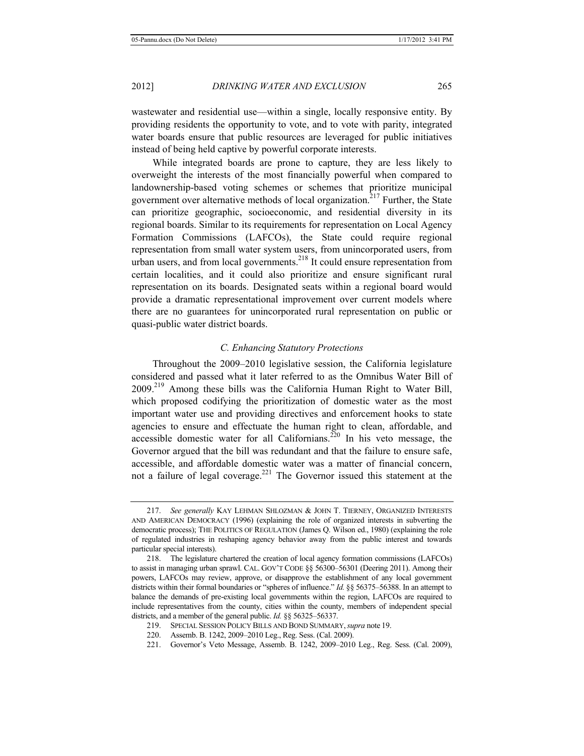wastewater and residential use—within a single, locally responsive entity. By providing residents the opportunity to vote, and to vote with parity, integrated water boards ensure that public resources are leveraged for public initiatives instead of being held captive by powerful corporate interests.

While integrated boards are prone to capture, they are less likely to overweight the interests of the most financially powerful when compared to landownership-based voting schemes or schemes that prioritize municipal government over alternative methods of local organization.[217] Further, the State can prioritize geographic, socioeconomic, and residential diversity in its regional boards. Similar to its requirements for representation on Local Agency Formation Commissions (LAFCOs), the State could require regional representation from small water system users, from unincorporated users, from urban users, and from local governments.[218] It could ensure representation from certain localities, and it could also prioritize and ensure significant rural representation on its boards. Designated seats within a regional board would provide a dramatic representational improvement over current models where there are no guarantees for unincorporated rural representation on public or quasi-public water district boards.

### *C. Enhancing Statutory Protections*

Throughout the 2009–2010 legislative session, the California legislature considered and passed what it later referred to as the Omnibus Water Bill of 2009.[219] Among these bills was the California Human Right to Water Bill, which proposed codifying the prioritization of domestic water as the most important water use and providing directives and enforcement hooks to state agencies to ensure and effectuate the human right to clean, affordable, and accessible domestic water for all Californians.[220] In his veto message, the Governor argued that the bill was redundant and that the failure to ensure safe, accessible, and affordable domestic water was a matter of financial concern, not a failure of legal coverage.[221] The Governor issued this statement at the

---

217. *See generally* KAY LEHMAN SHLOZMAN & JOHN T. TIERNEY, ORGANIZED INTERESTS AND AMERICAN DEMOCRACY (1996) (explaining the role of organized interests in subverting the democratic process); THE POLITICS OF REGULATION (James Q. Wilson ed., 1980) (explaining the role of regulated industries in reshaping agency behavior away from the public interest and towards particular special interests).

218. The legislature chartered the creation of local agency formation commissions (LAFCOs) to assist in managing urban sprawl. CAL. GOV'T CODE §§ 56300–56301 (Deering 2011). Among their powers, LAFCOs may review, approve, or disapprove the establishment of any local government districts within their formal boundaries or "spheres of influence." *Id.* §§ 56375–56388. In an attempt to balance the demands of pre-existing local governments within the region, LAFCOs are required to include representatives from the county, cities within the county, members of independent special districts, and a member of the general public. *Id.* §§ 56325–56337.

219. SPECIAL SESSION POLICY BILLS AND BOND SUMMARY, *supra* note 19.

220. Assemb. B. 1242, 2009–2010 Leg., Reg. Sess. (Cal. 2009).

221. Governor's Veto Message, Assemb. B. 1242, 2009–2010 Leg., Reg. Sess. (Cal. 2009),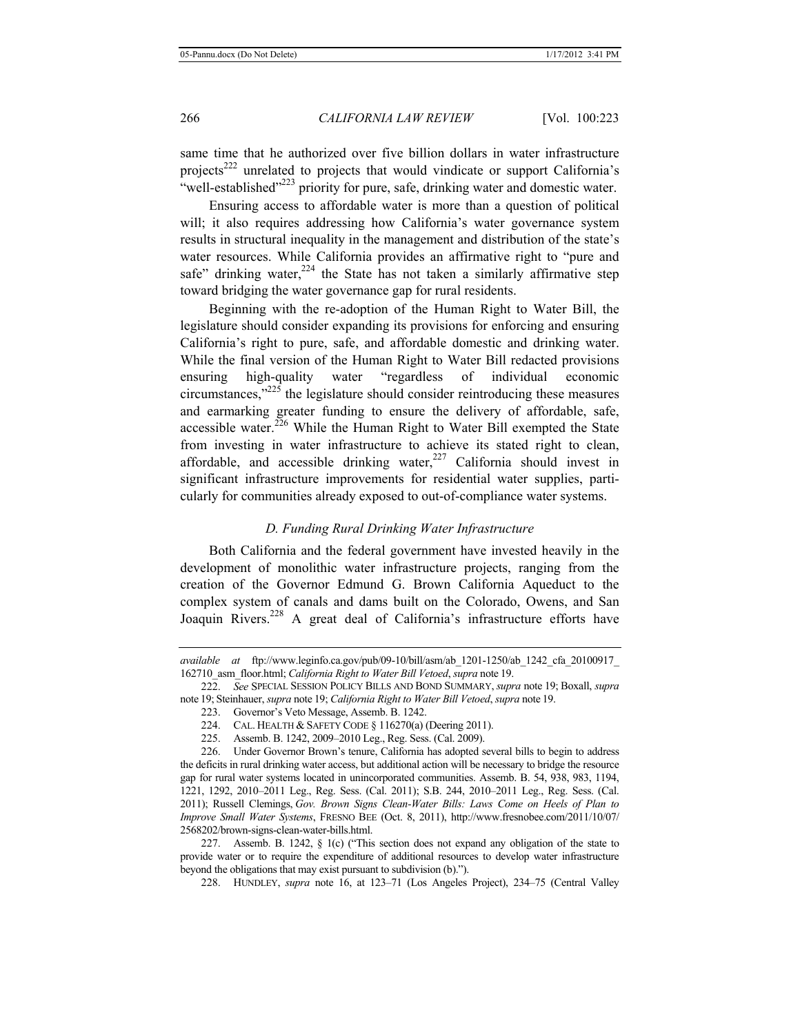same time that he authorized over five billion dollars in water infrastructure projects[222] unrelated to projects that would vindicate or support California's "well-established"[223] priority for pure, safe, drinking water and domestic water.

Ensuring access to affordable water is more than a question of political will; it also requires addressing how California's water governance system results in structural inequality in the management and distribution of the state's water resources. While California provides an affirmative right to "pure and safe" drinking water,[224] the State has not taken a similarly affirmative step toward bridging the water governance gap for rural residents.

Beginning with the re-adoption of the Human Right to Water Bill, the legislature should consider expanding its provisions for enforcing and ensuring California's right to pure, safe, and affordable domestic and drinking water. While the final version of the Human Right to Water Bill redacted provisions ensuring high-quality water "regardless of individual economic circumstances,"[225] the legislature should consider reintroducing these measures and earmarking greater funding to ensure the delivery of affordable, safe, accessible water.[226] While the Human Right to Water Bill exempted the State from investing in water infrastructure to achieve its stated right to clean, affordable, and accessible drinking water,[227] California should invest in significant infrastructure improvements for residential water supplies, particularly for communities already exposed to out-of-compliance water systems.

### *D. Funding Rural Drinking Water Infrastructure*

Both California and the federal government have invested heavily in the development of monolithic water infrastructure projects, ranging from the creation of the Governor Edmund G. Brown California Aqueduct to the complex system of canals and dams built on the Colorado, Owens, and San Joaquin Rivers.[228] A great deal of California's infrastructure efforts have

---

*available at* ftp://www.leginfo.ca.gov/pub/09-10/bill/asm/ab_1201-1250/ab_1242_cfa_20100917_162710_asm_floor.html; *California Right to Water Bill Vetoed*, *supra* note 19.

222. *See* SPECIAL SESSION POLICY BILLS AND BOND SUMMARY, *supra* note 19; Boxall, *supra* note 19; Steinhauer, *supra* note 19; *California Right to Water Bill Vetoed*, *supra* note 19.

223. Governor's Veto Message, Assemb. B. 1242.

224. CAL. HEALTH & SAFETY CODE § 116270(a) (Deering 2011).

225. Assemb. B. 1242, 2009–2010 Leg., Reg. Sess. (Cal. 2009).

226. Under Governor Brown's tenure, California has adopted several bills to begin to address the deficits in rural drinking water access, but additional action will be necessary to bridge the resource gap for rural water systems located in unincorporated communities. Assemb. B. 54, 938, 983, 1194, 1221, 1292, 2010–2011 Leg., Reg. Sess. (Cal. 2011); S.B. 244, 2010–2011 Leg., Reg. Sess. (Cal. 2011); Russell Clemings, *Gov. Brown Signs Clean-Water Bills: Laws Come on Heels of Plan to Improve Small Water Systems*, FRESNO BEE (Oct. 8, 2011), http://www.fresnobee.com/2011/10/07/2568202/brown-signs-clean-water-bills.html.

227. Assemb. B. 1242, § 1(c) ("This section does not expand any obligation of the state to provide water or to require the expenditure of additional resources to develop water infrastructure beyond the obligations that may exist pursuant to subdivision (b).").

228. HUNDLEY, *supra* note 16, at 123–71 (Los Angeles Project), 234–75 (Central Valley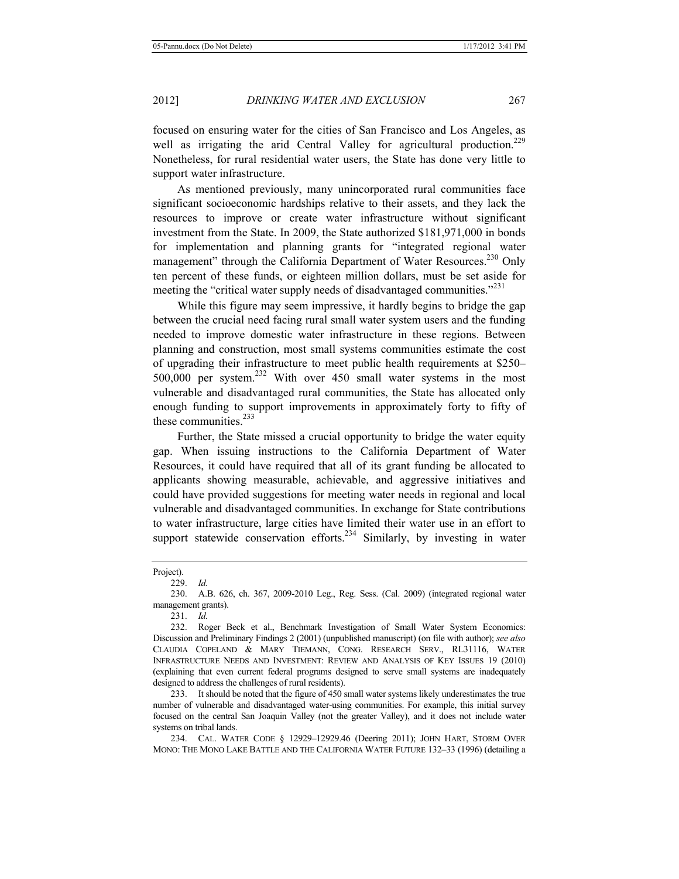focused on ensuring water for the cities of San Francisco and Los Angeles, as well as irrigating the arid Central Valley for agricultural production.[229] Nonetheless, for rural residential water users, the State has done very little to support water infrastructure.

As mentioned previously, many unincorporated rural communities face significant socioeconomic hardships relative to their assets, and they lack the resources to improve or create water infrastructure without significant investment from the State. In 2009, the State authorized $181,971,000 in bonds for implementation and planning grants for "integrated regional water management" through the California Department of Water Resources.[230] Only ten percent of these funds, or eighteen million dollars, must be set aside for meeting the "critical water supply needs of disadvantaged communities."[231]

While this figure may seem impressive, it hardly begins to bridge the gap between the crucial need facing rural small water system users and the funding needed to improve domestic water infrastructure in these regions. Between planning and construction, most small systems communities estimate the cost of upgrading their infrastructure to meet public health requirements at $250–500,000 per system.[232] With over 450 small water systems in the most vulnerable and disadvantaged rural communities, the State has allocated only enough funding to support improvements in approximately forty to fifty of these communities.[233]

Further, the State missed a crucial opportunity to bridge the water equity gap. When issuing instructions to the California Department of Water Resources, it could have required that all of its grant funding be allocated to applicants showing measurable, achievable, and aggressive initiatives and could have provided suggestions for meeting water needs in regional and local vulnerable and disadvantaged communities. In exchange for State contributions to water infrastructure, large cities have limited their water use in an effort to support statewide conservation efforts.[234] Similarly, by investing in water

---

Project).

229. *Id.*

230. A.B. 626, ch. 367, 2009-2010 Leg., Reg. Sess. (Cal. 2009) (integrated regional water management grants).

231. *Id.*

232. Roger Beck et al., Benchmark Investigation of Small Water System Economics: Discussion and Preliminary Findings 2 (2001) (unpublished manuscript) (on file with author); *see also* CLAUDIA COPELAND & MARY TIEMANN, CONG. RESEARCH SERV., RL31116, WATER INFRASTRUCTURE NEEDS AND INVESTMENT: REVIEW AND ANALYSIS OF KEY ISSUES 19 (2010) (explaining that even current federal programs designed to serve small systems are inadequately designed to address the challenges of rural residents).

233. It should be noted that the figure of 450 small water systems likely underestimates the true number of vulnerable and disadvantaged water-using communities. For example, this initial survey focused on the central San Joaquin Valley (not the greater Valley), and it does not include water systems on tribal lands.

234. CAL. WATER CODE § 12929–12929.46 (Deering 2011); JOHN HART, STORM OVER MONO: THE MONO LAKE BATTLE AND THE CALIFORNIA WATER FUTURE 132–33 (1996) (detailing a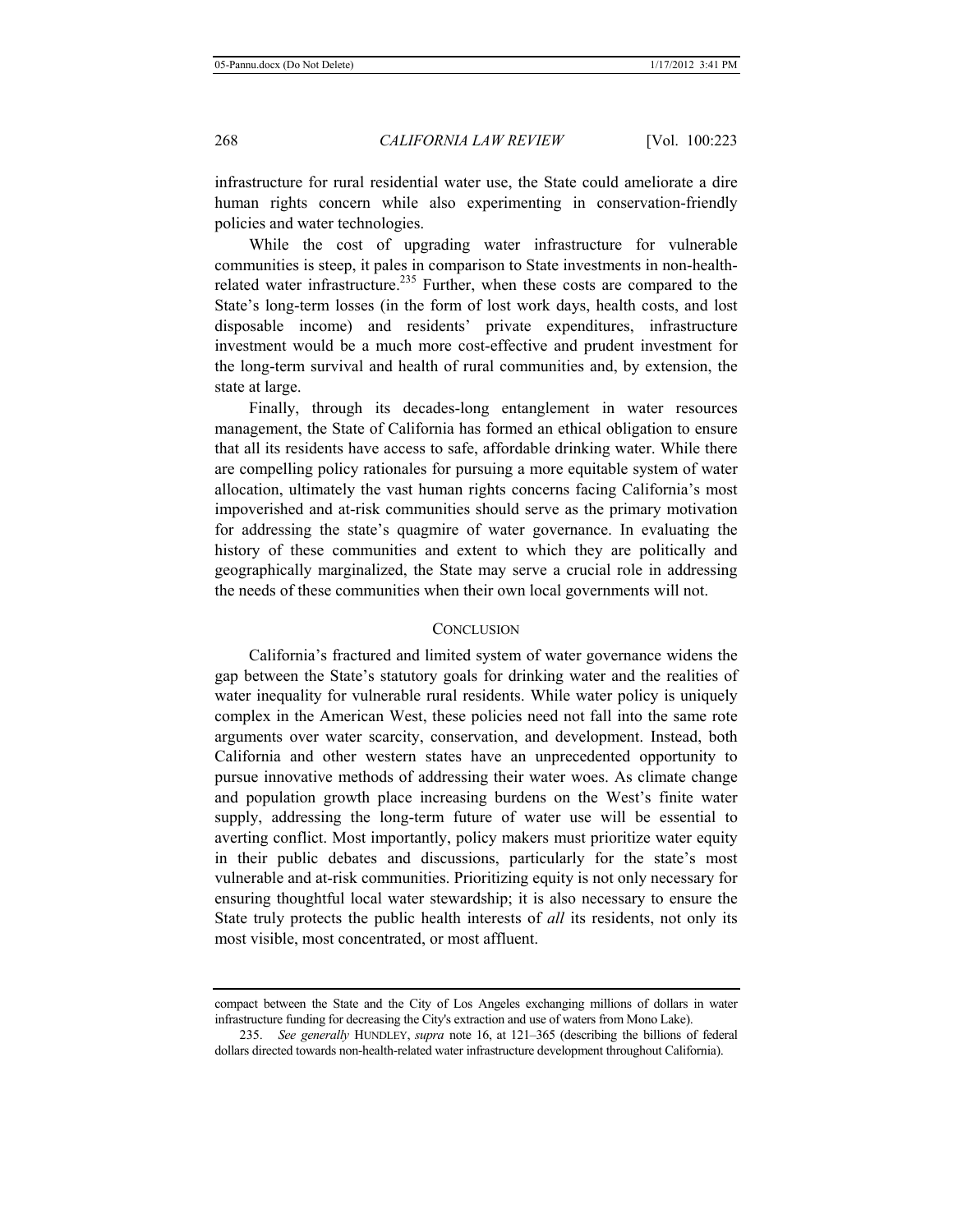infrastructure for rural residential water use, the State could ameliorate a dire human rights concern while also experimenting in conservation-friendly policies and water technologies.

While the cost of upgrading water infrastructure for vulnerable communities is steep, it pales in comparison to State investments in non-health-related water infrastructure.[235] Further, when these costs are compared to the State's long-term losses (in the form of lost work days, health costs, and lost disposable income) and residents' private expenditures, infrastructure investment would be a much more cost-effective and prudent investment for the long-term survival and health of rural communities and, by extension, the state at large.

Finally, through its decades-long entanglement in water resources management, the State of California has formed an ethical obligation to ensure that all its residents have access to safe, affordable drinking water. While there are compelling policy rationales for pursuing a more equitable system of water allocation, ultimately the vast human rights concerns facing California's most impoverished and at-risk communities should serve as the primary motivation for addressing the state's quagmire of water governance. In evaluating the history of these communities and extent to which they are politically and geographically marginalized, the State may serve a crucial role in addressing the needs of these communities when their own local governments will not.

## CONCLUSION

California's fractured and limited system of water governance widens the gap between the State's statutory goals for drinking water and the realities of water inequality for vulnerable rural residents. While water policy is uniquely complex in the American West, these policies need not fall into the same rote arguments over water scarcity, conservation, and development. Instead, both California and other western states have an unprecedented opportunity to pursue innovative methods of addressing their water woes. As climate change and population growth place increasing burdens on the West's finite water supply, addressing the long-term future of water use will be essential to averting conflict. Most importantly, policy makers must prioritize water equity in their public debates and discussions, particularly for the state's most vulnerable and at-risk communities. Prioritizing equity is not only necessary for ensuring thoughtful local water stewardship; it is also necessary to ensure the State truly protects the public health interests of *all* its residents, not only its most visible, most concentrated, or most affluent.

---

compact between the State and the City of Los Angeles exchanging millions of dollars in water infrastructure funding for decreasing the City's extraction and use of waters from Mono Lake).

235. *See generally* HUNDLEY, *supra* note 16, at 121–365 (describing the billions of federal dollars directed towards non-health-related water infrastructure development throughout California).